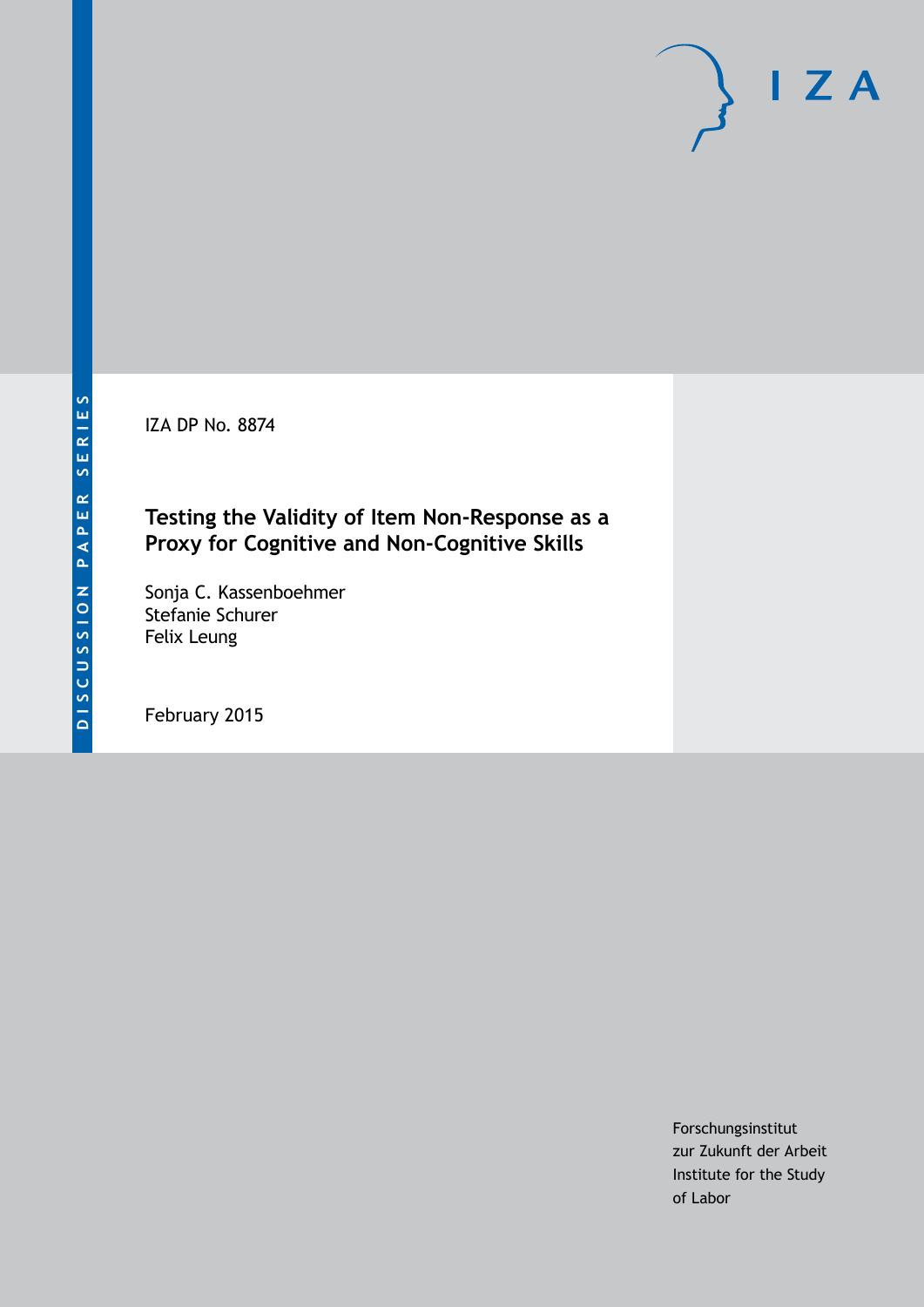IZA DP No. 8874

# Testing the Validity of Item Non-Response as a Proxy for Cognitive and Non-Cognitive Skills

Sonja C. Kassenboehmer
Stefanie Schurer
Felix Leung

February 2015

DISCUSSION PAPER SERIES

Forschungsinstitut
zur Zukunft der Arbeit
Institute for the Study
of Labor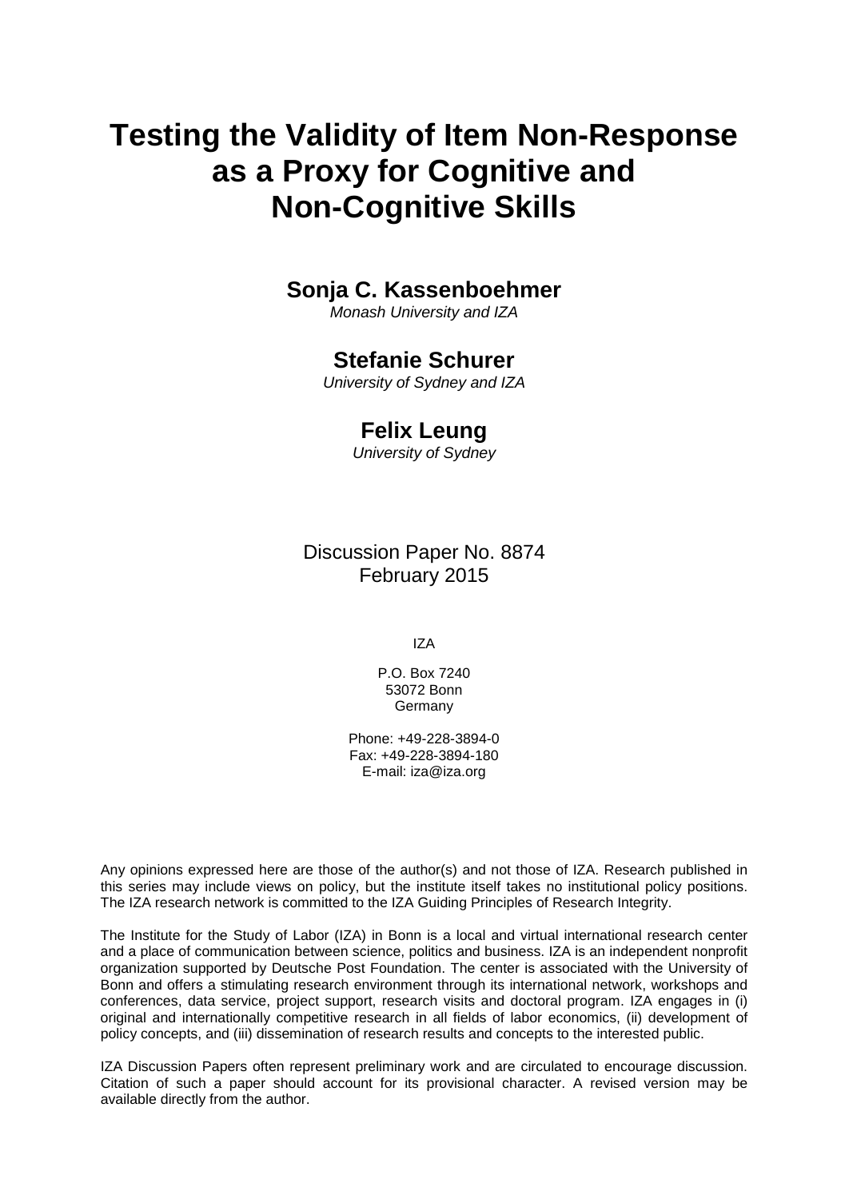# Testing the Validity of Item Non-Response as a Proxy for Cognitive and Non-Cognitive Skills

**Sonja C. Kassenboehmer**
*Monash University and IZA*

**Stefanie Schurer**
*University of Sydney and IZA*

**Felix Leung**
*University of Sydney*

Discussion Paper No. 8874
February 2015

IZA

P.O. Box 7240
53072 Bonn
Germany

Phone: +49-228-3894-0
Fax: +49-228-3894-180
E-mail: iza@iza.org

Any opinions expressed here are those of the author(s) and not those of IZA. Research published in this series may include views on policy, but the institute itself takes no institutional policy positions. The IZA research network is committed to the IZA Guiding Principles of Research Integrity.

The Institute for the Study of Labor (IZA) in Bonn is a local and virtual international research center and a place of communication between science, politics and business. IZA is an independent nonprofit organization supported by Deutsche Post Foundation. The center is associated with the University of Bonn and offers a stimulating research environment through its international network, workshops and conferences, data service, project support, research visits and doctoral program. IZA engages in (i) original and internationally competitive research in all fields of labor economics, (ii) development of policy concepts, and (iii) dissemination of research results and concepts to the interested public.

IZA Discussion Papers often represent preliminary work and are circulated to encourage discussion. Citation of such a paper should account for its provisional character. A revised version may be available directly from the author.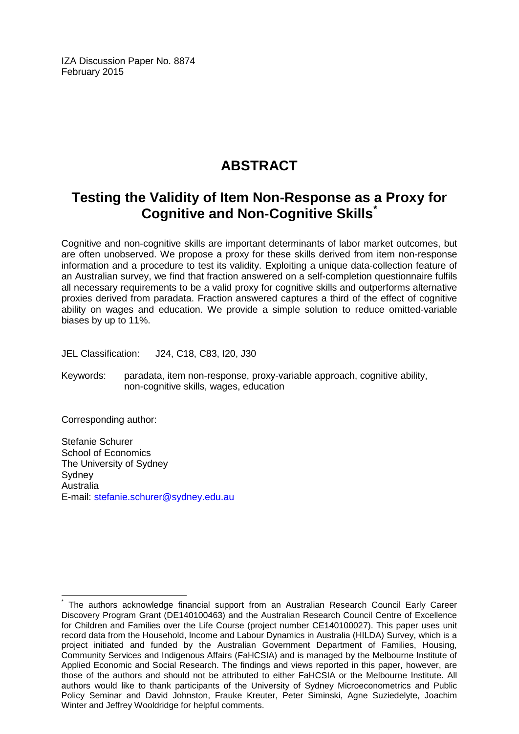IZA Discussion Paper No. 8874
February 2015

# ABSTRACT

## Testing the Validity of Item Non-Response as a Proxy for Cognitive and Non-Cognitive Skills*

Cognitive and non-cognitive skills are important determinants of labor market outcomes, but are often unobserved. We propose a proxy for these skills derived from item non-response information and a procedure to test its validity. Exploiting a unique data-collection feature of an Australian survey, we find that fraction answered on a self-completion questionnaire fulfils all necessary requirements to be a valid proxy for cognitive skills and outperforms alternative proxies derived from paradata. Fraction answered captures a third of the effect of cognitive ability on wages and education. We provide a simple solution to reduce omitted-variable biases by up to 11%.

JEL Classification: J24, C18, C83, I20, J30

Keywords: paradata, item non-response, proxy-variable approach, cognitive ability, non-cognitive skills, wages, education

Corresponding author:

Stefanie Schurer
School of Economics
The University of Sydney
Sydney
Australia
E-mail: stefanie.schurer@sydney.edu.au

---

* The authors acknowledge financial support from an Australian Research Council Early Career Discovery Program Grant (DE140100463) and the Australian Research Council Centre of Excellence for Children and Families over the Life Course (project number CE140100027). This paper uses unit record data from the Household, Income and Labour Dynamics in Australia (HILDA) Survey, which is a project initiated and funded by the Australian Government Department of Families, Housing, Community Services and Indigenous Affairs (FaHCSIA) and is managed by the Melbourne Institute of Applied Economic and Social Research. The findings and views reported in this paper, however, are those of the authors and should not be attributed to either FaHCSIA or the Melbourne Institute. All authors would like to thank participants of the University of Sydney Microeconometrics and Public Policy Seminar and David Johnston, Frauke Kreuter, Peter Siminski, Agne Suziedelyte, Joachim Winter and Jeffrey Wooldridge for helpful comments.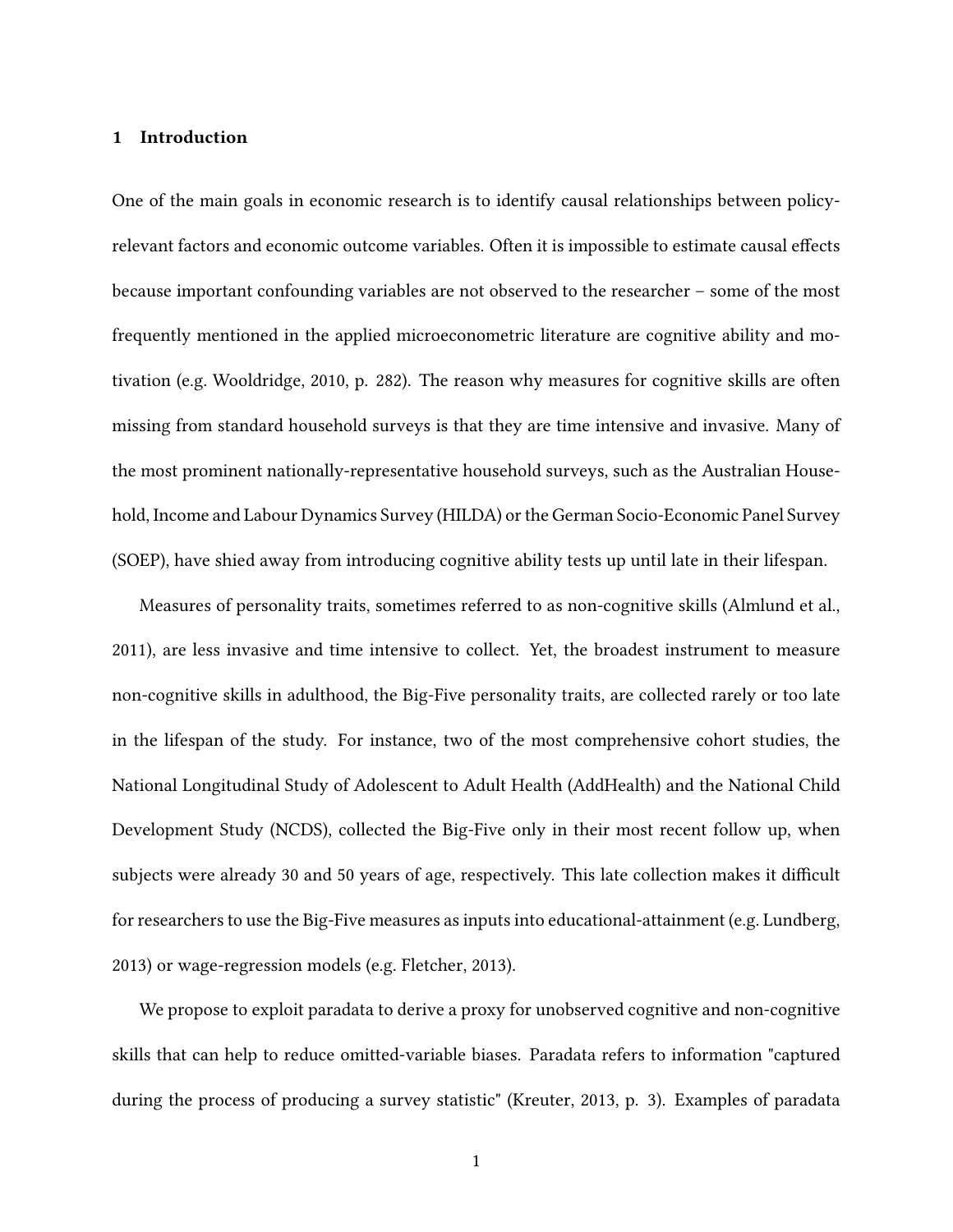## 1 Introduction

One of the main goals in economic research is to identify causal relationships between policy-relevant factors and economic outcome variables. Often it is impossible to estimate causal effects because important confounding variables are not observed to the researcher – some of the most frequently mentioned in the applied microeconometric literature are cognitive ability and motivation (e.g. Wooldridge, 2010, p. 282). The reason why measures for cognitive skills are often missing from standard household surveys is that they are time intensive and invasive. Many of the most prominent nationally-representative household surveys, such as the Australian Household, Income and Labour Dynamics Survey (HILDA) or the German Socio-Economic Panel Survey (SOEP), have shied away from introducing cognitive ability tests up until late in their lifespan.

Measures of personality traits, sometimes referred to as non-cognitive skills (Almlund et al., 2011), are less invasive and time intensive to collect. Yet, the broadest instrument to measure non-cognitive skills in adulthood, the Big-Five personality traits, are collected rarely or too late in the lifespan of the study. For instance, two of the most comprehensive cohort studies, the National Longitudinal Study of Adolescent to Adult Health (AddHealth) and the National Child Development Study (NCDS), collected the Big-Five only in their most recent follow up, when subjects were already 30 and 50 years of age, respectively. This late collection makes it difficult for researchers to use the Big-Five measures as inputs into educational-attainment (e.g. Lundberg, 2013) or wage-regression models (e.g. Fletcher, 2013).

We propose to exploit paradata to derive a proxy for unobserved cognitive and non-cognitive skills that can help to reduce omitted-variable biases. Paradata refers to information "captured during the process of producing a survey statistic" (Kreuter, 2013, p. 3). Examples of paradata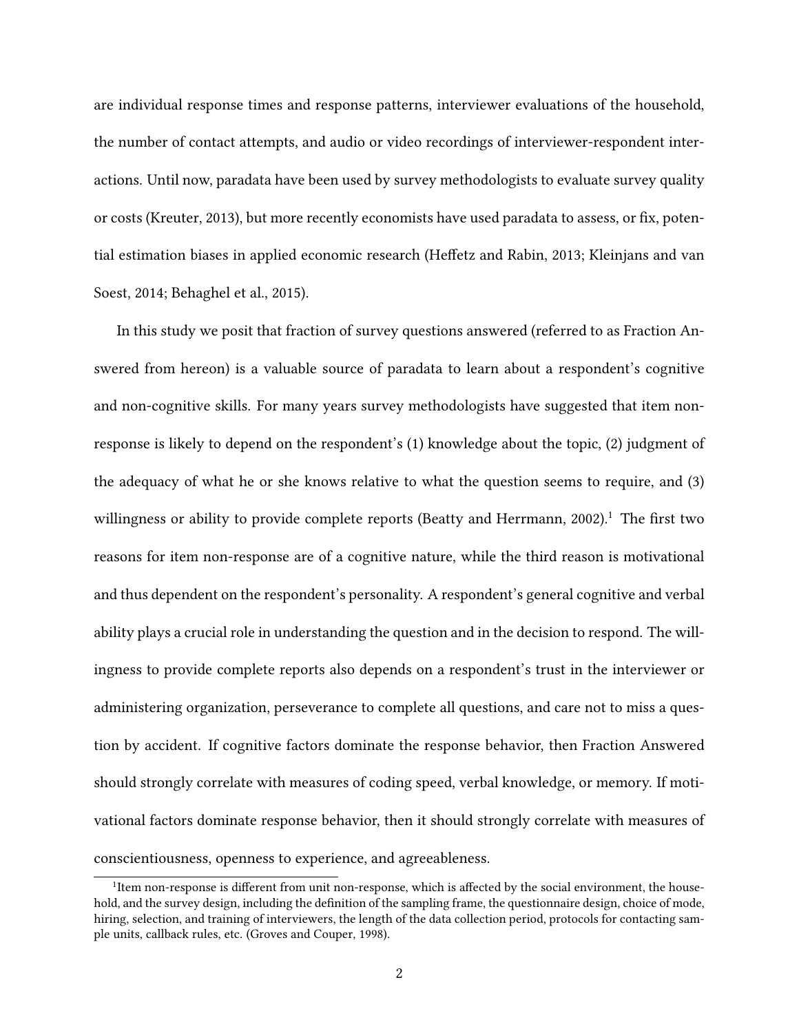are individual response times and response patterns, interviewer evaluations of the household, the number of contact attempts, and audio or video recordings of interviewer-respondent interactions. Until now, paradata have been used by survey methodologists to evaluate survey quality or costs (Kreuter, 2013), but more recently economists have used paradata to assess, or fix, potential estimation biases in applied economic research (Heffetz and Rabin, 2013; Kleinjans and van Soest, 2014; Behaghel et al., 2015).

In this study we posit that fraction of survey questions answered (referred to as Fraction Answered from hereon) is a valuable source of paradata to learn about a respondent's cognitive and non-cognitive skills. For many years survey methodologists have suggested that item non-response is likely to depend on the respondent's (1) knowledge about the topic, (2) judgment of the adequacy of what he or she knows relative to what the question seems to require, and (3) willingness or ability to provide complete reports (Beatty and Herrmann, 2002).[1] The first two reasons for item non-response are of a cognitive nature, while the third reason is motivational and thus dependent on the respondent's personality. A respondent's general cognitive and verbal ability plays a crucial role in understanding the question and in the decision to respond. The willingness to provide complete reports also depends on a respondent's trust in the interviewer or administering organization, perseverance to complete all questions, and care not to miss a question by accident. If cognitive factors dominate the response behavior, then Fraction Answered should strongly correlate with measures of coding speed, verbal knowledge, or memory. If motivational factors dominate response behavior, then it should strongly correlate with measures of conscientiousness, openness to experience, and agreeableness.

[1] Item non-response is different from unit non-response, which is affected by the social environment, the household, and the survey design, including the definition of the sampling frame, the questionnaire design, choice of mode, hiring, selection, and training of interviewers, the length of the data collection period, protocols for contacting sample units, callback rules, etc. (Groves and Couper, 1998).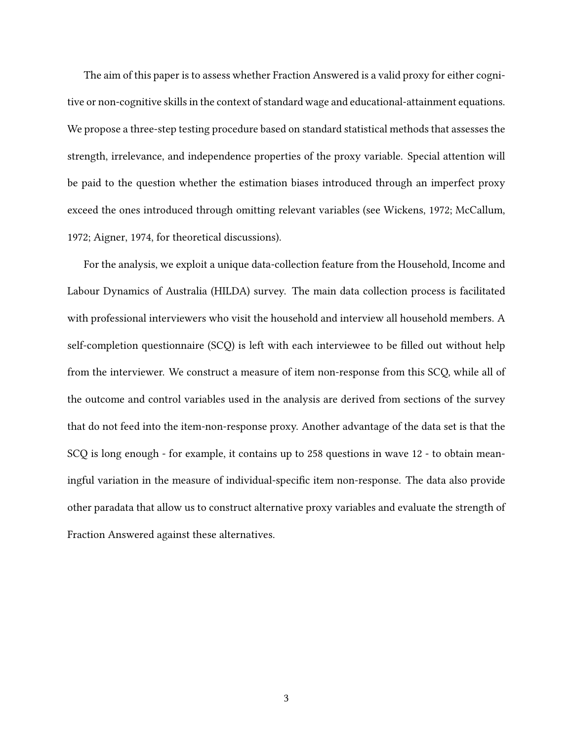The aim of this paper is to assess whether Fraction Answered is a valid proxy for either cognitive or non-cognitive skills in the context of standard wage and educational-attainment equations. We propose a three-step testing procedure based on standard statistical methods that assesses the strength, irrelevance, and independence properties of the proxy variable. Special attention will be paid to the question whether the estimation biases introduced through an imperfect proxy exceed the ones introduced through omitting relevant variables (see Wickens, 1972; McCallum, 1972; Aigner, 1974, for theoretical discussions).

For the analysis, we exploit a unique data-collection feature from the Household, Income and Labour Dynamics of Australia (HILDA) survey. The main data collection process is facilitated with professional interviewers who visit the household and interview all household members. A self-completion questionnaire (SCQ) is left with each interviewee to be filled out without help from the interviewer. We construct a measure of item non-response from this SCQ, while all of the outcome and control variables used in the analysis are derived from sections of the survey that do not feed into the item-non-response proxy. Another advantage of the data set is that the SCQ is long enough - for example, it contains up to 258 questions in wave 12 - to obtain meaningful variation in the measure of individual-specific item non-response. The data also provide other paradata that allow us to construct alternative proxy variables and evaluate the strength of Fraction Answered against these alternatives.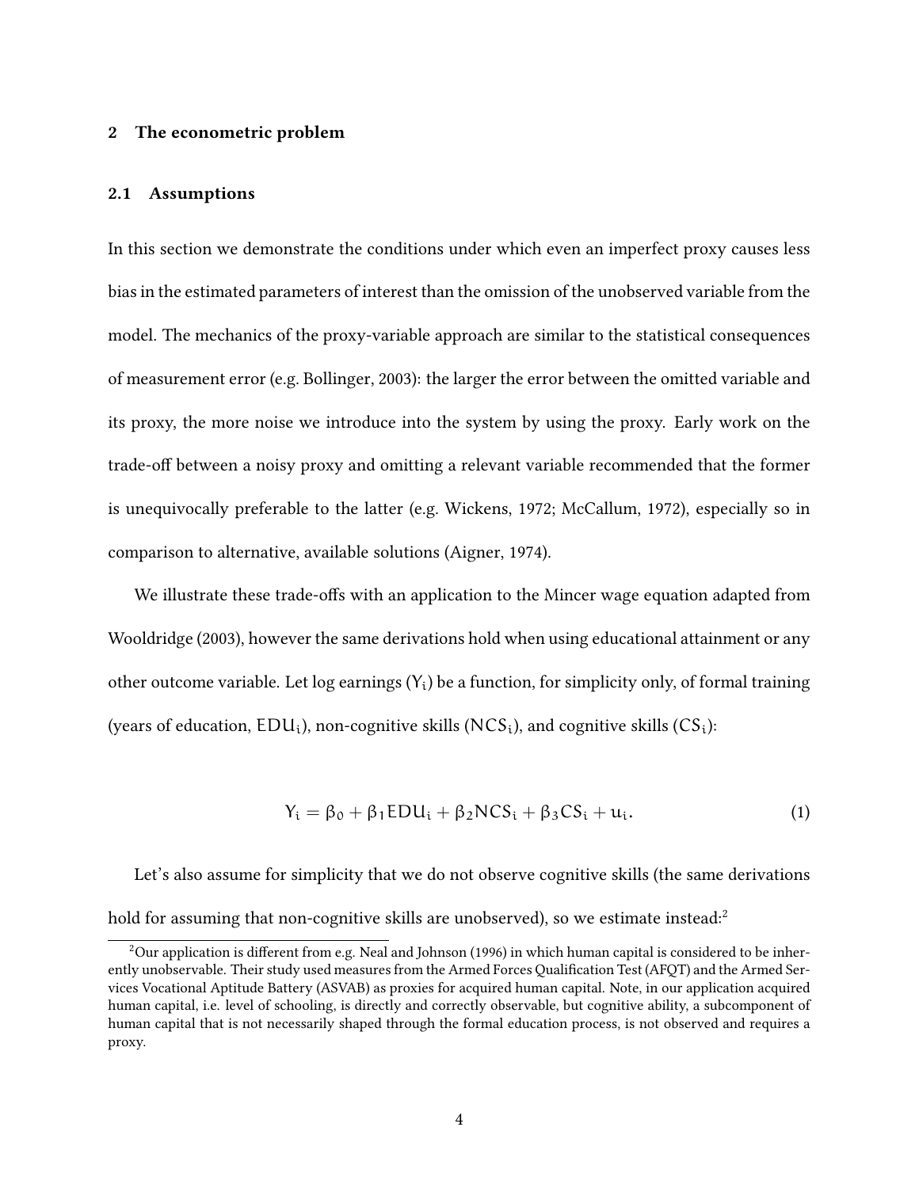## 2 The econometric problem

### 2.1 Assumptions

In this section we demonstrate the conditions under which even an imperfect proxy causes less bias in the estimated parameters of interest than the omission of the unobserved variable from the model. The mechanics of the proxy-variable approach are similar to the statistical consequences of measurement error (e.g. Bollinger, 2003): the larger the error between the omitted variable and its proxy, the more noise we introduce into the system by using the proxy. Early work on the trade-off between a noisy proxy and omitting a relevant variable recommended that the former is unequivocally preferable to the latter (e.g. Wickens, 1972; McCallum, 1972), especially so in comparison to alternative, available solutions (Aigner, 1974).

We illustrate these trade-offs with an application to the Mincer wage equation adapted from Wooldridge (2003), however the same derivations hold when using educational attainment or any other outcome variable. Let log earnings ($Y_i$) be a function, for simplicity only, of formal training (years of education, $EDU_i$), non-cognitive skills ($NCS_i$), and cognitive skills ($CS_i$):

$$Y_i = \beta_0 + \beta_1 EDU_i + \beta_2 NCS_i + \beta_3 CS_i + u_i. \tag{1}$$

Let's also assume for simplicity that we do not observe cognitive skills (the same derivations hold for assuming that non-cognitive skills are unobserved), so we estimate instead:[2]

[2] Our application is different from e.g. Neal and Johnson (1996) in which human capital is considered to be inherently unobservable. Their study used measures from the Armed Forces Qualification Test (AFQT) and the Armed Services Vocational Aptitude Battery (ASVAB) as proxies for acquired human capital. Note, in our application acquired human capital, i.e. level of schooling, is directly and correctly observable, but cognitive ability, a subcomponent of human capital that is not necessarily shaped through the formal education process, is not observed and requires a proxy.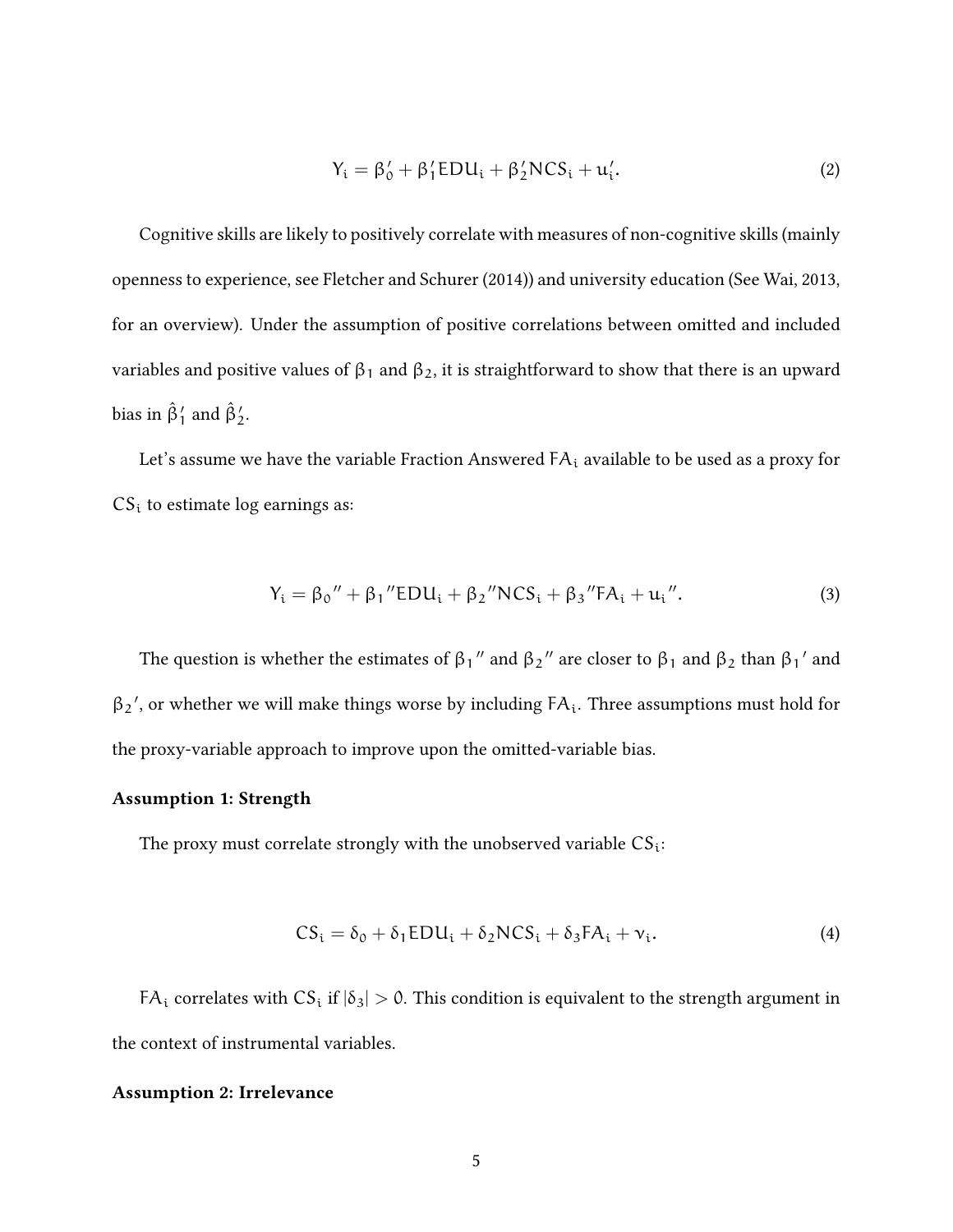$$Y_i = \beta_0' + \beta_1' EDU_i + \beta_2' NCS_i + u_i'. \tag{2}$$

Cognitive skills are likely to positively correlate with measures of non-cognitive skills (mainly openness to experience, see Fletcher and Schurer (2014)) and university education (See Wai, 2013, for an overview). Under the assumption of positive correlations between omitted and included variables and positive values of $\beta_1$ and $\beta_2$, it is straightforward to show that there is an upward bias in $\hat{\beta}_1'$ and $\hat{\beta}_2'$.

Let's assume we have the variable Fraction Answered $FA_i$ available to be used as a proxy for $CS_i$ to estimate log earnings as:

$$Y_i = \beta_0'' + \beta_1'' EDU_i + \beta_2'' NCS_i + \beta_3'' FA_i + u_i''. \tag{3}$$

The question is whether the estimates of $\beta_1''$ and $\beta_2''$ are closer to $\beta_1$ and $\beta_2$ than $\beta_1'$ and $\beta_2'$, or whether we will make things worse by including $FA_i$. Three assumptions must hold for the proxy-variable approach to improve upon the omitted-variable bias.

**Assumption 1: Strength**

The proxy must correlate strongly with the unobserved variable $CS_i$:

$$CS_i = \delta_0 + \delta_1 EDU_i + \delta_2 NCS_i + \delta_3 FA_i + \nu_i. \tag{4}$$

$FA_i$ correlates with $CS_i$ if $|\delta_3| > 0$. This condition is equivalent to the strength argument in the context of instrumental variables.

**Assumption 2: Irrelevance**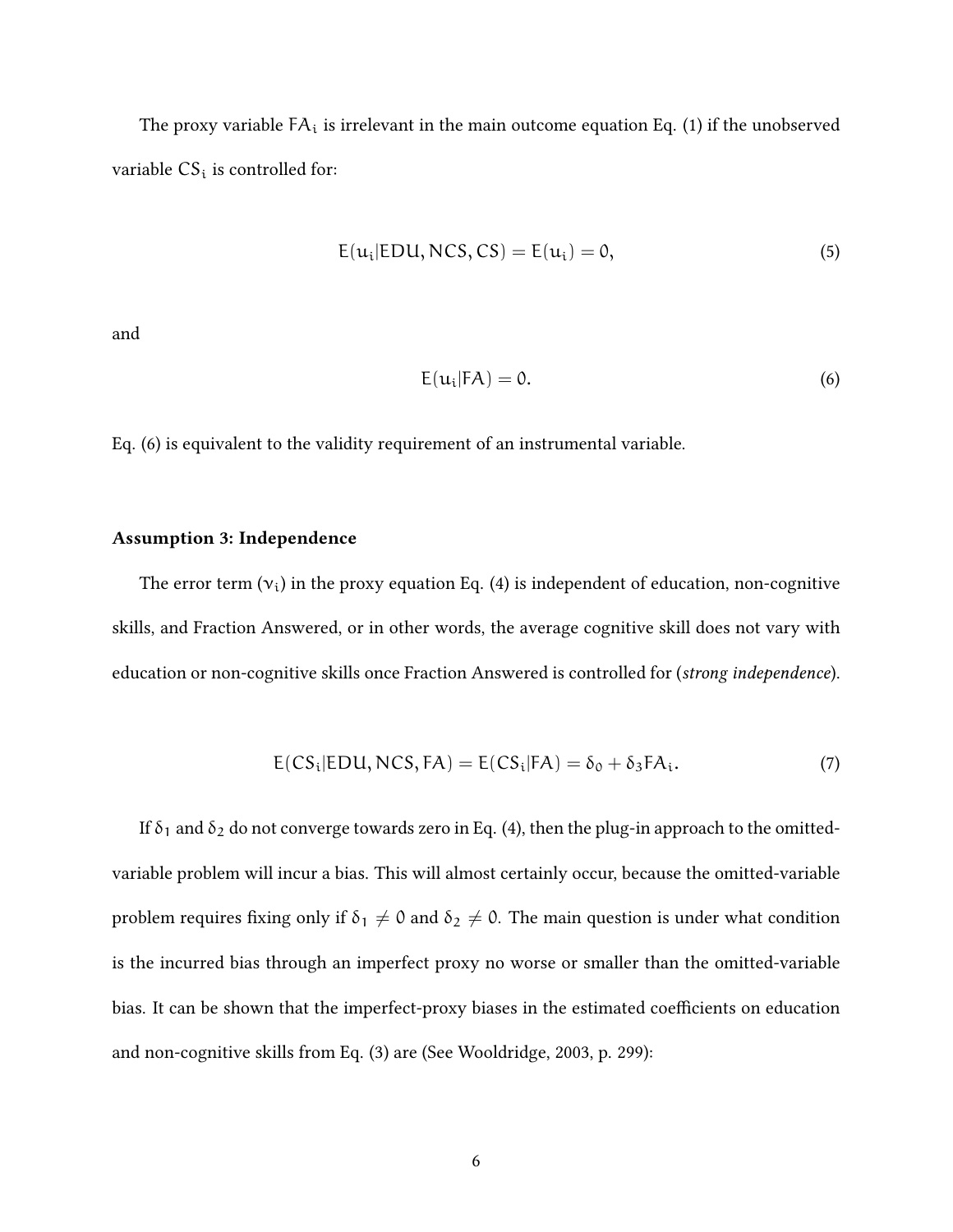The proxy variable $\text{FA}_i$ is irrelevant in the main outcome equation Eq. (1) if the unobserved variable $\text{CS}_i$ is controlled for:

$$E(u_i|\text{EDU}, \text{NCS}, \text{CS}) = E(u_i) = 0, \tag{5}$$

and

$$E(u_i|\text{FA}) = 0. \tag{6}$$

Eq. (6) is equivalent to the validity requirement of an instrumental variable.

**Assumption 3: Independence**

The error term ($v_i$) in the proxy equation Eq. (4) is independent of education, non-cognitive skills, and Fraction Answered, or in other words, the average cognitive skill does not vary with education or non-cognitive skills once Fraction Answered is controlled for (*strong independence*).

$$E(\text{CS}_i|\text{EDU}, \text{NCS}, \text{FA}) = E(\text{CS}_i|\text{FA}) = \delta_0 + \delta_3 \text{FA}_i. \tag{7}$$

If $\delta_1$ and $\delta_2$ do not converge towards zero in Eq. (4), then the plug-in approach to the omitted-variable problem will incur a bias. This will almost certainly occur, because the omitted-variable problem requires fixing only if $\delta_1 \neq 0$ and $\delta_2 \neq 0$. The main question is under what condition is the incurred bias through an imperfect proxy no worse or smaller than the omitted-variable bias. It can be shown that the imperfect-proxy biases in the estimated coefficients on education and non-cognitive skills from Eq. (3) are (See Wooldridge, 2003, p. 299):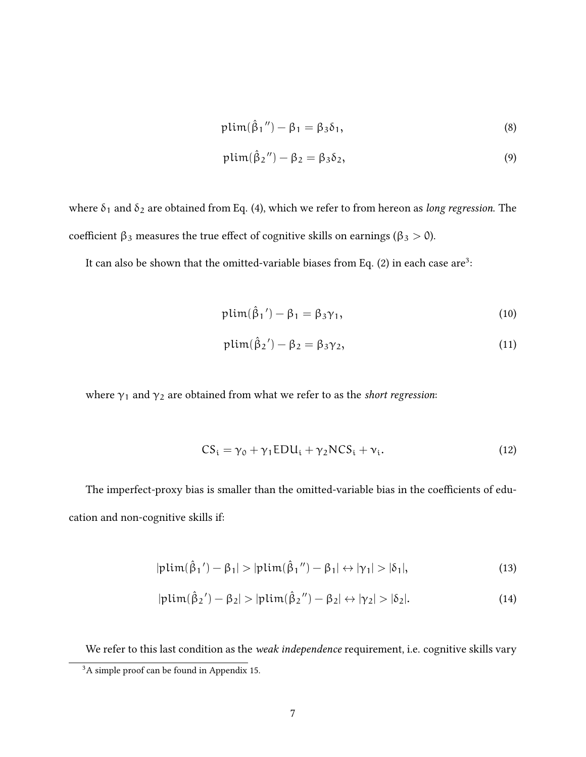$$\text{plim}(\hat{\beta}_1'') - \beta_1 = \beta_3\delta_1, \tag{8}$$

$$\text{plim}(\hat{\beta}_2'') - \beta_2 = \beta_3\delta_2, \tag{9}$$

where $\delta_1$ and $\delta_2$ are obtained from Eq. (4), which we refer to from hereon as *long regression*. The coefficient $\beta_3$ measures the true effect of cognitive skills on earnings ($\beta_3 > 0$).

It can also be shown that the omitted-variable biases from Eq. (2) in each case are[3]:

$$\text{plim}(\hat{\beta}_1') - \beta_1 = \beta_3\gamma_1, \tag{10}$$

$$\text{plim}(\hat{\beta}_2') - \beta_2 = \beta_3\gamma_2, \tag{11}$$

where $\gamma_1$ and $\gamma_2$ are obtained from what we refer to as the *short regression*:

$$CS_i = \gamma_0 + \gamma_1 EDU_i + \gamma_2 NCS_i + \nu_i. \tag{12}$$

The imperfect-proxy bias is smaller than the omitted-variable bias in the coefficients of education and non-cognitive skills if:

$$|\text{plim}(\hat{\beta}_1') - \beta_1| > |\text{plim}(\hat{\beta}_1'') - \beta_1| \leftrightarrow |\gamma_1| > |\delta_1|, \tag{13}$$

$$|\text{plim}(\hat{\beta}_2') - \beta_2| > |\text{plim}(\hat{\beta}_2'') - \beta_2| \leftrightarrow |\gamma_2| > |\delta_2|. \tag{14}$$

We refer to this last condition as the *weak independence* requirement, i.e. cognitive skills vary

[3] A simple proof can be found in Appendix 15.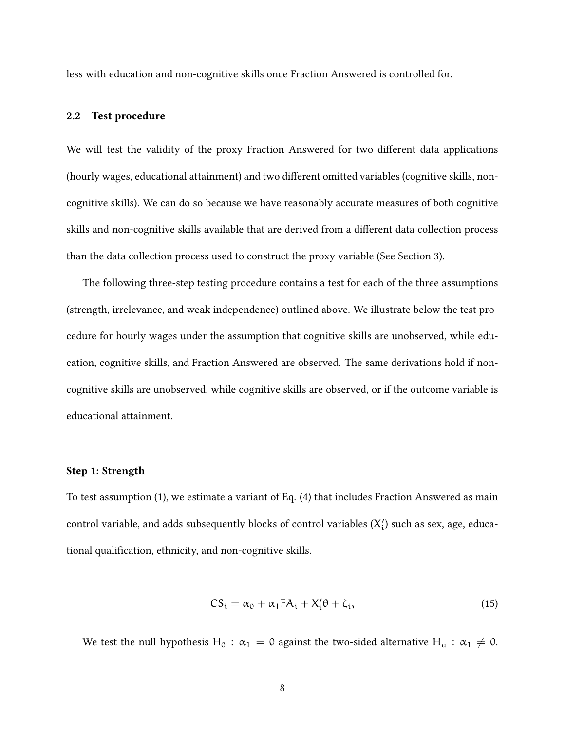less with education and non-cognitive skills once Fraction Answered is controlled for.

### 2.2 Test procedure

We will test the validity of the proxy Fraction Answered for two different data applications (hourly wages, educational attainment) and two different omitted variables (cognitive skills, non-cognitive skills). We can do so because we have reasonably accurate measures of both cognitive skills and non-cognitive skills available that are derived from a different data collection process than the data collection process used to construct the proxy variable (See Section 3).

The following three-step testing procedure contains a test for each of the three assumptions (strength, irrelevance, and weak independence) outlined above. We illustrate below the test procedure for hourly wages under the assumption that cognitive skills are unobserved, while education, cognitive skills, and Fraction Answered are observed. The same derivations hold if non-cognitive skills are unobserved, while cognitive skills are observed, or if the outcome variable is educational attainment.

#### Step 1: Strength

To test assumption (1), we estimate a variant of Eq. (4) that includes Fraction Answered as main control variable, and adds subsequently blocks of control variables ($X_i'$) such as sex, age, educational qualification, ethnicity, and non-cognitive skills.

$$CS_i = \alpha_0 + \alpha_1 FA_i + X_i'\theta + \zeta_i, \tag{15}$$

We test the null hypothesis $H_0 : \alpha_1 = 0$ against the two-sided alternative $H_a : \alpha_1 \neq 0$.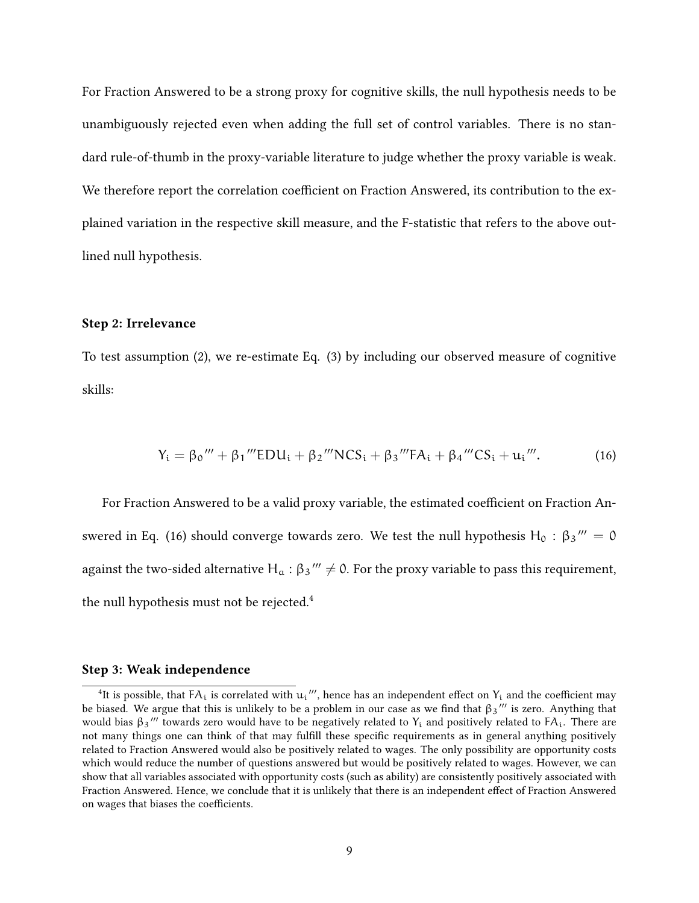For Fraction Answered to be a strong proxy for cognitive skills, the null hypothesis needs to be unambiguously rejected even when adding the full set of control variables. There is no standard rule-of-thumb in the proxy-variable literature to judge whether the proxy variable is weak. We therefore report the correlation coefficient on Fraction Answered, its contribution to the explained variation in the respective skill measure, and the F-statistic that refers to the above outlined null hypothesis.

**Step 2: Irrelevance**

To test assumption (2), we re-estimate Eq. (3) by including our observed measure of cognitive skills:

$$Y_i = \beta_0''' + \beta_1'''EDU_i + \beta_2'''NCS_i + \beta_3'''FA_i + \beta_4'''CS_i + u_i'''. \tag{16}$$

For Fraction Answered to be a valid proxy variable, the estimated coefficient on Fraction Answered in Eq. (16) should converge towards zero. We test the null hypothesis $H_0 : \beta_3''' = 0$ against the two-sided alternative $H_a : \beta_3''' \neq 0$. For the proxy variable to pass this requirement, the null hypothesis must not be rejected.[4]

**Step 3: Weak independence**

[4]It is possible, that $FA_i$ is correlated with $u_i'''$, hence has an independent effect on $Y_i$ and the coefficient may be biased. We argue that this is unlikely to be a problem in our case as we find that $\beta_3'''$ is zero. Anything that would bias $\beta_3'''$ towards zero would have to be negatively related to $Y_i$ and positively related to $FA_i$. There are not many things one can think of that may fulfill these specific requirements as in general anything positively related to Fraction Answered would also be positively related to wages. The only possibility are opportunity costs which would reduce the number of questions answered but would be positively related to wages. However, we can show that all variables associated with opportunity costs (such as ability) are consistently positively associated with Fraction Answered. Hence, we conclude that it is unlikely that there is an independent effect of Fraction Answered on wages that biases the coefficients.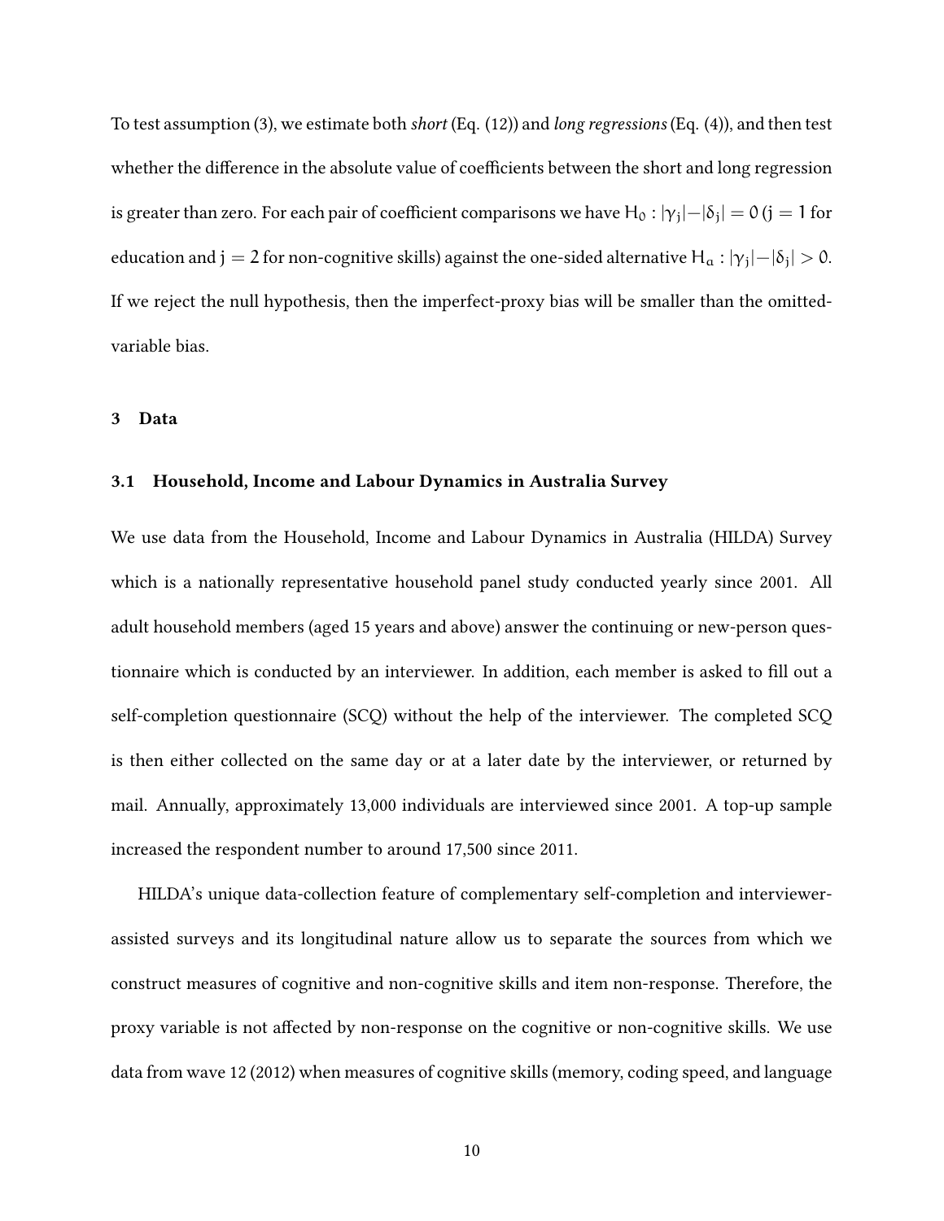To test assumption (3), we estimate both *short* (Eq. (12)) and *long regressions* (Eq. (4)), and then test whether the difference in the absolute value of coefficients between the short and long regression is greater than zero. For each pair of coefficient comparisons we have $H_0 : |\gamma_j| - |\delta_j| = 0$ ($j = 1$ for education and $j = 2$ for non-cognitive skills) against the one-sided alternative $H_a : |\gamma_j| - |\delta_j| > 0$. If we reject the null hypothesis, then the imperfect-proxy bias will be smaller than the omitted-variable bias.

## 3 Data

### 3.1 Household, Income and Labour Dynamics in Australia Survey

We use data from the Household, Income and Labour Dynamics in Australia (HILDA) Survey which is a nationally representative household panel study conducted yearly since 2001. All adult household members (aged 15 years and above) answer the continuing or new-person questionnaire which is conducted by an interviewer. In addition, each member is asked to fill out a self-completion questionnaire (SCQ) without the help of the interviewer. The completed SCQ is then either collected on the same day or at a later date by the interviewer, or returned by mail. Annually, approximately 13,000 individuals are interviewed since 2001. A top-up sample increased the respondent number to around 17,500 since 2011.

HILDA's unique data-collection feature of complementary self-completion and interviewer-assisted surveys and its longitudinal nature allow us to separate the sources from which we construct measures of cognitive and non-cognitive skills and item non-response. Therefore, the proxy variable is not affected by non-response on the cognitive or non-cognitive skills. We use data from wave 12 (2012) when measures of cognitive skills (memory, coding speed, and language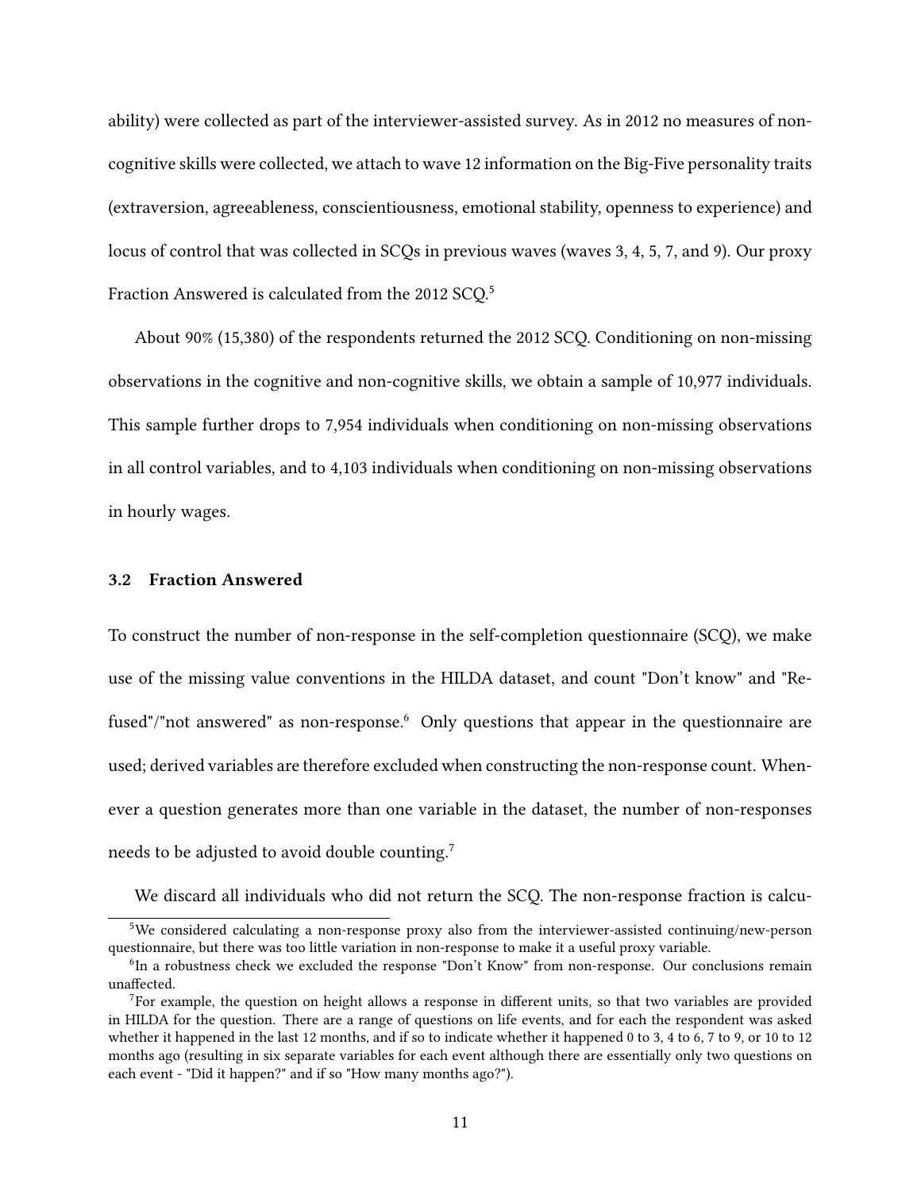ability) were collected as part of the interviewer-assisted survey. As in 2012 no measures of non-cognitive skills were collected, we attach to wave 12 information on the Big-Five personality traits (extraversion, agreeableness, conscientiousness, emotional stability, openness to experience) and locus of control that was collected in SCQs in previous waves (waves 3, 4, 5, 7, and 9). Our proxy Fraction Answered is calculated from the 2012 SCQ.[5]

About 90% (15,380) of the respondents returned the 2012 SCQ. Conditioning on non-missing observations in the cognitive and non-cognitive skills, we obtain a sample of 10,977 individuals. This sample further drops to 7,954 individuals when conditioning on non-missing observations in all control variables, and to 4,103 individuals when conditioning on non-missing observations in hourly wages.

### 3.2 Fraction Answered

To construct the number of non-response in the self-completion questionnaire (SCQ), we make use of the missing value conventions in the HILDA dataset, and count "Don't know" and "Refused"/"not answered" as non-response.[6] Only questions that appear in the questionnaire are used; derived variables are therefore excluded when constructing the non-response count. Whenever a question generates more than one variable in the dataset, the number of non-responses needs to be adjusted to avoid double counting.[7]

We discard all individuals who did not return the SCQ. The non-response fraction is calcu-

[5] We considered calculating a non-response proxy also from the interviewer-assisted continuing/new-person questionnaire, but there was too little variation in non-response to make it a useful proxy variable.

[6] In a robustness check we excluded the response "Don't Know" from non-response. Our conclusions remain unaffected.

[7] For example, the question on height allows a response in different units, so that two variables are provided in HILDA for the question. There are a range of questions on life events, and for each the respondent was asked whether it happened in the last 12 months, and if so to indicate whether it happened 0 to 3, 4 to 6, 7 to 9, or 10 to 12 months ago (resulting in six separate variables for each event although there are essentially only two questions on each event - "Did it happen?" and if so "How many months ago?").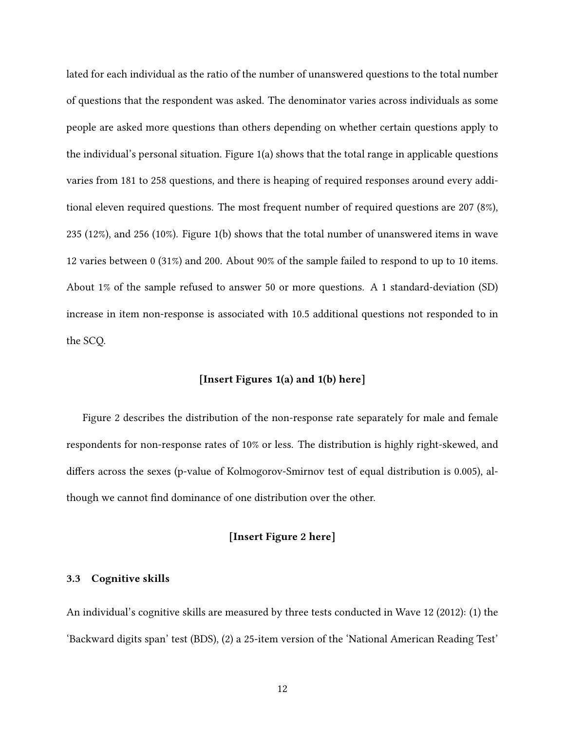lated for each individual as the ratio of the number of unanswered questions to the total number of questions that the respondent was asked. The denominator varies across individuals as some people are asked more questions than others depending on whether certain questions apply to the individual's personal situation. Figure 1(a) shows that the total range in applicable questions varies from 181 to 258 questions, and there is heaping of required responses around every additional eleven required questions. The most frequent number of required questions are 207 (8%), 235 (12%), and 256 (10%). Figure 1(b) shows that the total number of unanswered items in wave 12 varies between 0 (31%) and 200. About 90% of the sample failed to respond to up to 10 items. About 1% of the sample refused to answer 50 or more questions. A 1 standard-deviation (SD) increase in item non-response is associated with 10.5 additional questions not responded to in the SCQ.

**[Insert Figures 1(a) and 1(b) here]**

Figure 2 describes the distribution of the non-response rate separately for male and female respondents for non-response rates of 10% or less. The distribution is highly right-skewed, and differs across the sexes (p-value of Kolmogorov-Smirnov test of equal distribution is 0.005), although we cannot find dominance of one distribution over the other.

**[Insert Figure 2 here]**

### 3.3 Cognitive skills

An individual's cognitive skills are measured by three tests conducted in Wave 12 (2012): (1) the 'Backward digits span' test (BDS), (2) a 25-item version of the 'National American Reading Test'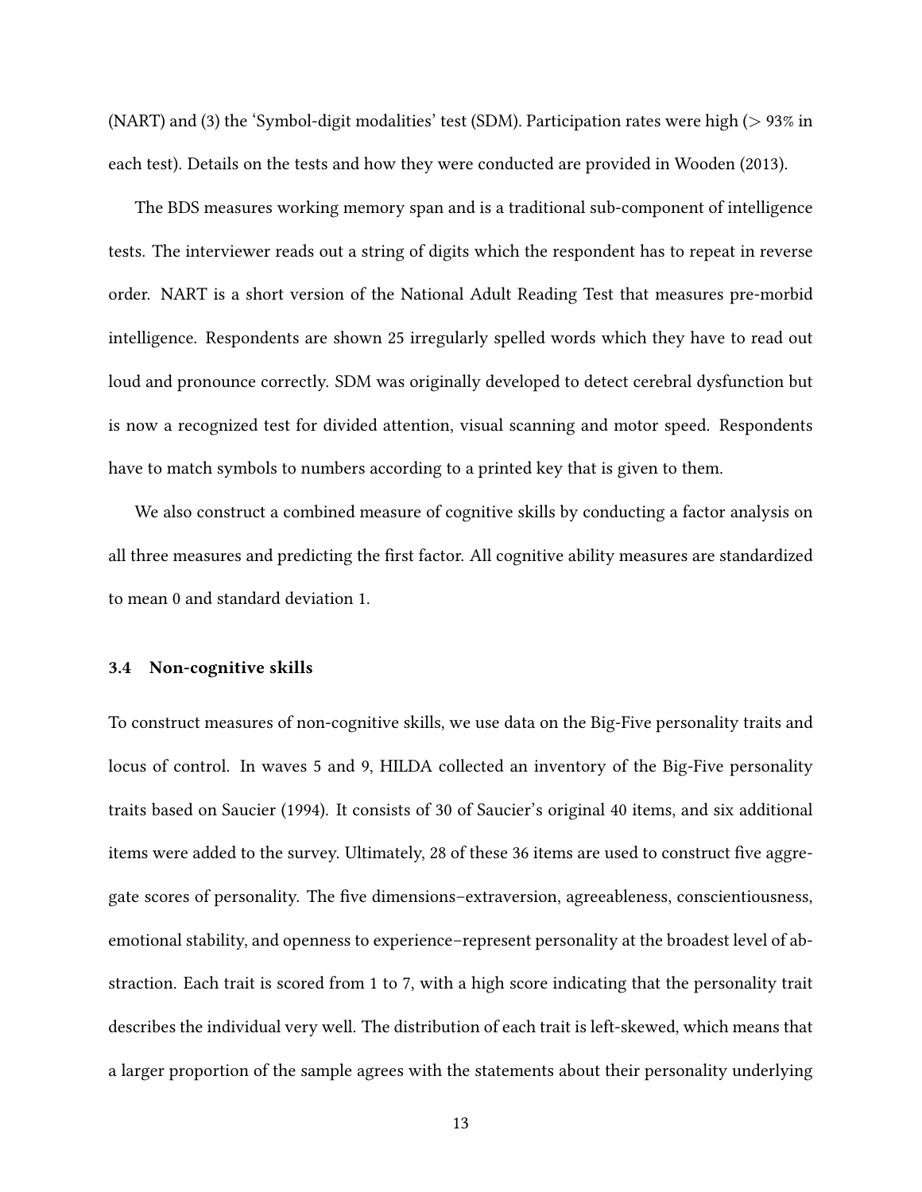(NART) and (3) the 'Symbol-digit modalities' test (SDM). Participation rates were high (> 93% in each test). Details on the tests and how they were conducted are provided in Wooden (2013).

The BDS measures working memory span and is a traditional sub-component of intelligence tests. The interviewer reads out a string of digits which the respondent has to repeat in reverse order. NART is a short version of the National Adult Reading Test that measures pre-morbid intelligence. Respondents are shown 25 irregularly spelled words which they have to read out loud and pronounce correctly. SDM was originally developed to detect cerebral dysfunction but is now a recognized test for divided attention, visual scanning and motor speed. Respondents have to match symbols to numbers according to a printed key that is given to them.

We also construct a combined measure of cognitive skills by conducting a factor analysis on all three measures and predicting the first factor. All cognitive ability measures are standardized to mean 0 and standard deviation 1.

### 3.4 Non-cognitive skills

To construct measures of non-cognitive skills, we use data on the Big-Five personality traits and locus of control. In waves 5 and 9, HILDA collected an inventory of the Big-Five personality traits based on Saucier (1994). It consists of 30 of Saucier's original 40 items, and six additional items were added to the survey. Ultimately, 28 of these 36 items are used to construct five aggregate scores of personality. The five dimensions–extraversion, agreeableness, conscientiousness, emotional stability, and openness to experience–represent personality at the broadest level of abstraction. Each trait is scored from 1 to 7, with a high score indicating that the personality trait describes the individual very well. The distribution of each trait is left-skewed, which means that a larger proportion of the sample agrees with the statements about their personality underlying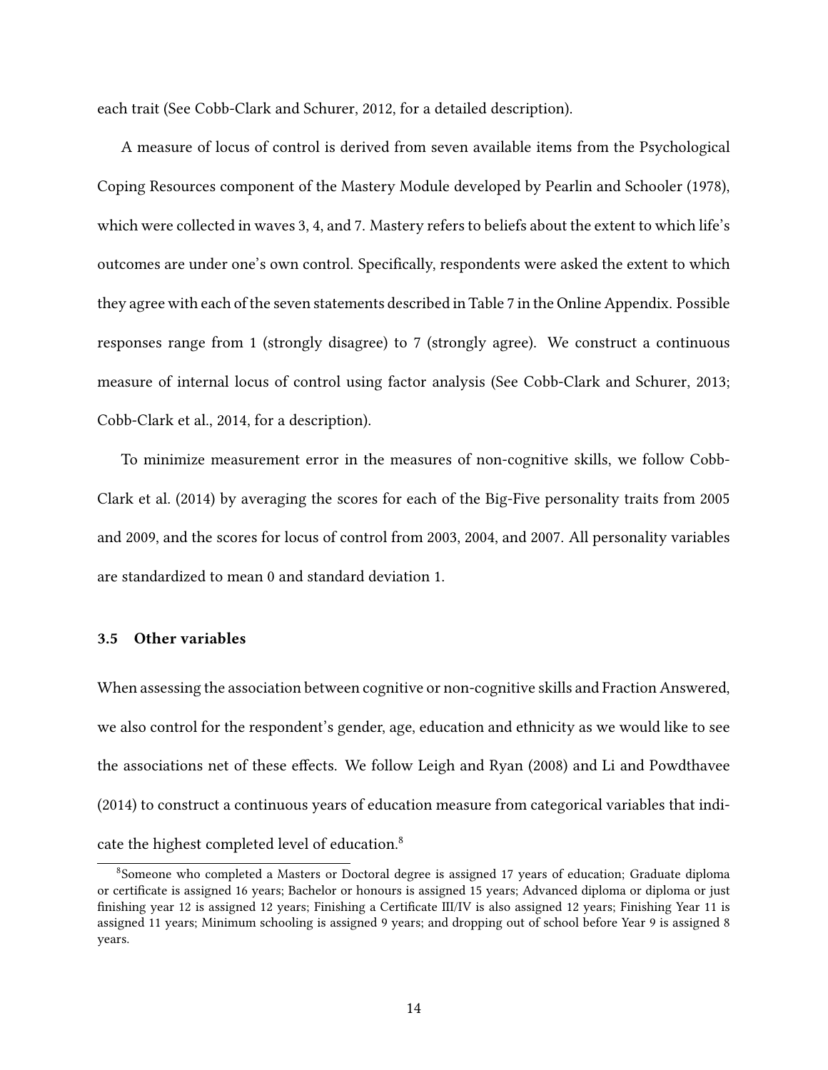each trait (See Cobb-Clark and Schurer, 2012, for a detailed description).

A measure of locus of control is derived from seven available items from the Psychological Coping Resources component of the Mastery Module developed by Pearlin and Schooler (1978), which were collected in waves 3, 4, and 7. Mastery refers to beliefs about the extent to which life's outcomes are under one's own control. Specifically, respondents were asked the extent to which they agree with each of the seven statements described in Table 7 in the Online Appendix. Possible responses range from 1 (strongly disagree) to 7 (strongly agree). We construct a continuous measure of internal locus of control using factor analysis (See Cobb-Clark and Schurer, 2013; Cobb-Clark et al., 2014, for a description).

To minimize measurement error in the measures of non-cognitive skills, we follow Cobb-Clark et al. (2014) by averaging the scores for each of the Big-Five personality traits from 2005 and 2009, and the scores for locus of control from 2003, 2004, and 2007. All personality variables are standardized to mean 0 and standard deviation 1.

### 3.5 Other variables

When assessing the association between cognitive or non-cognitive skills and Fraction Answered, we also control for the respondent's gender, age, education and ethnicity as we would like to see the associations net of these effects. We follow Leigh and Ryan (2008) and Li and Powdthavee (2014) to construct a continuous years of education measure from categorical variables that indicate the highest completed level of education.[8]

[8] Someone who completed a Masters or Doctoral degree is assigned 17 years of education; Graduate diploma or certificate is assigned 16 years; Bachelor or honours is assigned 15 years; Advanced diploma or diploma or just finishing year 12 is assigned 12 years; Finishing a Certificate III/IV is also assigned 12 years; Finishing Year 11 is assigned 11 years; Minimum schooling is assigned 9 years; and dropping out of school before Year 9 is assigned 8 years.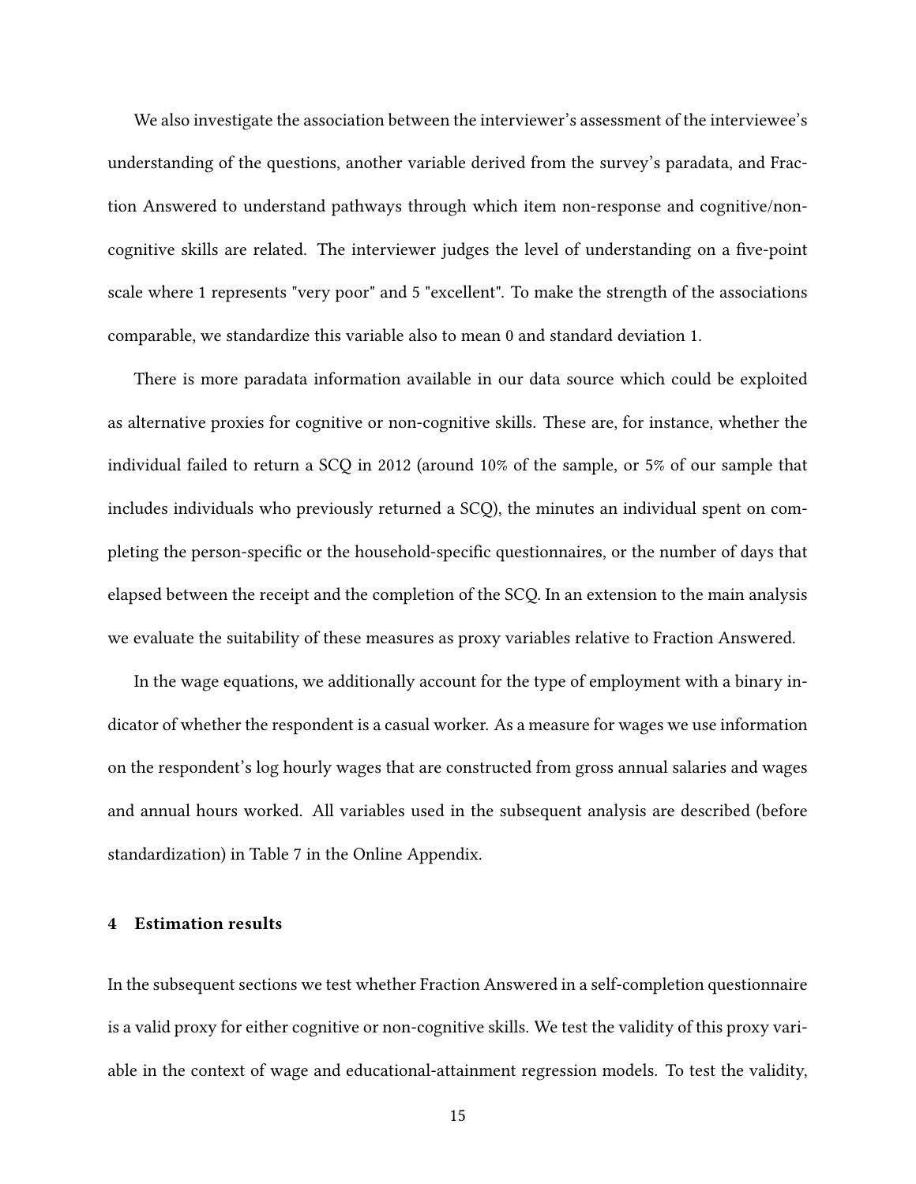We also investigate the association between the interviewer's assessment of the interviewee's understanding of the questions, another variable derived from the survey's paradata, and Fraction Answered to understand pathways through which item non-response and cognitive/non-cognitive skills are related. The interviewer judges the level of understanding on a five-point scale where 1 represents "very poor" and 5 "excellent". To make the strength of the associations comparable, we standardize this variable also to mean 0 and standard deviation 1.

There is more paradata information available in our data source which could be exploited as alternative proxies for cognitive or non-cognitive skills. These are, for instance, whether the individual failed to return a SCQ in 2012 (around 10% of the sample, or 5% of our sample that includes individuals who previously returned a SCQ), the minutes an individual spent on completing the person-specific or the household-specific questionnaires, or the number of days that elapsed between the receipt and the completion of the SCQ. In an extension to the main analysis we evaluate the suitability of these measures as proxy variables relative to Fraction Answered.

In the wage equations, we additionally account for the type of employment with a binary indicator of whether the respondent is a casual worker. As a measure for wages we use information on the respondent's log hourly wages that are constructed from gross annual salaries and wages and annual hours worked. All variables used in the subsequent analysis are described (before standardization) in Table 7 in the Online Appendix.

## 4 Estimation results

In the subsequent sections we test whether Fraction Answered in a self-completion questionnaire is a valid proxy for either cognitive or non-cognitive skills. We test the validity of this proxy variable in the context of wage and educational-attainment regression models. To test the validity,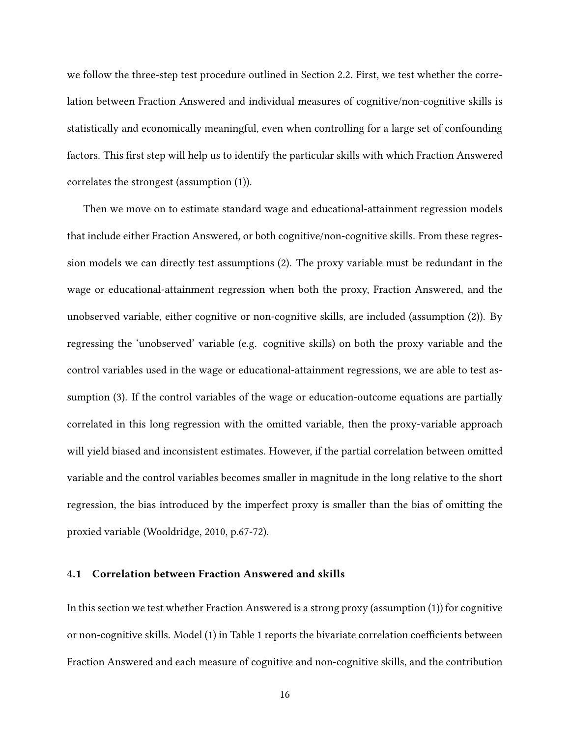we follow the three-step test procedure outlined in Section 2.2. First, we test whether the correlation between Fraction Answered and individual measures of cognitive/non-cognitive skills is statistically and economically meaningful, even when controlling for a large set of confounding factors. This first step will help us to identify the particular skills with which Fraction Answered correlates the strongest (assumption (1)).

Then we move on to estimate standard wage and educational-attainment regression models that include either Fraction Answered, or both cognitive/non-cognitive skills. From these regression models we can directly test assumptions (2). The proxy variable must be redundant in the wage or educational-attainment regression when both the proxy, Fraction Answered, and the unobserved variable, either cognitive or non-cognitive skills, are included (assumption (2)). By regressing the 'unobserved' variable (e.g. cognitive skills) on both the proxy variable and the control variables used in the wage or educational-attainment regressions, we are able to test assumption (3). If the control variables of the wage or education-outcome equations are partially correlated in this long regression with the omitted variable, then the proxy-variable approach will yield biased and inconsistent estimates. However, if the partial correlation between omitted variable and the control variables becomes smaller in magnitude in the long relative to the short regression, the bias introduced by the imperfect proxy is smaller than the bias of omitting the proxied variable (Wooldridge, 2010, p.67-72).

### 4.1 Correlation between Fraction Answered and skills

In this section we test whether Fraction Answered is a strong proxy (assumption (1)) for cognitive or non-cognitive skills. Model (1) in Table 1 reports the bivariate correlation coefficients between Fraction Answered and each measure of cognitive and non-cognitive skills, and the contribution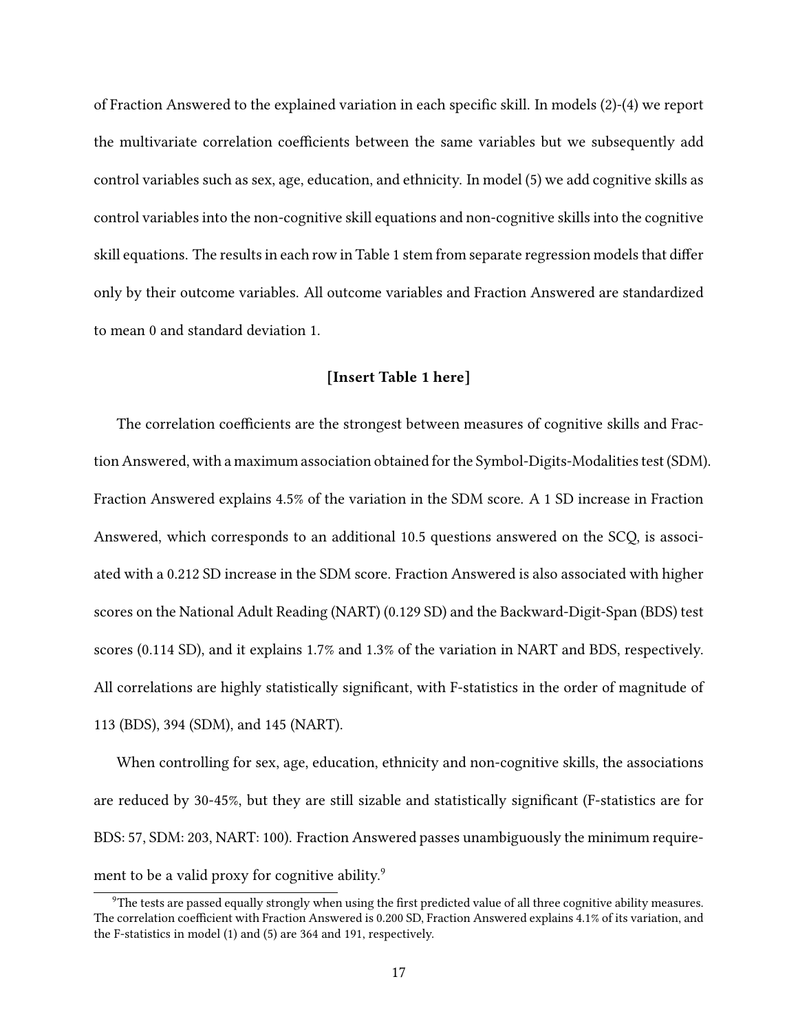of Fraction Answered to the explained variation in each specific skill. In models (2)-(4) we report the multivariate correlation coefficients between the same variables but we subsequently add control variables such as sex, age, education, and ethnicity. In model (5) we add cognitive skills as control variables into the non-cognitive skill equations and non-cognitive skills into the cognitive skill equations. The results in each row in Table 1 stem from separate regression models that differ only by their outcome variables. All outcome variables and Fraction Answered are standardized to mean 0 and standard deviation 1.

**[Insert Table 1 here]**

The correlation coefficients are the strongest between measures of cognitive skills and Fraction Answered, with a maximum association obtained for the Symbol-Digits-Modalities test (SDM). Fraction Answered explains 4.5% of the variation in the SDM score. A 1 SD increase in Fraction Answered, which corresponds to an additional 10.5 questions answered on the SCQ, is associated with a 0.212 SD increase in the SDM score. Fraction Answered is also associated with higher scores on the National Adult Reading (NART) (0.129 SD) and the Backward-Digit-Span (BDS) test scores (0.114 SD), and it explains 1.7% and 1.3% of the variation in NART and BDS, respectively. All correlations are highly statistically significant, with F-statistics in the order of magnitude of 113 (BDS), 394 (SDM), and 145 (NART).

When controlling for sex, age, education, ethnicity and non-cognitive skills, the associations are reduced by 30-45%, but they are still sizable and statistically significant (F-statistics are for BDS: 57, SDM: 203, NART: 100). Fraction Answered passes unambiguously the minimum requirement to be a valid proxy for cognitive ability.[9]

[9] The tests are passed equally strongly when using the first predicted value of all three cognitive ability measures. The correlation coefficient with Fraction Answered is 0.200 SD, Fraction Answered explains 4.1% of its variation, and the F-statistics in model (1) and (5) are 364 and 191, respectively.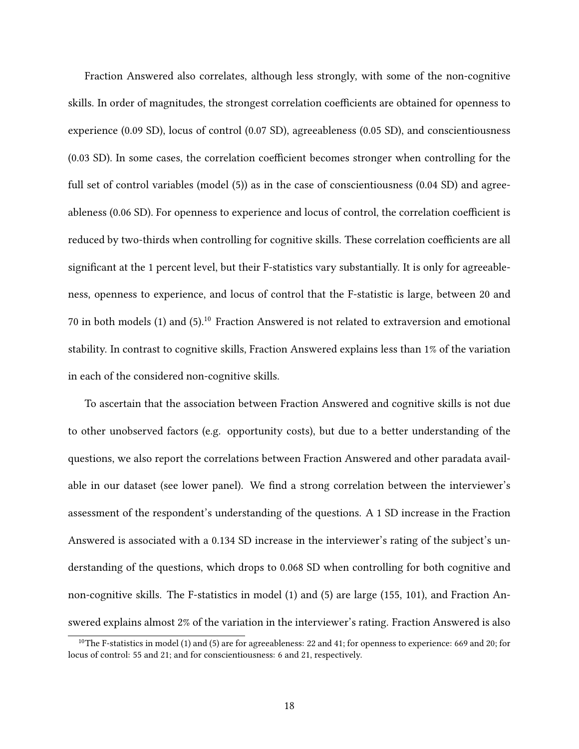Fraction Answered also correlates, although less strongly, with some of the non-cognitive skills. In order of magnitudes, the strongest correlation coefficients are obtained for openness to experience (0.09 SD), locus of control (0.07 SD), agreeableness (0.05 SD), and conscientiousness (0.03 SD). In some cases, the correlation coefficient becomes stronger when controlling for the full set of control variables (model (5)) as in the case of conscientiousness (0.04 SD) and agreeableness (0.06 SD). For openness to experience and locus of control, the correlation coefficient is reduced by two-thirds when controlling for cognitive skills. These correlation coefficients are all significant at the 1 percent level, but their F-statistics vary substantially. It is only for agreeableness, openness to experience, and locus of control that the F-statistic is large, between 20 and 70 in both models (1) and (5).[10] Fraction Answered is not related to extraversion and emotional stability. In contrast to cognitive skills, Fraction Answered explains less than 1% of the variation in each of the considered non-cognitive skills.

To ascertain that the association between Fraction Answered and cognitive skills is not due to other unobserved factors (e.g. opportunity costs), but due to a better understanding of the questions, we also report the correlations between Fraction Answered and other paradata available in our dataset (see lower panel). We find a strong correlation between the interviewer's assessment of the respondent's understanding of the questions. A 1 SD increase in the Fraction Answered is associated with a 0.134 SD increase in the interviewer's rating of the subject's understanding of the questions, which drops to 0.068 SD when controlling for both cognitive and non-cognitive skills. The F-statistics in model (1) and (5) are large (155, 101), and Fraction Answered explains almost 2% of the variation in the interviewer's rating. Fraction Answered is also

[10] The F-statistics in model (1) and (5) are for agreeableness: 22 and 41; for openness to experience: 669 and 20; for locus of control: 55 and 21; and for conscientiousness: 6 and 21, respectively.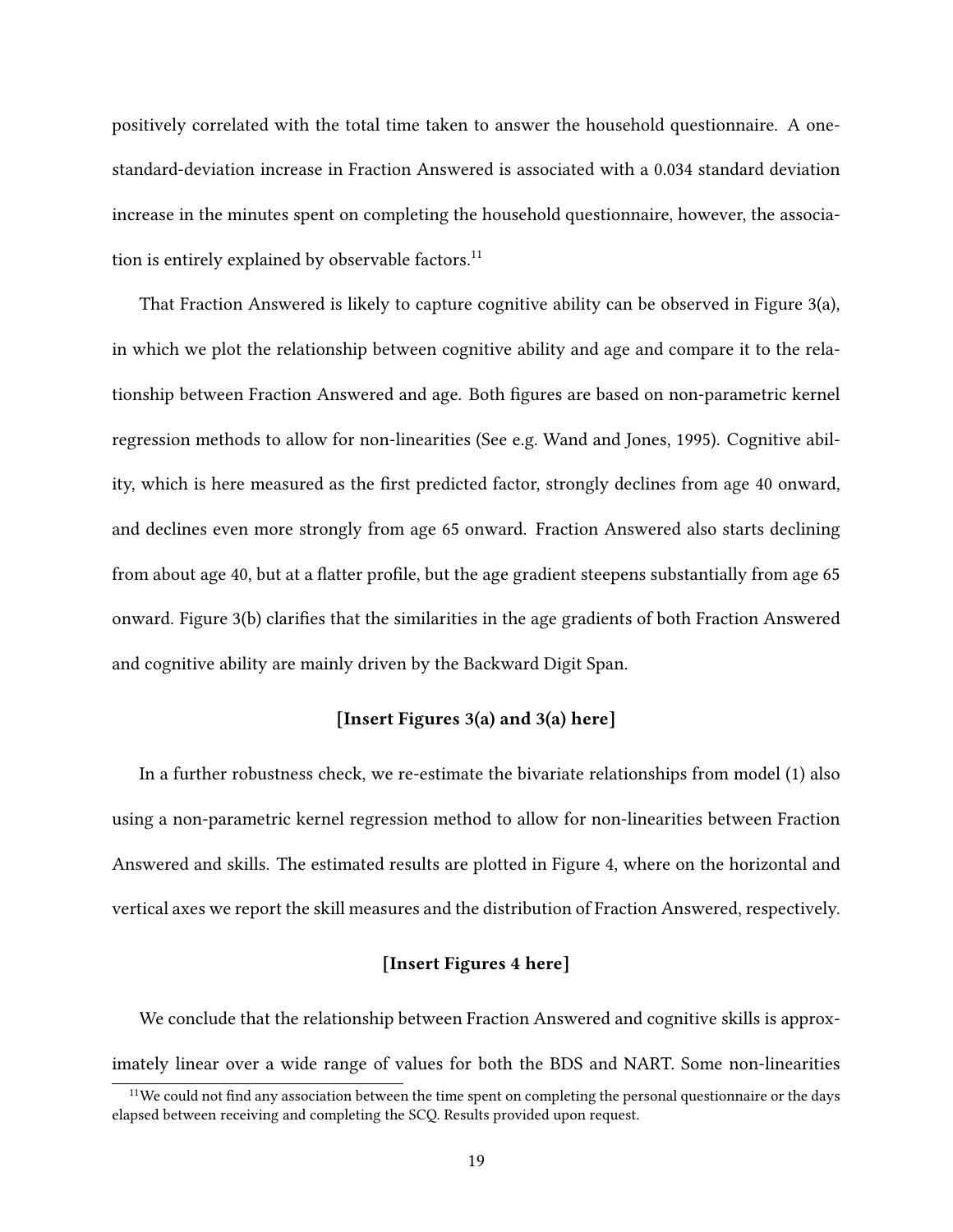positively correlated with the total time taken to answer the household questionnaire. A one-standard-deviation increase in Fraction Answered is associated with a 0.034 standard deviation increase in the minutes spent on completing the household questionnaire, however, the association is entirely explained by observable factors.[11]

That Fraction Answered is likely to capture cognitive ability can be observed in Figure 3(a), in which we plot the relationship between cognitive ability and age and compare it to the relationship between Fraction Answered and age. Both figures are based on non-parametric kernel regression methods to allow for non-linearities (See e.g. Wand and Jones, 1995). Cognitive ability, which is here measured as the first predicted factor, strongly declines from age 40 onward, and declines even more strongly from age 65 onward. Fraction Answered also starts declining from about age 40, but at a flatter profile, but the age gradient steepens substantially from age 65 onward. Figure 3(b) clarifies that the similarities in the age gradients of both Fraction Answered and cognitive ability are mainly driven by the Backward Digit Span.

**[Insert Figures 3(a) and 3(a) here]**

In a further robustness check, we re-estimate the bivariate relationships from model (1) also using a non-parametric kernel regression method to allow for non-linearities between Fraction Answered and skills. The estimated results are plotted in Figure 4, where on the horizontal and vertical axes we report the skill measures and the distribution of Fraction Answered, respectively.

**[Insert Figures 4 here]**

We conclude that the relationship between Fraction Answered and cognitive skills is approximately linear over a wide range of values for both the BDS and NART. Some non-linearities

[11] We could not find any association between the time spent on completing the personal questionnaire or the days elapsed between receiving and completing the SCQ. Results provided upon request.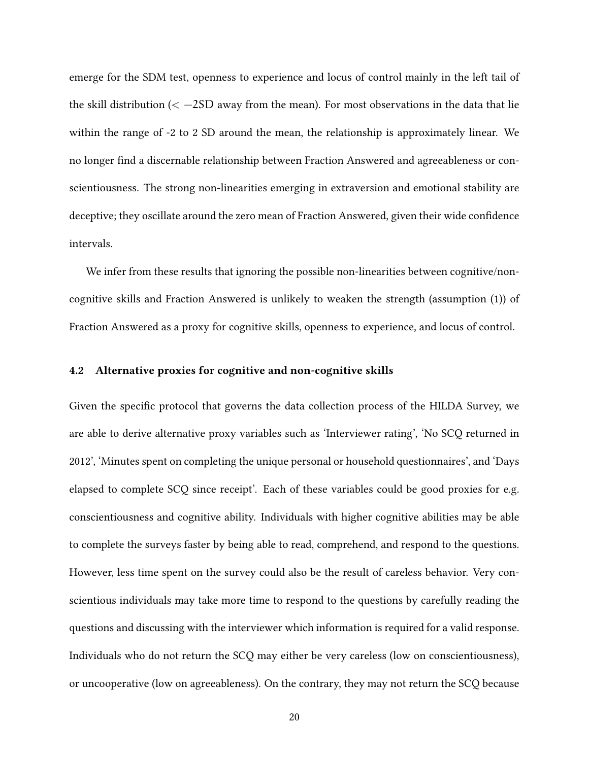emerge for the SDM test, openness to experience and locus of control mainly in the left tail of the skill distribution ($< -2$SD away from the mean). For most observations in the data that lie within the range of -2 to 2 SD around the mean, the relationship is approximately linear. We no longer find a discernable relationship between Fraction Answered and agreeableness or conscientiousness. The strong non-linearities emerging in extraversion and emotional stability are deceptive; they oscillate around the zero mean of Fraction Answered, given their wide confidence intervals.

We infer from these results that ignoring the possible non-linearities between cognitive/non-cognitive skills and Fraction Answered is unlikely to weaken the strength (assumption (1)) of Fraction Answered as a proxy for cognitive skills, openness to experience, and locus of control.

### 4.2 Alternative proxies for cognitive and non-cognitive skills

Given the specific protocol that governs the data collection process of the HILDA Survey, we are able to derive alternative proxy variables such as 'Interviewer rating', 'No SCQ returned in 2012', 'Minutes spent on completing the unique personal or household questionnaires', and 'Days elapsed to complete SCQ since receipt'. Each of these variables could be good proxies for e.g. conscientiousness and cognitive ability. Individuals with higher cognitive abilities may be able to complete the surveys faster by being able to read, comprehend, and respond to the questions. However, less time spent on the survey could also be the result of careless behavior. Very conscientious individuals may take more time to respond to the questions by carefully reading the questions and discussing with the interviewer which information is required for a valid response. Individuals who do not return the SCQ may either be very careless (low on conscientiousness), or uncooperative (low on agreeableness). On the contrary, they may not return the SCQ because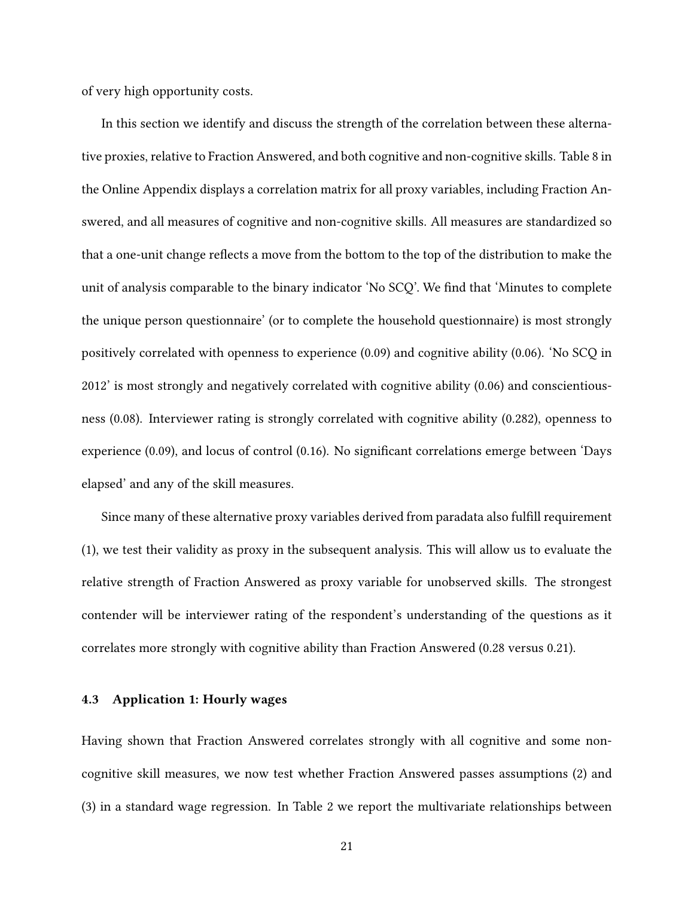of very high opportunity costs.

In this section we identify and discuss the strength of the correlation between these alternative proxies, relative to Fraction Answered, and both cognitive and non-cognitive skills. Table 8 in the Online Appendix displays a correlation matrix for all proxy variables, including Fraction Answered, and all measures of cognitive and non-cognitive skills. All measures are standardized so that a one-unit change reflects a move from the bottom to the top of the distribution to make the unit of analysis comparable to the binary indicator 'No SCQ'. We find that 'Minutes to complete the unique person questionnaire' (or to complete the household questionnaire) is most strongly positively correlated with openness to experience (0.09) and cognitive ability (0.06). 'No SCQ in 2012' is most strongly and negatively correlated with cognitive ability (0.06) and conscientiousness (0.08). Interviewer rating is strongly correlated with cognitive ability (0.282), openness to experience (0.09), and locus of control (0.16). No significant correlations emerge between 'Days elapsed' and any of the skill measures.

Since many of these alternative proxy variables derived from paradata also fulfill requirement (1), we test their validity as proxy in the subsequent analysis. This will allow us to evaluate the relative strength of Fraction Answered as proxy variable for unobserved skills. The strongest contender will be interviewer rating of the respondent's understanding of the questions as it correlates more strongly with cognitive ability than Fraction Answered (0.28 versus 0.21).

### 4.3 Application 1: Hourly wages

Having shown that Fraction Answered correlates strongly with all cognitive and some non-cognitive skill measures, we now test whether Fraction Answered passes assumptions (2) and (3) in a standard wage regression. In Table 2 we report the multivariate relationships between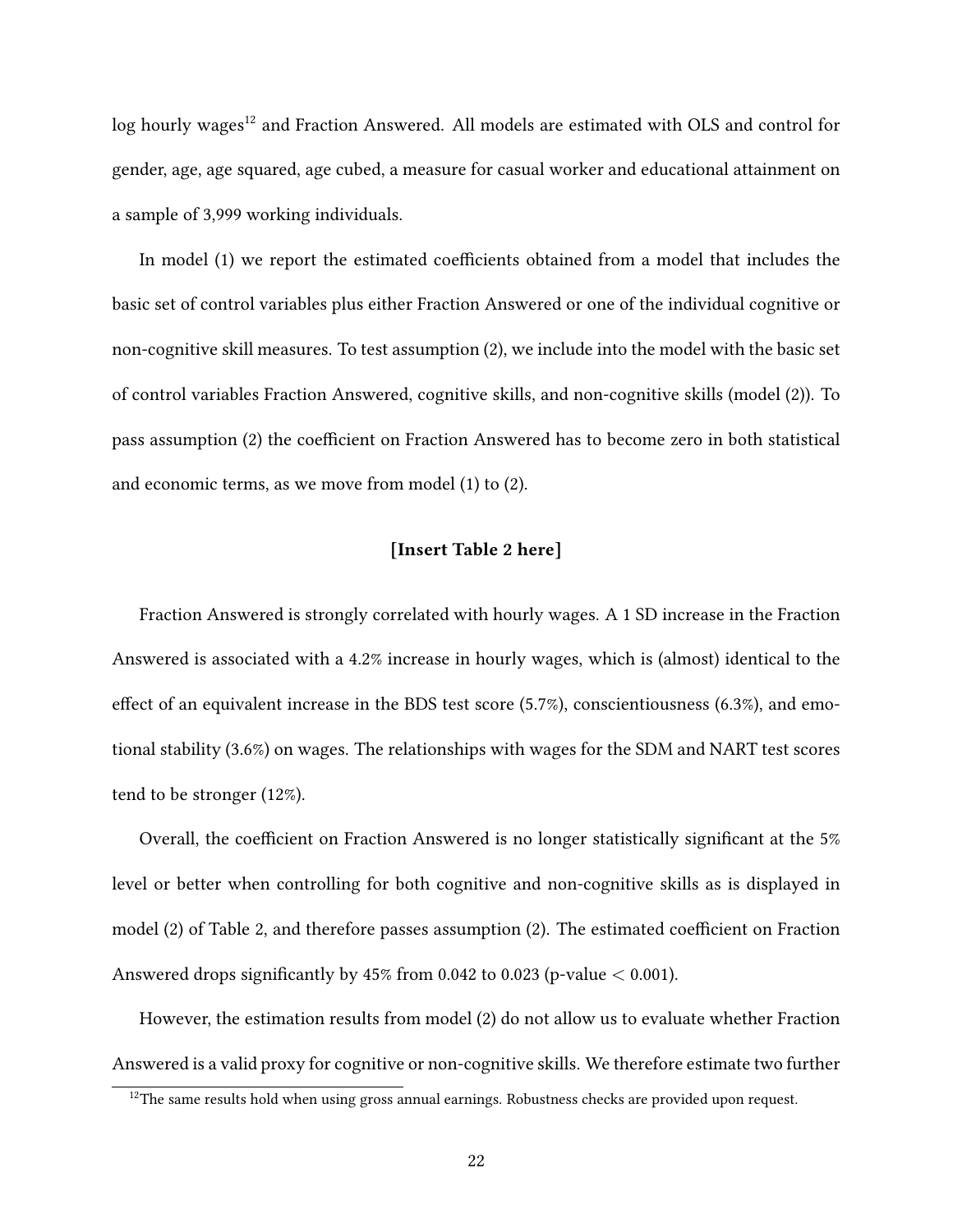log hourly wages[12] and Fraction Answered. All models are estimated with OLS and control for gender, age, age squared, age cubed, a measure for casual worker and educational attainment on a sample of 3,999 working individuals.

In model (1) we report the estimated coefficients obtained from a model that includes the basic set of control variables plus either Fraction Answered or one of the individual cognitive or non-cognitive skill measures. To test assumption (2), we include into the model with the basic set of control variables Fraction Answered, cognitive skills, and non-cognitive skills (model (2)). To pass assumption (2) the coefficient on Fraction Answered has to become zero in both statistical and economic terms, as we move from model (1) to (2).

**[Insert Table 2 here]**

Fraction Answered is strongly correlated with hourly wages. A 1 SD increase in the Fraction Answered is associated with a 4.2% increase in hourly wages, which is (almost) identical to the effect of an equivalent increase in the BDS test score (5.7%), conscientiousness (6.3%), and emotional stability (3.6%) on wages. The relationships with wages for the SDM and NART test scores tend to be stronger (12%).

Overall, the coefficient on Fraction Answered is no longer statistically significant at the 5% level or better when controlling for both cognitive and non-cognitive skills as is displayed in model (2) of Table 2, and therefore passes assumption (2). The estimated coefficient on Fraction Answered drops significantly by 45% from 0.042 to 0.023 (p-value $< 0.001$).

However, the estimation results from model (2) do not allow us to evaluate whether Fraction Answered is a valid proxy for cognitive or non-cognitive skills. We therefore estimate two further

[12] The same results hold when using gross annual earnings. Robustness checks are provided upon request.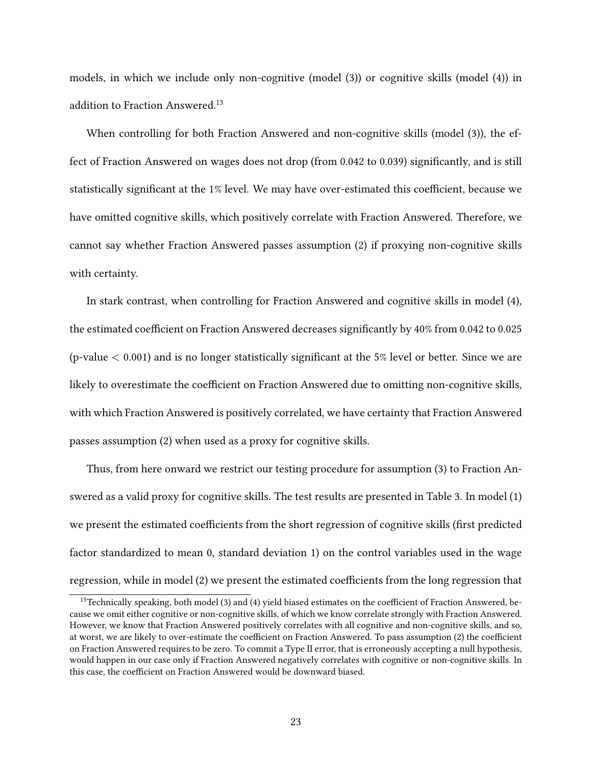models, in which we include only non-cognitive (model (3)) or cognitive skills (model (4)) in addition to Fraction Answered.[13]

When controlling for both Fraction Answered and non-cognitive skills (model (3)), the effect of Fraction Answered on wages does not drop (from 0.042 to 0.039) significantly, and is still statistically significant at the 1% level. We may have over-estimated this coefficient, because we have omitted cognitive skills, which positively correlate with Fraction Answered. Therefore, we cannot say whether Fraction Answered passes assumption (2) if proxying non-cognitive skills with certainty.

In stark contrast, when controlling for Fraction Answered and cognitive skills in model (4), the estimated coefficient on Fraction Answered decreases significantly by 40% from 0.042 to 0.025 (p-value $< 0.001$) and is no longer statistically significant at the 5% level or better. Since we are likely to overestimate the coefficient on Fraction Answered due to omitting non-cognitive skills, with which Fraction Answered is positively correlated, we have certainty that Fraction Answered passes assumption (2) when used as a proxy for cognitive skills.

Thus, from here onward we restrict our testing procedure for assumption (3) to Fraction Answered as a valid proxy for cognitive skills. The test results are presented in Table 3. In model (1) we present the estimated coefficients from the short regression of cognitive skills (first predicted factor standardized to mean 0, standard deviation 1) on the control variables used in the wage regression, while in model (2) we present the estimated coefficients from the long regression that

[13] Technically speaking, both model (3) and (4) yield biased estimates on the coefficient of Fraction Answered, because we omit either cognitive or non-cognitive skills, of which we know correlate strongly with Fraction Answered. However, we know that Fraction Answered positively correlates with all cognitive and non-cognitive skills, and so, at worst, we are likely to over-estimate the coefficient on Fraction Answered. To pass assumption (2) the coefficient on Fraction Answered requires to be zero. To commit a Type II error, that is erroneously accepting a null hypothesis, would happen in our case only if Fraction Answered negatively correlates with cognitive or non-cognitive skills. In this case, the coefficient on Fraction Answered would be downward biased.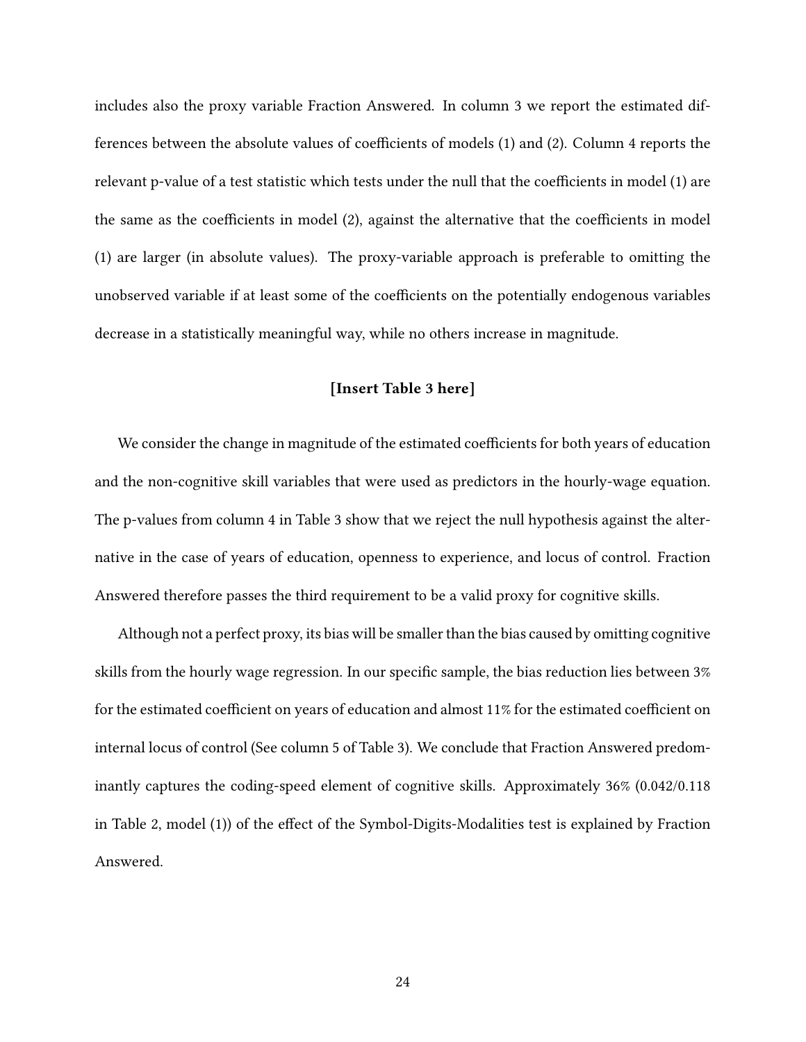includes also the proxy variable Fraction Answered. In column 3 we report the estimated differences between the absolute values of coefficients of models (1) and (2). Column 4 reports the relevant p-value of a test statistic which tests under the null that the coefficients in model (1) are the same as the coefficients in model (2), against the alternative that the coefficients in model (1) are larger (in absolute values). The proxy-variable approach is preferable to omitting the unobserved variable if at least some of the coefficients on the potentially endogenous variables decrease in a statistically meaningful way, while no others increase in magnitude.

**[Insert Table 3 here]**

We consider the change in magnitude of the estimated coefficients for both years of education and the non-cognitive skill variables that were used as predictors in the hourly-wage equation. The p-values from column 4 in Table 3 show that we reject the null hypothesis against the alternative in the case of years of education, openness to experience, and locus of control. Fraction Answered therefore passes the third requirement to be a valid proxy for cognitive skills.

Although not a perfect proxy, its bias will be smaller than the bias caused by omitting cognitive skills from the hourly wage regression. In our specific sample, the bias reduction lies between 3% for the estimated coefficient on years of education and almost 11% for the estimated coefficient on internal locus of control (See column 5 of Table 3). We conclude that Fraction Answered predominantly captures the coding-speed element of cognitive skills. Approximately 36% (0.042/0.118 in Table 2, model (1)) of the effect of the Symbol-Digits-Modalities test is explained by Fraction Answered.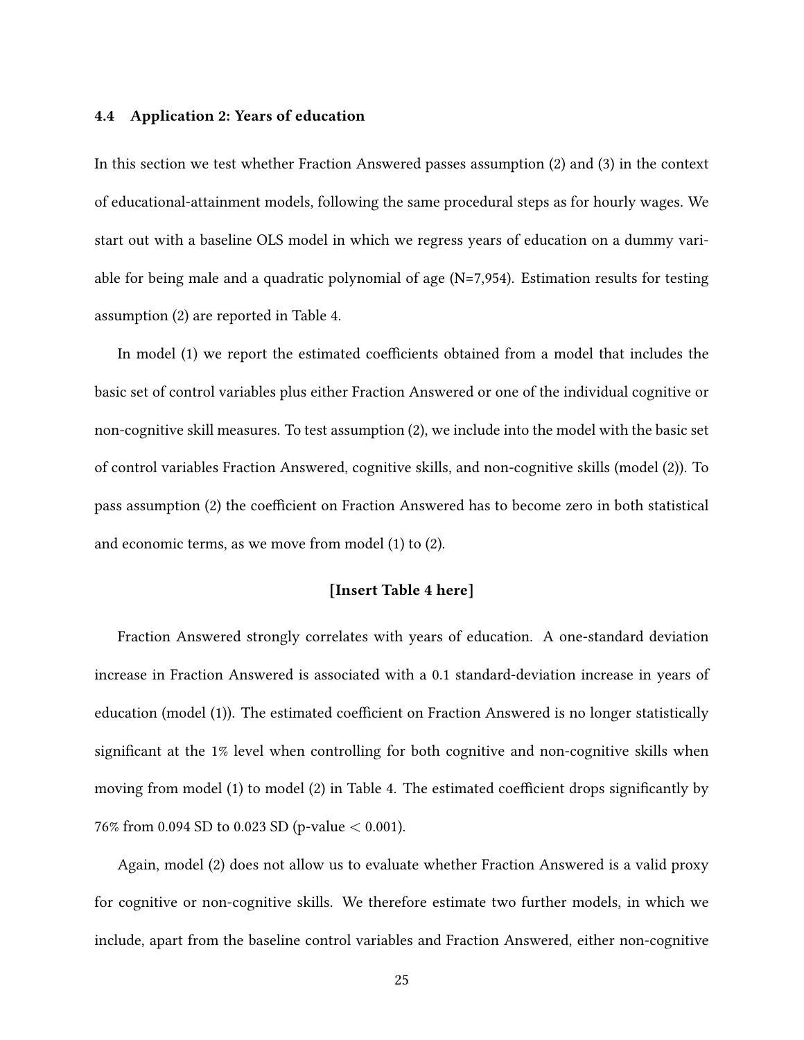### 4.4 Application 2: Years of education

In this section we test whether Fraction Answered passes assumption (2) and (3) in the context of educational-attainment models, following the same procedural steps as for hourly wages. We start out with a baseline OLS model in which we regress years of education on a dummy variable for being male and a quadratic polynomial of age (N=7,954). Estimation results for testing assumption (2) are reported in Table 4.

In model (1) we report the estimated coefficients obtained from a model that includes the basic set of control variables plus either Fraction Answered or one of the individual cognitive or non-cognitive skill measures. To test assumption (2), we include into the model with the basic set of control variables Fraction Answered, cognitive skills, and non-cognitive skills (model (2)). To pass assumption (2) the coefficient on Fraction Answered has to become zero in both statistical and economic terms, as we move from model (1) to (2).

**[Insert Table 4 here]**

Fraction Answered strongly correlates with years of education. A one-standard deviation increase in Fraction Answered is associated with a 0.1 standard-deviation increase in years of education (model (1)). The estimated coefficient on Fraction Answered is no longer statistically significant at the 1% level when controlling for both cognitive and non-cognitive skills when moving from model (1) to model (2) in Table 4. The estimated coefficient drops significantly by 76% from 0.094 SD to 0.023 SD (p-value $< 0.001$).

Again, model (2) does not allow us to evaluate whether Fraction Answered is a valid proxy for cognitive or non-cognitive skills. We therefore estimate two further models, in which we include, apart from the baseline control variables and Fraction Answered, either non-cognitive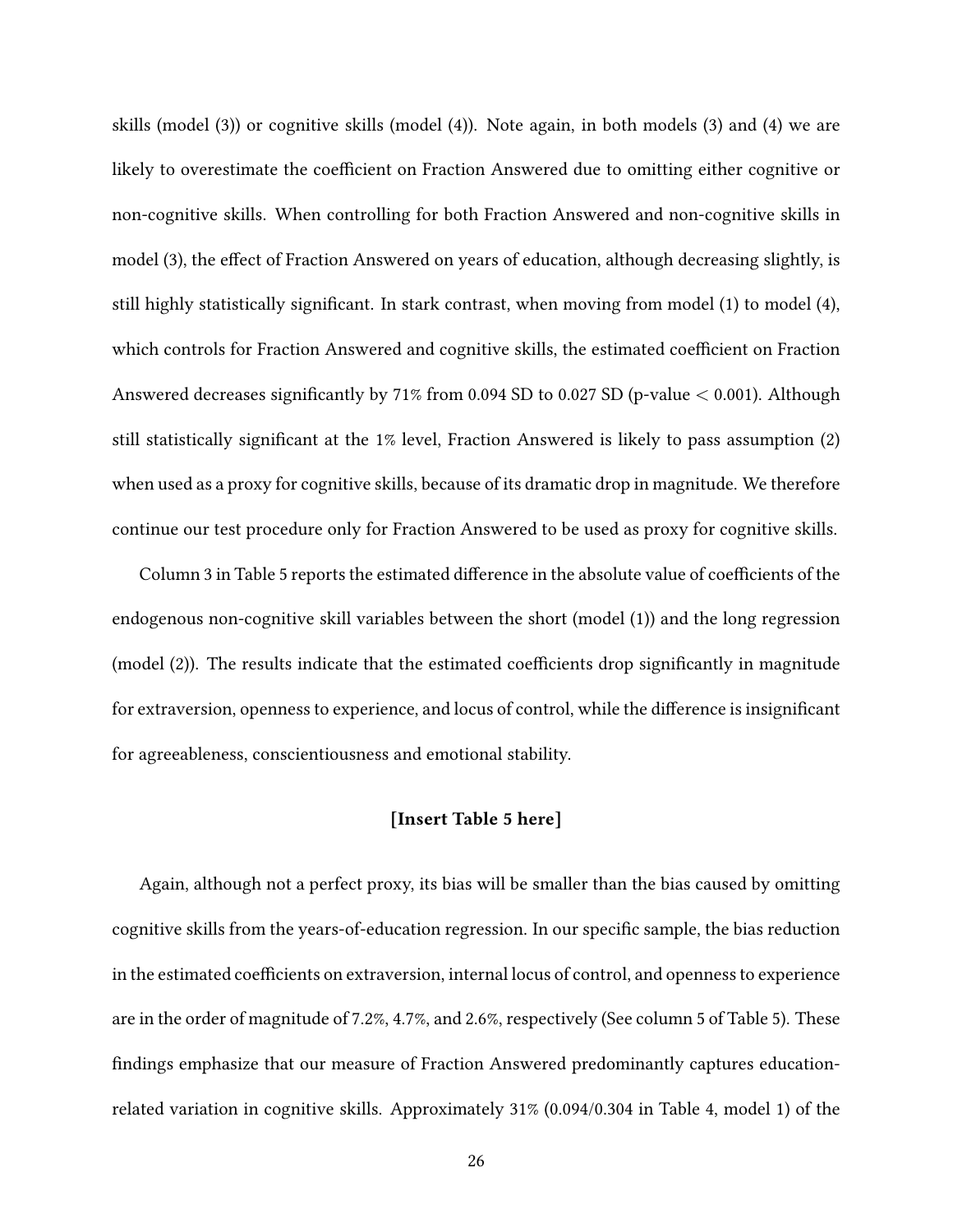skills (model (3)) or cognitive skills (model (4)). Note again, in both models (3) and (4) we are likely to overestimate the coefficient on Fraction Answered due to omitting either cognitive or non-cognitive skills. When controlling for both Fraction Answered and non-cognitive skills in model (3), the effect of Fraction Answered on years of education, although decreasing slightly, is still highly statistically significant. In stark contrast, when moving from model (1) to model (4), which controls for Fraction Answered and cognitive skills, the estimated coefficient on Fraction Answered decreases significantly by 71% from 0.094 SD to 0.027 SD (p-value $< 0.001$). Although still statistically significant at the 1% level, Fraction Answered is likely to pass assumption (2) when used as a proxy for cognitive skills, because of its dramatic drop in magnitude. We therefore continue our test procedure only for Fraction Answered to be used as proxy for cognitive skills.

Column 3 in Table 5 reports the estimated difference in the absolute value of coefficients of the endogenous non-cognitive skill variables between the short (model (1)) and the long regression (model (2)). The results indicate that the estimated coefficients drop significantly in magnitude for extraversion, openness to experience, and locus of control, while the difference is insignificant for agreeableness, conscientiousness and emotional stability.

**[Insert Table 5 here]**

Again, although not a perfect proxy, its bias will be smaller than the bias caused by omitting cognitive skills from the years-of-education regression. In our specific sample, the bias reduction in the estimated coefficients on extraversion, internal locus of control, and openness to experience are in the order of magnitude of 7.2%, 4.7%, and 2.6%, respectively (See column 5 of Table 5). These findings emphasize that our measure of Fraction Answered predominantly captures education-related variation in cognitive skills. Approximately 31% (0.094/0.304 in Table 4, model 1) of the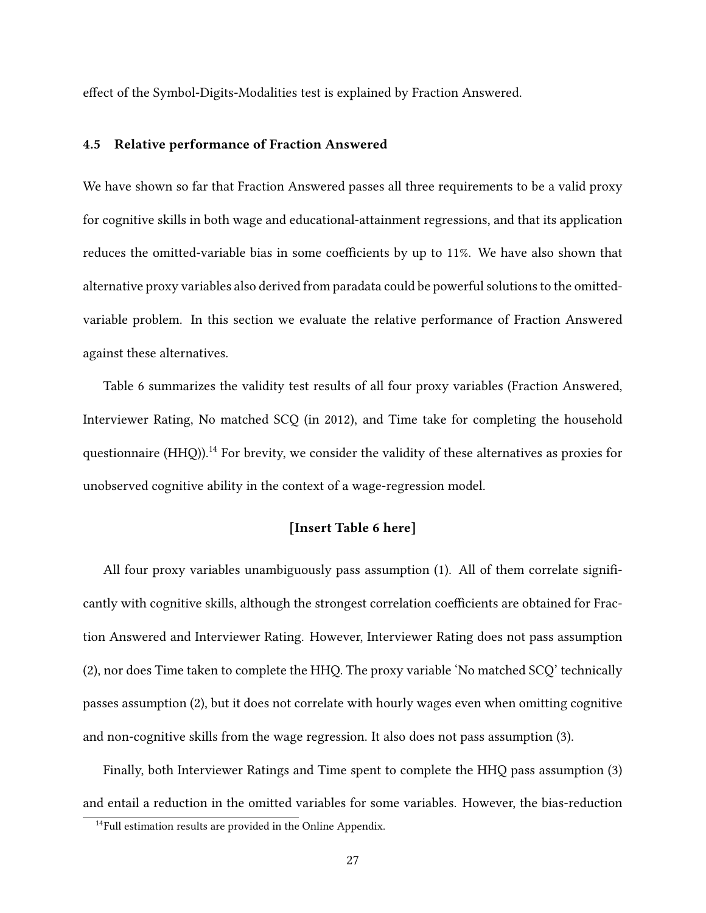effect of the Symbol-Digits-Modalities test is explained by Fraction Answered.

### 4.5 Relative performance of Fraction Answered

We have shown so far that Fraction Answered passes all three requirements to be a valid proxy for cognitive skills in both wage and educational-attainment regressions, and that its application reduces the omitted-variable bias in some coefficients by up to 11%. We have also shown that alternative proxy variables also derived from paradata could be powerful solutions to the omitted-variable problem. In this section we evaluate the relative performance of Fraction Answered against these alternatives.

Table 6 summarizes the validity test results of all four proxy variables (Fraction Answered, Interviewer Rating, No matched SCQ (in 2012), and Time take for completing the household questionnaire (HHQ)).[14] For brevity, we consider the validity of these alternatives as proxies for unobserved cognitive ability in the context of a wage-regression model.

**[Insert Table 6 here]**

All four proxy variables unambiguously pass assumption (1). All of them correlate significantly with cognitive skills, although the strongest correlation coefficients are obtained for Fraction Answered and Interviewer Rating. However, Interviewer Rating does not pass assumption (2), nor does Time taken to complete the HHQ. The proxy variable 'No matched SCQ' technically passes assumption (2), but it does not correlate with hourly wages even when omitting cognitive and non-cognitive skills from the wage regression. It also does not pass assumption (3).

Finally, both Interviewer Ratings and Time spent to complete the HHQ pass assumption (3) and entail a reduction in the omitted variables for some variables. However, the bias-reduction

[14] Full estimation results are provided in the Online Appendix.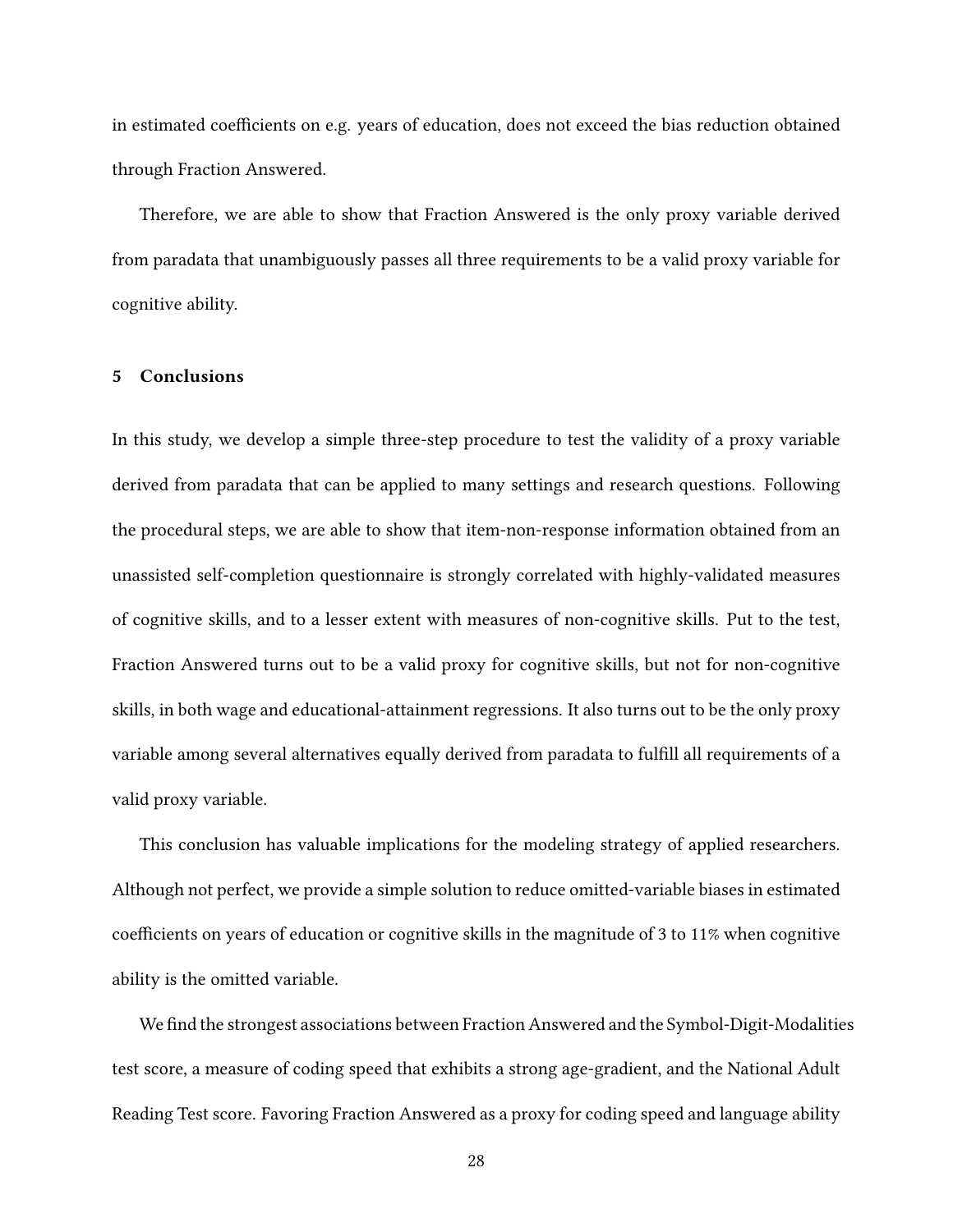in estimated coefficients on e.g. years of education, does not exceed the bias reduction obtained through Fraction Answered.

Therefore, we are able to show that Fraction Answered is the only proxy variable derived from paradata that unambiguously passes all three requirements to be a valid proxy variable for cognitive ability.

## 5 Conclusions

In this study, we develop a simple three-step procedure to test the validity of a proxy variable derived from paradata that can be applied to many settings and research questions. Following the procedural steps, we are able to show that item-non-response information obtained from an unassisted self-completion questionnaire is strongly correlated with highly-validated measures of cognitive skills, and to a lesser extent with measures of non-cognitive skills. Put to the test, Fraction Answered turns out to be a valid proxy for cognitive skills, but not for non-cognitive skills, in both wage and educational-attainment regressions. It also turns out to be the only proxy variable among several alternatives equally derived from paradata to fulfill all requirements of a valid proxy variable.

This conclusion has valuable implications for the modeling strategy of applied researchers. Although not perfect, we provide a simple solution to reduce omitted-variable biases in estimated coefficients on years of education or cognitive skills in the magnitude of 3 to 11% when cognitive ability is the omitted variable.

We find the strongest associations between Fraction Answered and the Symbol-Digit-Modalities test score, a measure of coding speed that exhibits a strong age-gradient, and the National Adult Reading Test score. Favoring Fraction Answered as a proxy for coding speed and language ability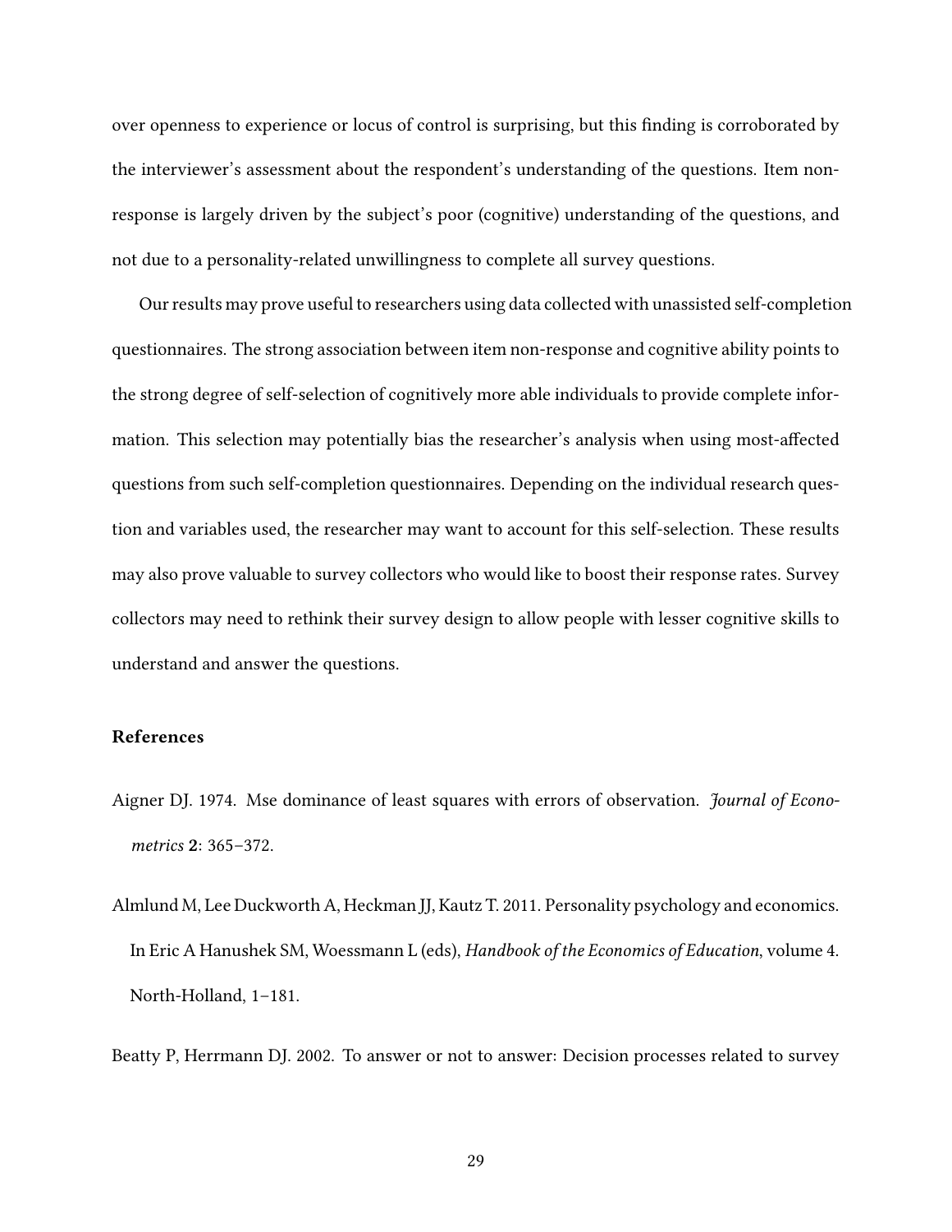over openness to experience or locus of control is surprising, but this finding is corroborated by the interviewer's assessment about the respondent's understanding of the questions. Item non-response is largely driven by the subject's poor (cognitive) understanding of the questions, and not due to a personality-related unwillingness to complete all survey questions.

Our results may prove useful to researchers using data collected with unassisted self-completion questionnaires. The strong association between item non-response and cognitive ability points to the strong degree of self-selection of cognitively more able individuals to provide complete information. This selection may potentially bias the researcher's analysis when using most-affected questions from such self-completion questionnaires. Depending on the individual research question and variables used, the researcher may want to account for this self-selection. These results may also prove valuable to survey collectors who would like to boost their response rates. Survey collectors may need to rethink their survey design to allow people with lesser cognitive skills to understand and answer the questions.

### References

Aigner DJ. 1974. Mse dominance of least squares with errors of observation. *Journal of Econometrics* **2**: 365–372.

Almlund M, Lee Duckworth A, Heckman JJ, Kautz T. 2011. Personality psychology and economics. In Eric A Hanushek SM, Woessmann L (eds), *Handbook of the Economics of Education*, volume 4. North-Holland, 1–181.

Beatty P, Herrmann DJ. 2002. To answer or not to answer: Decision processes related to survey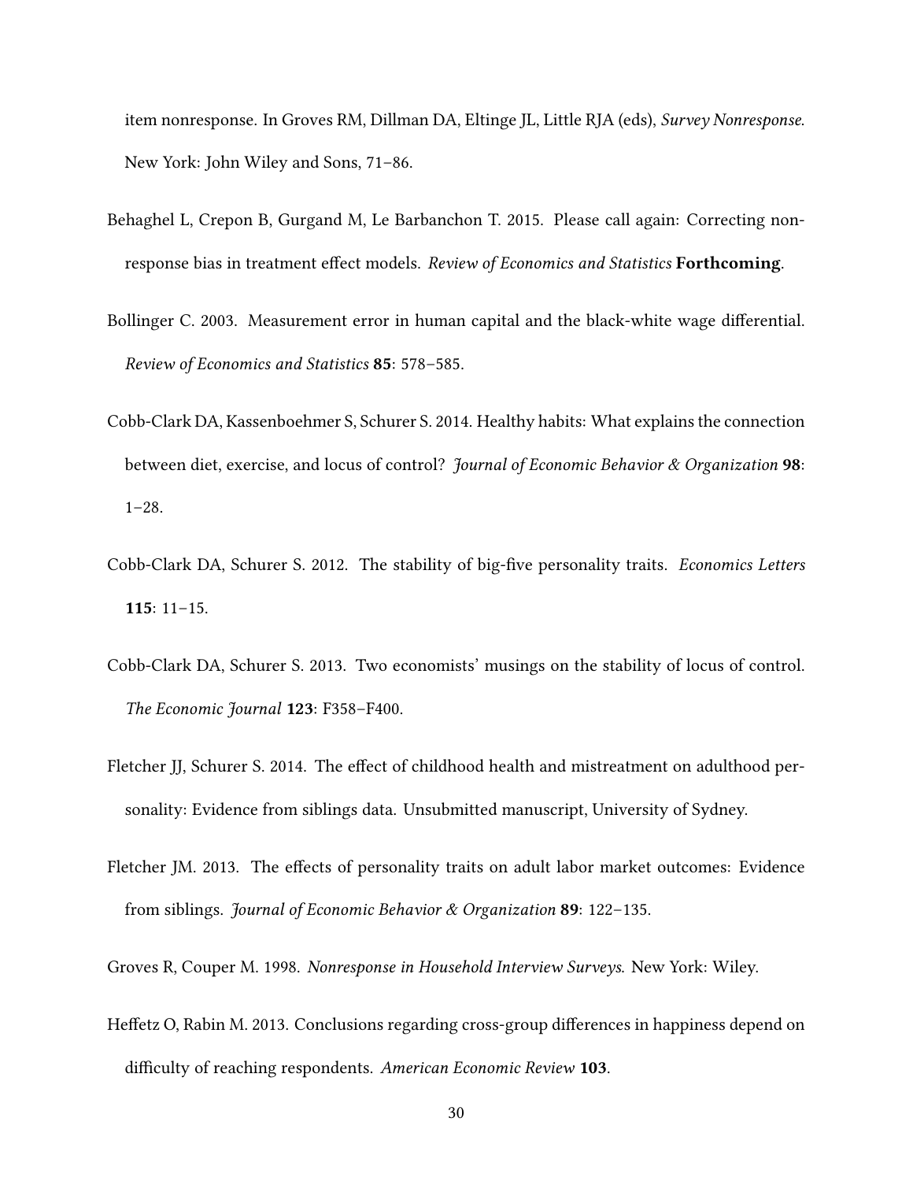item nonresponse. In Groves RM, Dillman DA, Eltinge JL, Little RJA (eds), *Survey Nonresponse*. New York: John Wiley and Sons, 71–86.

Behaghel L, Crepon B, Gurgand M, Le Barbanchon T. 2015. Please call again: Correcting non-response bias in treatment effect models. *Review of Economics and Statistics* **Forthcoming**.

Bollinger C. 2003. Measurement error in human capital and the black-white wage differential. *Review of Economics and Statistics* **85**: 578–585.

Cobb-Clark DA, Kassenboehmer S, Schurer S. 2014. Healthy habits: What explains the connection between diet, exercise, and locus of control? *Journal of Economic Behavior & Organization* **98**: 1–28.

Cobb-Clark DA, Schurer S. 2012. The stability of big-five personality traits. *Economics Letters* **115**: 11–15.

Cobb-Clark DA, Schurer S. 2013. Two economists' musings on the stability of locus of control. *The Economic Journal* **123**: F358–F400.

Fletcher JJ, Schurer S. 2014. The effect of childhood health and mistreatment on adulthood personality: Evidence from siblings data. Unsubmitted manuscript, University of Sydney.

Fletcher JM. 2013. The effects of personality traits on adult labor market outcomes: Evidence from siblings. *Journal of Economic Behavior & Organization* **89**: 122–135.

Groves R, Couper M. 1998. *Nonresponse in Household Interview Surveys*. New York: Wiley.

Heffetz O, Rabin M. 2013. Conclusions regarding cross-group differences in happiness depend on difficulty of reaching respondents. *American Economic Review* **103**.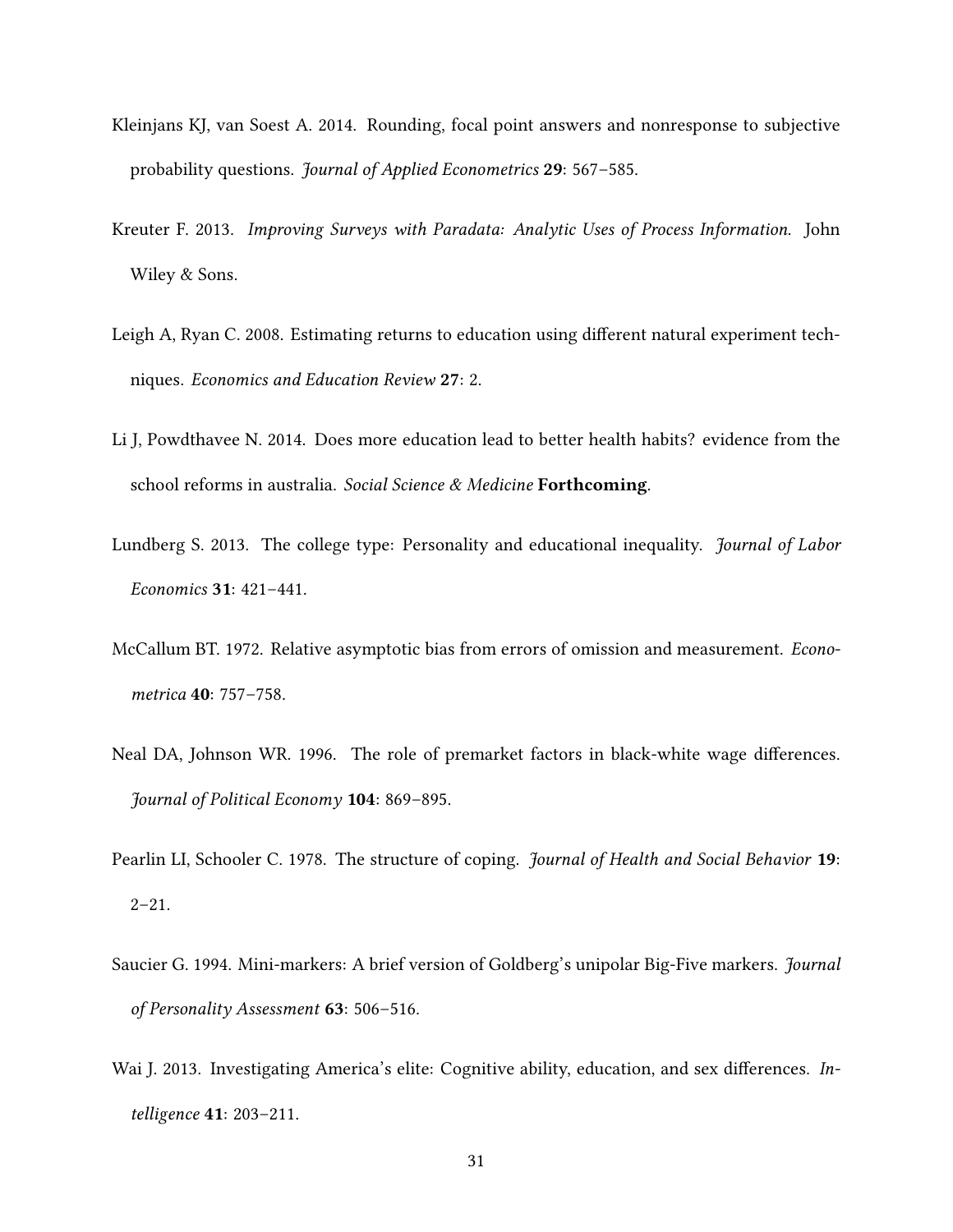Kleinjans KJ, van Soest A. 2014. Rounding, focal point answers and nonresponse to subjective probability questions. *Journal of Applied Econometrics* **29**: 567–585.

Kreuter F. 2013. *Improving Surveys with Paradata: Analytic Uses of Process Information*. John Wiley & Sons.

Leigh A, Ryan C. 2008. Estimating returns to education using different natural experiment techniques. *Economics and Education Review* **27**: 2.

Li J, Powdthavee N. 2014. Does more education lead to better health habits? evidence from the school reforms in australia. *Social Science & Medicine* **Forthcoming**.

Lundberg S. 2013. The college type: Personality and educational inequality. *Journal of Labor Economics* **31**: 421–441.

McCallum BT. 1972. Relative asymptotic bias from errors of omission and measurement. *Econometrica* **40**: 757–758.

Neal DA, Johnson WR. 1996. The role of premarket factors in black-white wage differences. *Journal of Political Economy* **104**: 869–895.

Pearlin LI, Schooler C. 1978. The structure of coping. *Journal of Health and Social Behavior* **19**: 2–21.

Saucier G. 1994. Mini-markers: A brief version of Goldberg's unipolar Big-Five markers. *Journal of Personality Assessment* **63**: 506–516.

Wai J. 2013. Investigating America's elite: Cognitive ability, education, and sex differences. *Intelligence* **41**: 203–211.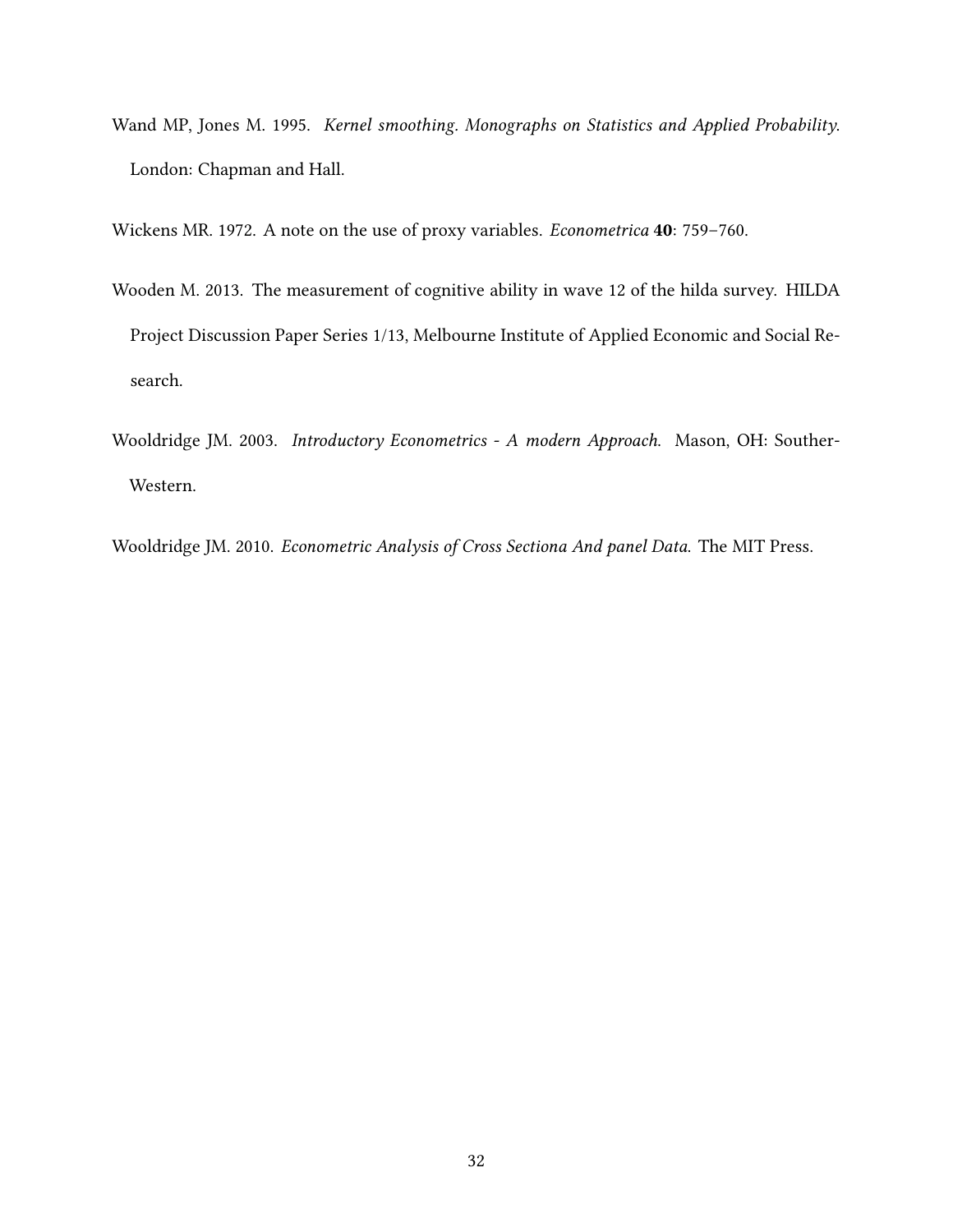Wand MP, Jones M. 1995. *Kernel smoothing. Monographs on Statistics and Applied Probability*. London: Chapman and Hall.

Wickens MR. 1972. A note on the use of proxy variables. *Econometrica* **40**: 759–760.

Wooden M. 2013. The measurement of cognitive ability in wave 12 of the hilda survey. HILDA Project Discussion Paper Series 1/13, Melbourne Institute of Applied Economic and Social Research.

Wooldridge JM. 2003. *Introductory Econometrics - A modern Approach*. Mason, OH: Souther-Western.

Wooldridge JM. 2010. *Econometric Analysis of Cross Sectiona And panel Data*. The MIT Press.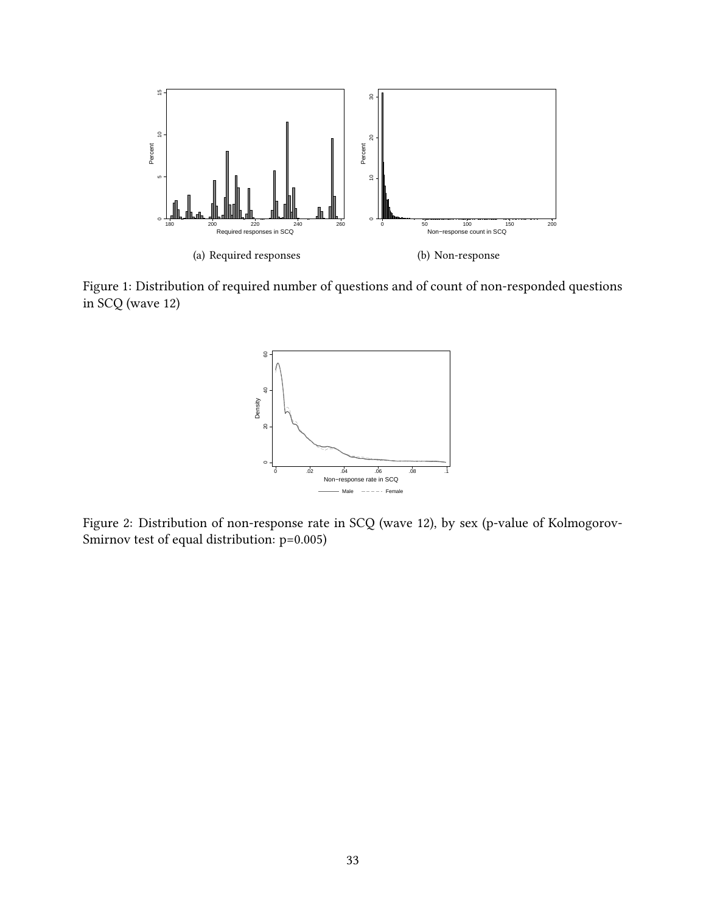(a) Required responses

(b) Non-response

Figure 1: Distribution of required number of questions and of count of non-responded questions in SCQ (wave 12)

Figure 2: Distribution of non-response rate in SCQ (wave 12), by sex (p-value of Kolmogorov-Smirnov test of equal distribution: p=0.005)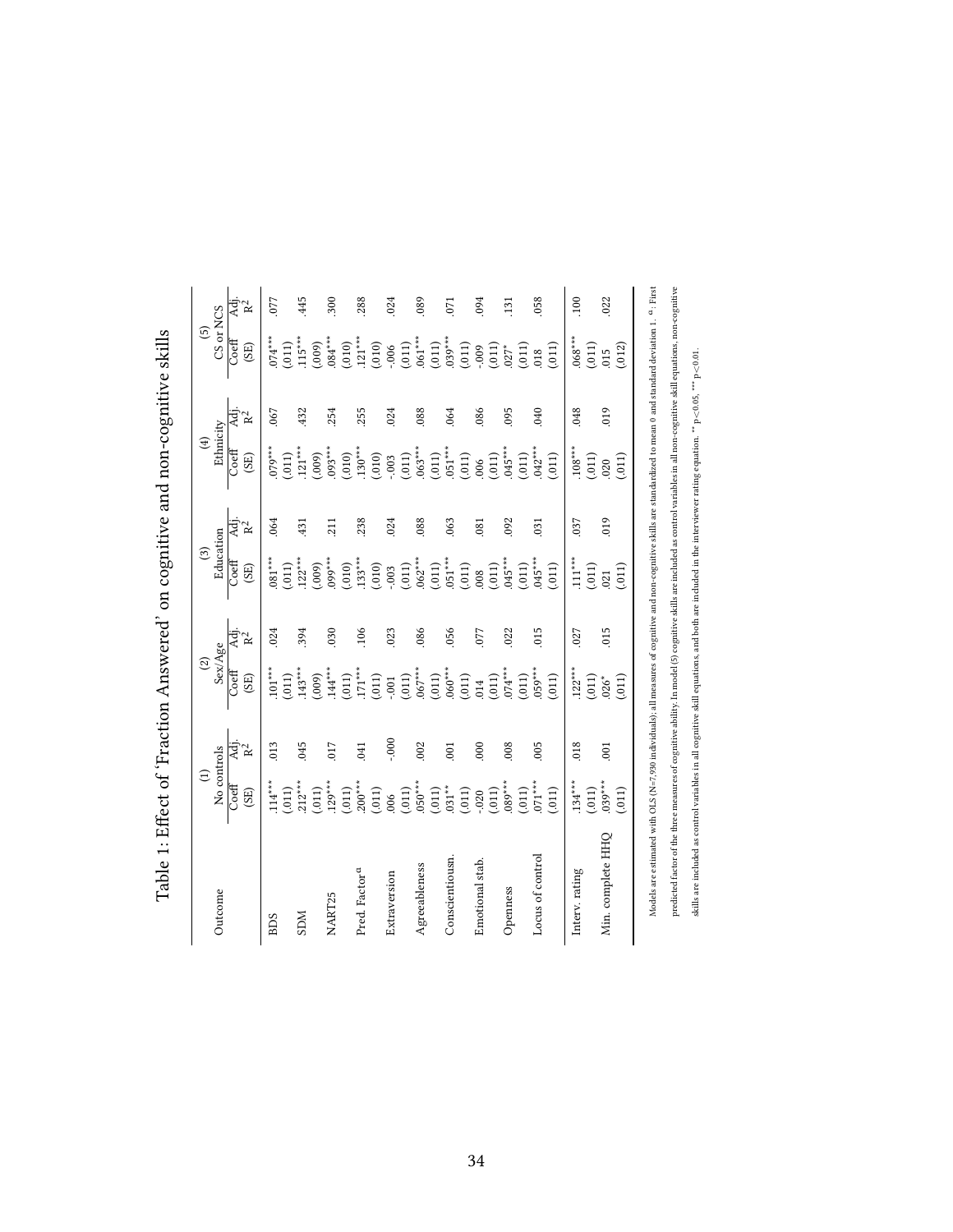# Table 1: Effect of 'Fraction Answered' on cognitive and non-cognitive skills

| Outcome | (1) No controls | | (2) Sex/Age | | (3) Education | | (4) Ethnicity | | (5) CS or NCS | |
|---|---|---|---|---|---|---|---|---|---|---|
| | Coeff (SE) | Adj. $R^2$ | Coeff (SE) | Adj. $R^2$ | Coeff (SE) | Adj. $R^2$ | Coeff (SE) | Adj. $R^2$ | Coeff (SE) | Adj. $R^2$ |
| BDS | .114*** (.011) | .013 | .101*** (.011) | .024 | .081*** (.011) | .064 | .079*** (.011) | .067 | .074*** (.011) | .077 |
| SDM | .212*** (.011) | .045 | .143*** (.009) | .394 | .122*** (.009) | .431 | .121*** (.009) | .432 | .115*** (.009) | .445 |
| NART25 | .129*** (.011) | .017 | .144*** (.011) | .030 | .099*** (.010) | .211 | .093*** (.010) | .254 | .084*** (.010) | .300 |
| Pred. Factor[a] | .200*** (.011) | .041 | .171*** (.011) | .106 | .133*** (.010) | .238 | .130*** (.010) | .255 | .121*** (.010) | .288 |
| Extraversion | .006 (.011) | -.000 | -.001 (.011) | .023 | -.003 (.011) | .024 | -.003 (.011) | .024 | -.006 (.011) | .024 |
| Agreeableness | .050*** (.011) | .002 | .067*** (.011) | .086 | .062*** (.011) | .088 | .063*** (.011) | .088 | .061*** (.011) | .089 |
| Conscientiousn. | .031** (.011) | .001 | .060*** (.011) | .056 | .051*** (.011) | .063 | .051*** (.011) | .064 | .039*** (.011) | .071 |
| Emotional stab. | -.020 (.011) | .000 | .014 (.011) | .077 | .008 (.011) | .081 | .006 (.011) | .086 | -.009 (.011) | .094 |
| Openness | .089*** (.011) | .008 | .074*** (.011) | .022 | .045*** (.011) | .092 | .045*** (.011) | .095 | .027* (.011) | .131 |
| Locus of control | .071*** (.011) | .005 | .059*** (.011) | .015 | .045*** (.011) | .031 | .042*** (.011) | .040 | .018 (.011) | .058 |
| Interv. rating | .134*** (.011) | .018 | .122*** (.011) | .027 | .111*** (.011) | .037 | .108*** (.011) | .048 | .068*** (.011) | .100 |
| Min. complete HHQ | .039*** (.011) | .001 | .026* (.011) | .015 | .021 (.011) | .019 | .020 (.011) | .019 | .015 (.012) | .022 |

Models are estimated with OLS (N=7,930 individuals); all measures of cognitive and non-cognitive skills are standardized to mean 0 and standard deviation 1. [a]: First predicted factor of the three measures of cognitive ability. In model (5) cognitive skills are included as control variables in all non-cognitive skill equations, non-cognitive skills are included as control variables in all cognitive skill equations, and both are included in the interviewer rating equation. ** p<0.05, *** p<0.01.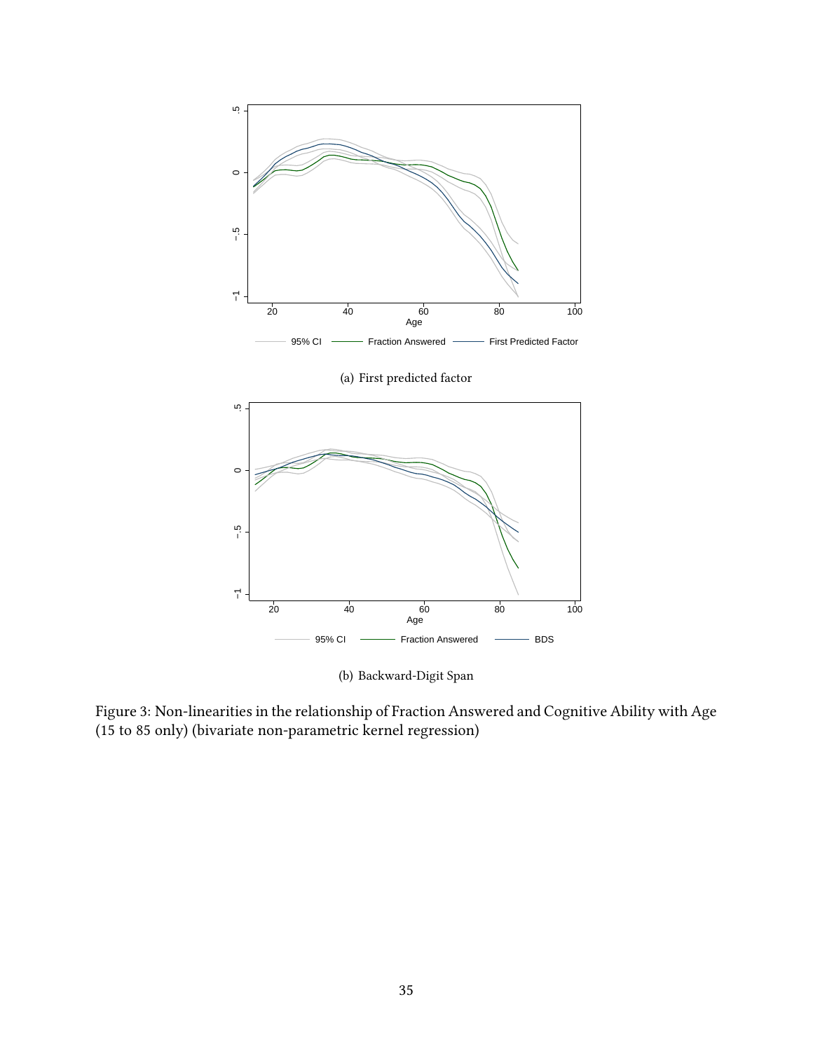(a) First predicted factor

(b) Backward-Digit Span

Figure 3: Non-linearities in the relationship of Fraction Answered and Cognitive Ability with Age (15 to 85 only) (bivariate non-parametric kernel regression)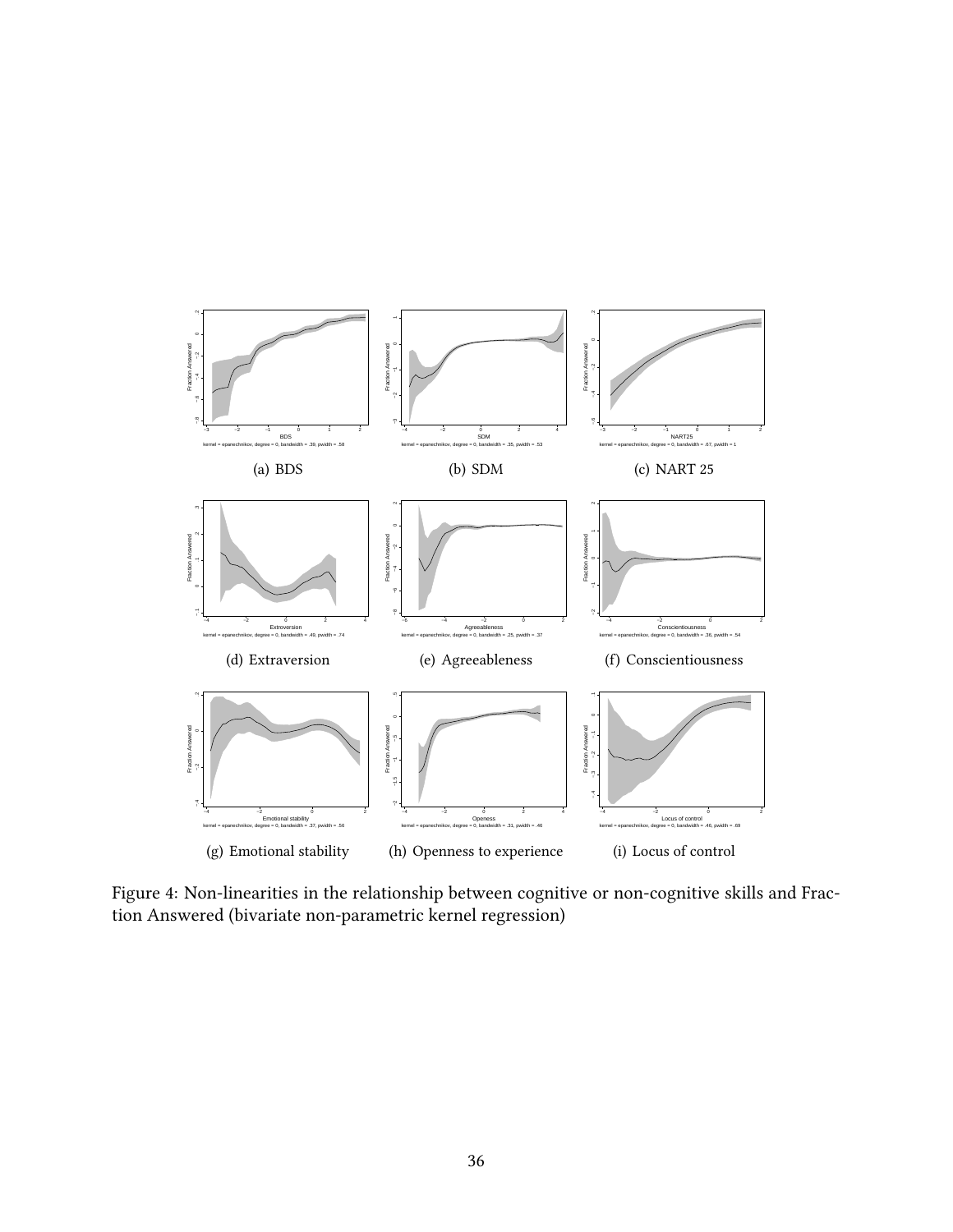(a) BDS

(b) SDM

(c) NART 25

(d) Extraversion

(e) Agreeableness

(f) Conscientiousness

(g) Emotional stability

(h) Openness to experience

(i) Locus of control

Figure 4: Non-linearities in the relationship between cognitive or non-cognitive skills and Fraction Answered (bivariate non-parametric kernel regression)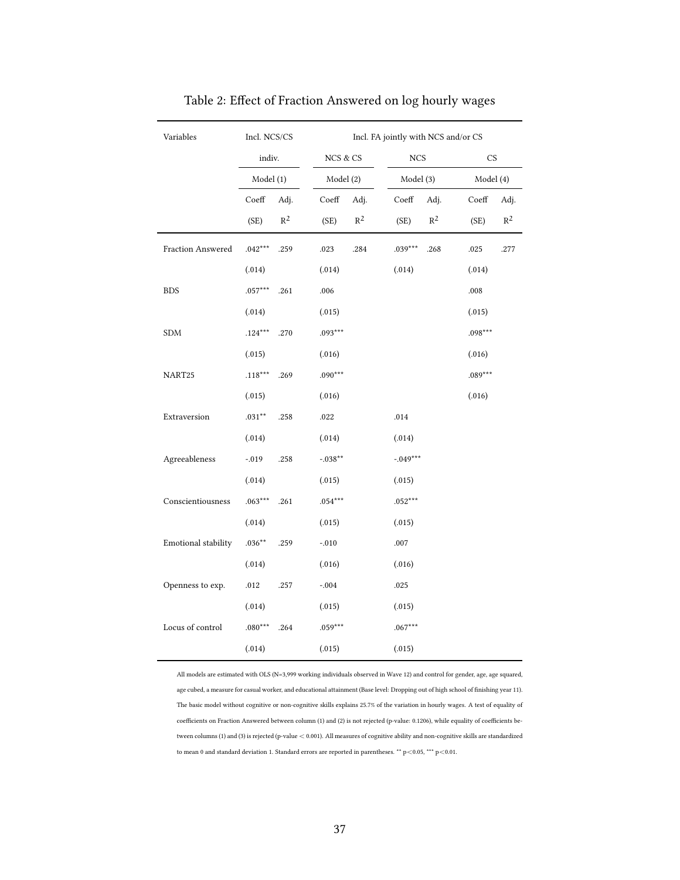Table 2: Effect of Fraction Answered on log hourly wages

| Variables | Incl. NCS/CS indiv. | | Incl. FA jointly with NCS and/or CS | | | | | |
|---|---|---|---|---|---|---|---|---|
| | | | NCS & CS | | NCS | | CS | |
| | Model (1) | | Model (2) | | Model (3) | | Model (4) | |
| | Coeff (SE) | Adj. $R^2$ | Coeff (SE) | Adj. $R^2$ | Coeff (SE) | Adj. $R^2$ | Coeff (SE) | Adj. $R^2$ |
| Fraction Answered | .042*** | .259 | .023 | .284 | .039*** | .268 | .025 | .277 |
| | (.014) | | (.014) | | (.014) | | (.014) | |
| BDS | .057*** | .261 | .006 | | | | .008 | |
| | (.014) | | (.015) | | | | (.015) | |
| SDM | .124*** | .270 | .093*** | | | | .098*** | |
| | (.015) | | (.016) | | | | (.016) | |
| NART25 | .118*** | .269 | .090*** | | | | .089*** | |
| | (.015) | | (.016) | | | | (.016) | |
| Extraversion | .031** | .258 | .022 | | .014 | | | |
| | (.014) | | (.014) | | (.014) | | | |
| Agreeableness | -.019 | .258 | -.038** | | -.049*** | | | |
| | (.014) | | (.015) | | (.015) | | | |
| Conscientiousness | .063*** | .261 | .054*** | | .052*** | | | |
| | (.014) | | (.015) | | (.015) | | | |
| Emotional stability | .036** | .259 | -.010 | | .007 | | | |
| | (.014) | | (.016) | | (.016) | | | |
| Openness to exp. | .012 | .257 | -.004 | | .025 | | | |
| | (.014) | | (.015) | | (.015) | | | |
| Locus of control | .080*** | .264 | .059*** | | .067*** | | | |
| | (.014) | | (.015) | | (.015) | | | |

All models are estimated with OLS (N=3,999 working individuals observed in Wave 12) and control for gender, age, age squared, age cubed, a measure for casual worker, and educational attainment (Base level: Dropping out of high school of finishing year 11). The basic model without cognitive or non-cognitive skills explains 25.7% of the variation in hourly wages. A test of equality of coefficients on Fraction Answered between column (1) and (2) is not rejected (p-value: 0.1206), while equality of coefficients between columns (1) and (3) is rejected (p-value $< 0.001$). All measures of cognitive ability and non-cognitive skills are standardized to mean 0 and standard deviation 1. Standard errors are reported in parentheses. ** $p<0.05$, *** $p<0.01$.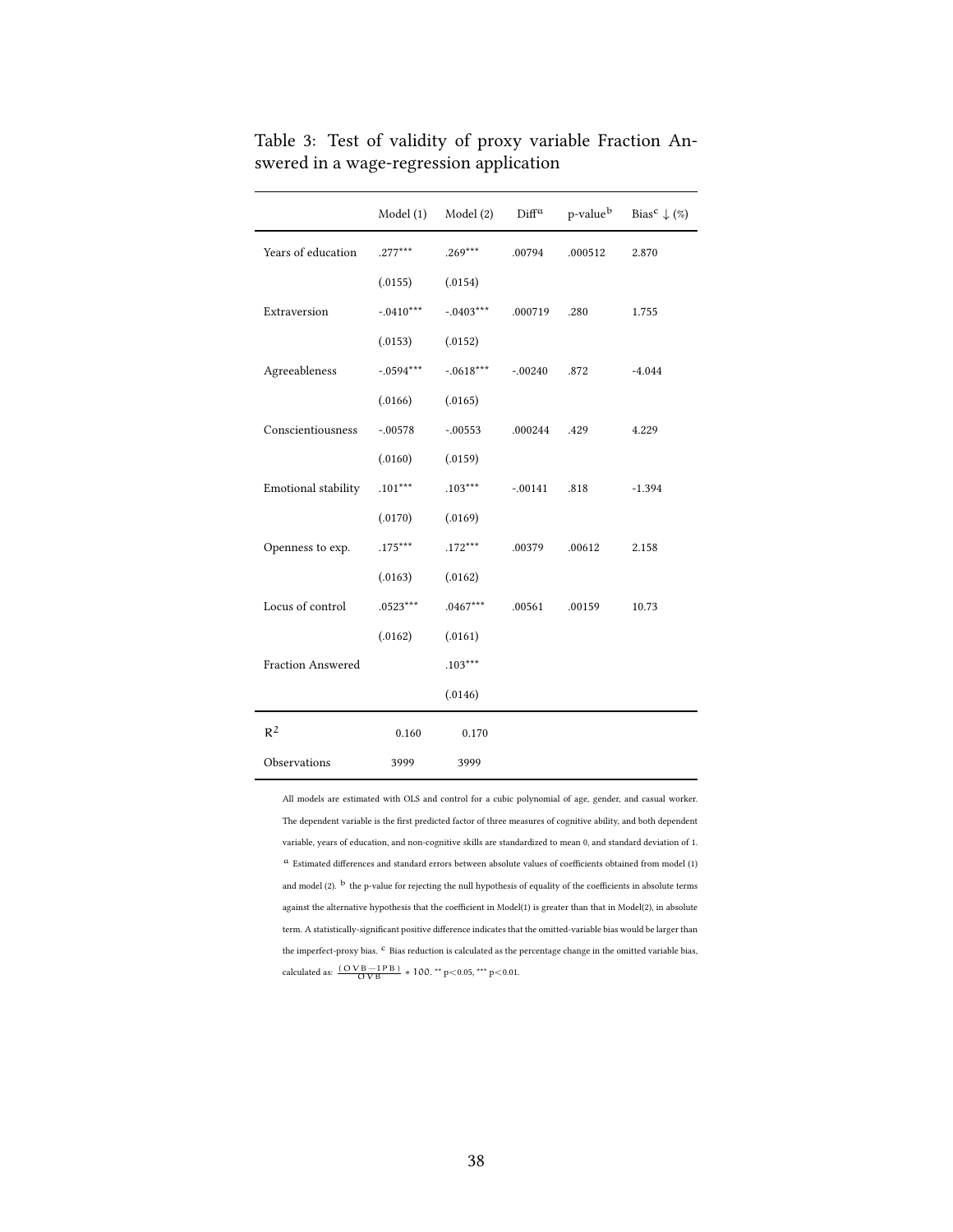Table 3: Test of validity of proxy variable Fraction Answered in a wage-regression application

| | Model (1) | Model (2) | Diff[a] | p-value[b] | Bias[c] ↓ (%) |
|---|---|---|---|---|---|
| Years of education | .277*** | .269*** | .00794 | .000512 | 2.870 |
| | (.0155) | (.0154) | | | |
| Extraversion | -.0410*** | -.0403*** | .000719 | .280 | 1.755 |
| | (.0153) | (.0152) | | | |
| Agreeableness | -.0594*** | -.0618*** | -.00240 | .872 | -4.044 |
| | (.0166) | (.0165) | | | |
| Conscientiousness | -.00578 | -.00553 | .000244 | .429 | 4.229 |
| | (.0160) | (.0159) | | | |
| Emotional stability | .101*** | .103*** | -.00141 | .818 | -1.394 |
| | (.0170) | (.0169) | | | |
| Openness to exp. | .175*** | .172*** | .00379 | .00612 | 2.158 |
| | (.0163) | (.0162) | | | |
| Locus of control | .0523*** | .0467*** | .00561 | .00159 | 10.73 |
| | (.0162) | (.0161) | | | |
| Fraction Answered | | .103*** | | | |
| | | (.0146) | | | |
| $R^2$ | 0.160 | 0.170 | | | |
| Observations | 3999 | 3999 | | | |

All models are estimated with OLS and control for a cubic polynomial of age, gender, and casual worker. The dependent variable is the first predicted factor of three measures of cognitive ability, and both dependent variable, years of education, and non-cognitive skills are standardized to mean 0, and standard deviation of 1. [a] Estimated differences and standard errors between absolute values of coefficients obtained from model (1) and model (2). [b] the p-value for rejecting the null hypothesis of equality of the coefficients in absolute terms against the alternative hypothesis that the coefficient in Model(1) is greater than that in Model(2), in absolute term. A statistically-significant positive difference indicates that the omitted-variable bias would be larger than the imperfect-proxy bias. [c] Bias reduction is calculated as the percentage change in the omitted variable bias, calculated as: $\frac{(OVB-IPB)}{OVB} * 100$. ** $p<0.05$, *** $p<0.01$.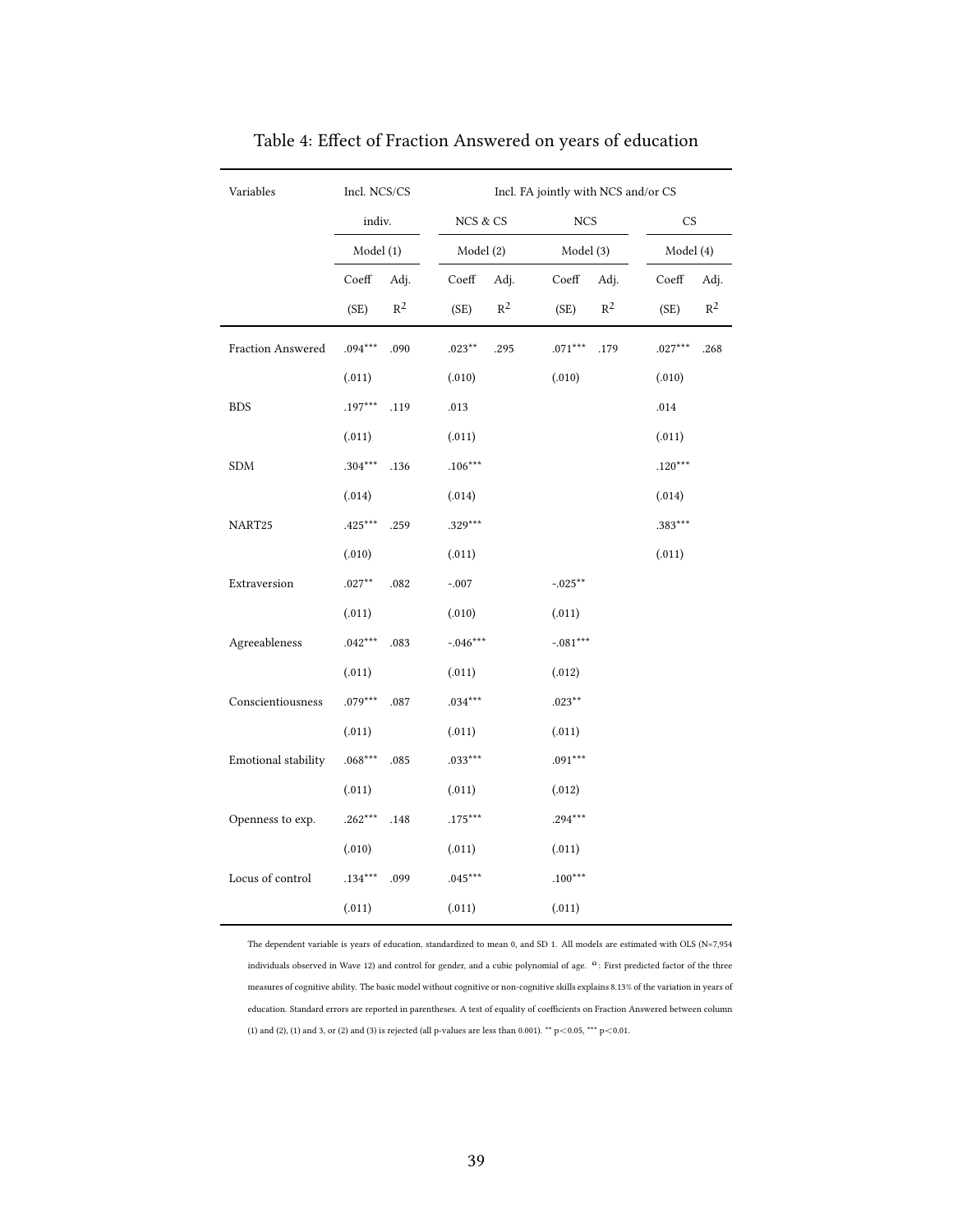# Table 4: Effect of Fraction Answered on years of education

| Variables | Incl. NCS/CS | | Incl. FA jointly with NCS and/or CS | | | | | |
|---|---|---|---|---|---|---|---|---|
| | indiv. | | NCS & CS | | NCS | | CS | |
| | Model (1) | | Model (2) | | Model (3) | | Model (4) | |
| | Coeff (SE) | Adj. $R^2$ | Coeff (SE) | Adj. $R^2$ | Coeff (SE) | Adj. $R^2$ | Coeff (SE) | Adj. $R^2$ |
| Fraction Answered | .094*** | .090 | .023** | .295 | .071*** | .179 | .027*** | .268 |
| | (.011) | | (.010) | | (.010) | | (.010) | |
| BDS | .197*** | .119 | .013 | | | | .014 | |
| | (.011) | | (.011) | | | | (.011) | |
| SDM | .304*** | .136 | .106*** | | | | .120*** | |
| | (.014) | | (.014) | | | | (.014) | |
| NART25 | .425*** | .259 | .329*** | | | | .383*** | |
| | (.010) | | (.011) | | | | (.011) | |
| Extraversion | .027** | .082 | -.007 | | -.025** | | | |
| | (.011) | | (.010) | | (.011) | | | |
| Agreeableness | .042*** | .083 | -.046*** | | -.081*** | | | |
| | (.011) | | (.011) | | (.012) | | | |
| Conscientiousness | .079*** | .087 | .034*** | | .023** | | | |
| | (.011) | | (.011) | | (.011) | | | |
| Emotional stability | .068*** | .085 | .033*** | | .091*** | | | |
| | (.011) | | (.011) | | (.012) | | | |
| Openness to exp. | .262*** | .148 | .175*** | | .294*** | | | |
| | (.010) | | (.011) | | (.011) | | | |
| Locus of control | .134*** | .099 | .045*** | | .100*** | | | |
| | (.011) | | (.011) | | (.011) | | | |

The dependent variable is years of education, standardized to mean 0, and SD 1. All models are estimated with OLS (N=7,954 individuals observed in Wave 12) and control for gender, and a cubic polynomial of age. $^{a}$: First predicted factor of the three measures of cognitive ability. The basic model without cognitive or non-cognitive skills explains 8.13% of the variation in years of education. Standard errors are reported in parentheses. A test of equality of coefficients on Fraction Answered between column (1) and (2), (1) and 3, or (2) and (3) is rejected (all p-values are less than 0.001). ** $p<0.05$, *** $p<0.01$.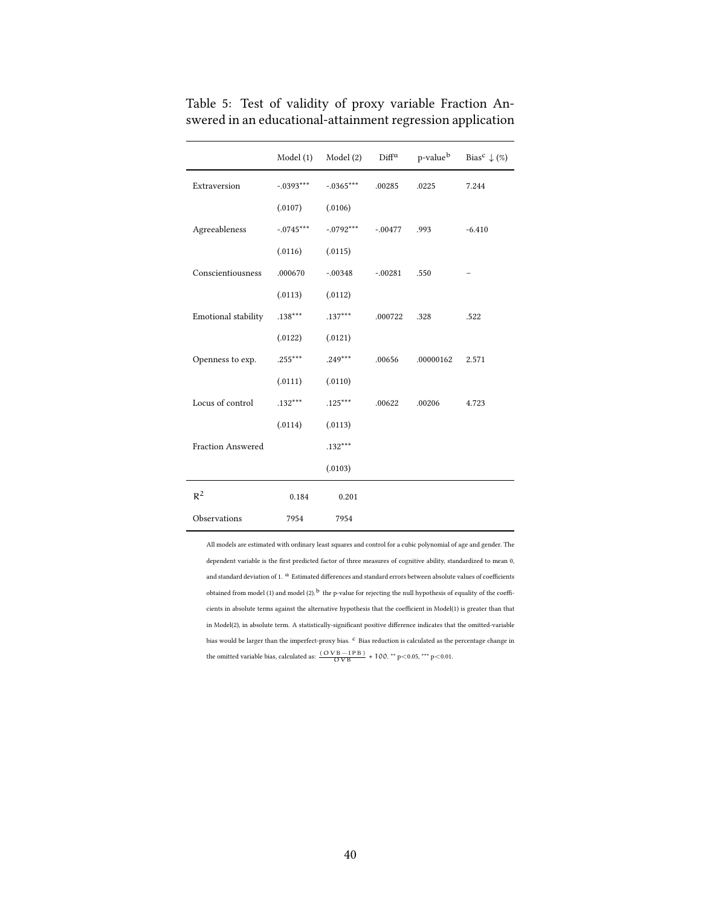Table 5: Test of validity of proxy variable Fraction Answered in an educational-attainment regression application

| | Model (1) | Model (2) | Diff[a] | p-value[b] | Bias[c] ↓ (%) |
|---|---|---|---|---|---|
| Extraversion | -.0393*** | -.0365*** | .00285 | .0225 | 7.244 |
| | (.0107) | (.0106) | | | |
| Agreeableness | -.0745*** | -.0792*** | -.00477 | .993 | -6.410 |
| | (.0116) | (.0115) | | | |
| Conscientiousness | .000670 | -.00348 | -.00281 | .550 | – |
| | (.0113) | (.0112) | | | |
| Emotional stability | .138*** | .137*** | .000722 | .328 | .522 |
| | (.0122) | (.0121) | | | |
| Openness to exp. | .255*** | .249*** | .00656 | .00000162 | 2.571 |
| | (.0111) | (.0110) | | | |
| Locus of control | .132*** | .125*** | .00622 | .00206 | 4.723 |
| | (.0114) | (.0113) | | | |
| Fraction Answered | | .132*** | | | |
| | | (.0103) | | | |
| $R^2$ | 0.184 | 0.201 | | | |
| Observations | 7954 | 7954 | | | |

All models are estimated with ordinary least squares and control for a cubic polynomial of age and gender. The dependent variable is the first predicted factor of three measures of cognitive ability, standardized to mean 0, and standard deviation of 1. [a] Estimated differences and standard errors between absolute values of coefficients obtained from model (1) and model (2). [b] the p-value for rejecting the null hypothesis of equality of the coefficients in absolute terms against the alternative hypothesis that the coefficient in Model(1) is greater than that in Model(2), in absolute term. A statistically-significant positive difference indicates that the omitted-variable bias would be larger than the imperfect-proxy bias. [c] Bias reduction is calculated as the percentage change in the omitted variable bias, calculated as: $\frac{(OVB-IPB)}{OVB} * 100$. ** p<0.05, *** p<0.01.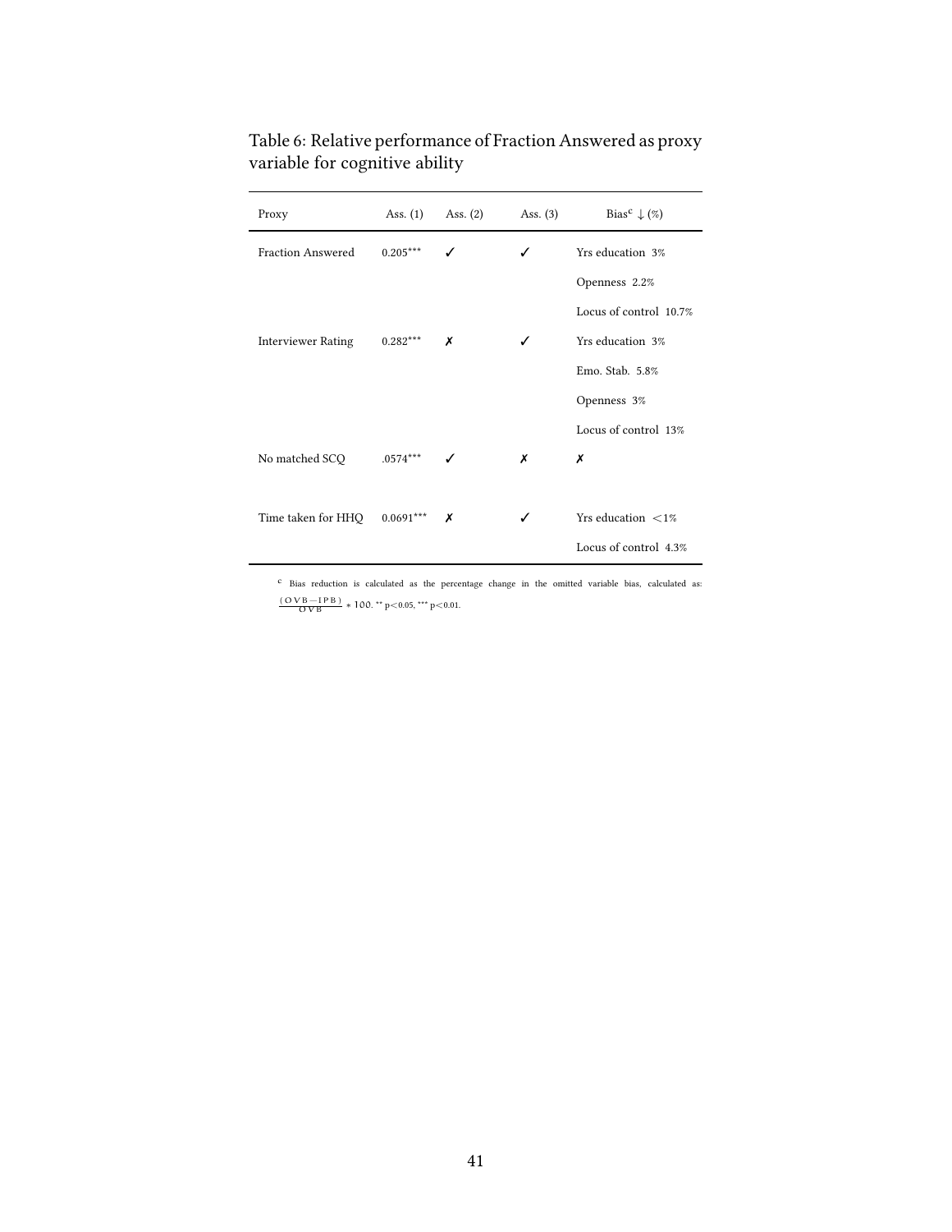Table 6: Relative performance of Fraction Answered as proxy variable for cognitive ability

| Proxy | Ass. (1) | Ass. (2) | Ass. (3) | Bias[c] ↓ (%) |
|---|---|---|---|---|
| Fraction Answered | 0.205*** | ✓ | ✓ | Yrs education 3% |
| | | | | Openness 2.2% |
| | | | | Locus of control 10.7% |
| Interviewer Rating | 0.282*** | ✗ | ✓ | Yrs education 3% |
| | | | | Emo. Stab. 5.8% |
| | | | | Openness 3% |
| | | | | Locus of control 13% |
| No matched SCQ | .0574*** | ✓ | ✗ | ✗ |
| Time taken for HHQ | 0.0691*** | ✗ | ✓ | Yrs education <1% |
| | | | | Locus of control 4.3% |

[c] Bias reduction is calculated as the percentage change in the omitted variable bias, calculated as: $\frac{(OVB-IPB)}{OVB} * 100$. ** $p<0.05$, *** $p<0.01$.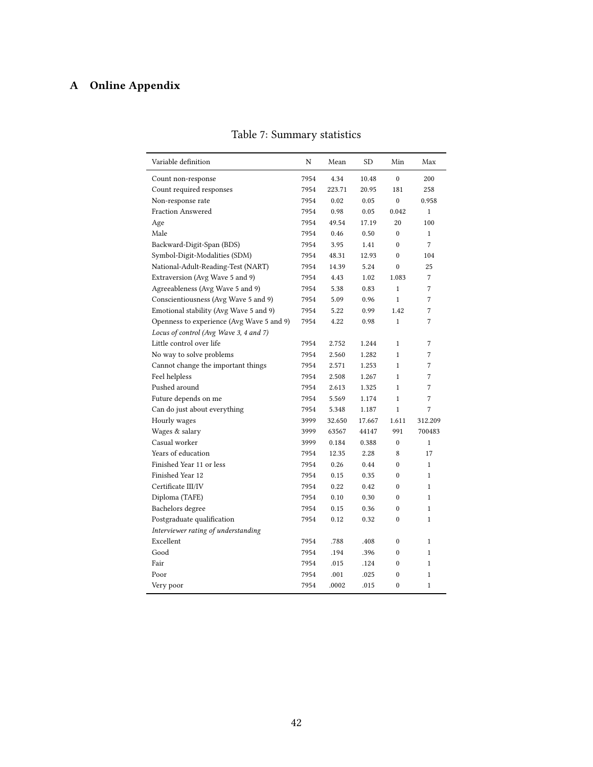# A Online Appendix

Table 7: Summary statistics

| Variable definition | N | Mean | SD | Min | Max |
|---|---|---|---|---|---|
| Count non-response | 7954 | 4.34 | 10.48 | 0 | 200 |
| Count required responses | 7954 | 223.71 | 20.95 | 181 | 258 |
| Non-response rate | 7954 | 0.02 | 0.05 | 0 | 0.958 |
| Fraction Answered | 7954 | 0.98 | 0.05 | 0.042 | 1 |
| Age | 7954 | 49.54 | 17.19 | 20 | 100 |
| Male | 7954 | 0.46 | 0.50 | 0 | 1 |
| Backward-Digit-Span (BDS) | 7954 | 3.95 | 1.41 | 0 | 7 |
| Symbol-Digit-Modalities (SDM) | 7954 | 48.31 | 12.93 | 0 | 104 |
| National-Adult-Reading-Test (NART) | 7954 | 14.39 | 5.24 | 0 | 25 |
| Extraversion (Avg Wave 5 and 9) | 7954 | 4.43 | 1.02 | 1.083 | 7 |
| Agreeableness (Avg Wave 5 and 9) | 7954 | 5.38 | 0.83 | 1 | 7 |
| Conscientiousness (Avg Wave 5 and 9) | 7954 | 5.09 | 0.96 | 1 | 7 |
| Emotional stability (Avg Wave 5 and 9) | 7954 | 5.22 | 0.99 | 1.42 | 7 |
| Openness to experience (Avg Wave 5 and 9) | 7954 | 4.22 | 0.98 | 1 | 7 |
| *Locus of control (Avg Wave 3, 4 and 7)* | | | | | |
| Little control over life | 7954 | 2.752 | 1.244 | 1 | 7 |
| No way to solve problems | 7954 | 2.560 | 1.282 | 1 | 7 |
| Cannot change the important things | 7954 | 2.571 | 1.253 | 1 | 7 |
| Feel helpless | 7954 | 2.508 | 1.267 | 1 | 7 |
| Pushed around | 7954 | 2.613 | 1.325 | 1 | 7 |
| Future depends on me | 7954 | 5.569 | 1.174 | 1 | 7 |
| Can do just about everything | 7954 | 5.348 | 1.187 | 1 | 7 |
| Hourly wages | 3999 | 32.650 | 17.667 | 1.611 | 312.209 |
| Wages & salary | 3999 | 63567 | 44147 | 991 | 700483 |
| Casual worker | 3999 | 0.184 | 0.388 | 0 | 1 |
| Years of education | 7954 | 12.35 | 2.28 | 8 | 17 |
| Finished Year 11 or less | 7954 | 0.26 | 0.44 | 0 | 1 |
| Finished Year 12 | 7954 | 0.15 | 0.35 | 0 | 1 |
| Certificate III/IV | 7954 | 0.22 | 0.42 | 0 | 1 |
| Diploma (TAFE) | 7954 | 0.10 | 0.30 | 0 | 1 |
| Bachelors degree | 7954 | 0.15 | 0.36 | 0 | 1 |
| Postgraduate qualification | 7954 | 0.12 | 0.32 | 0 | 1 |
| *Interviewer rating of understanding* | | | | | |
| Excellent | 7954 | .788 | .408 | 0 | 1 |
| Good | 7954 | .194 | .396 | 0 | 1 |
| Fair | 7954 | .015 | .124 | 0 | 1 |
| Poor | 7954 | .001 | .025 | 0 | 1 |
| Very poor | 7954 | .0002 | .015 | 0 | 1 |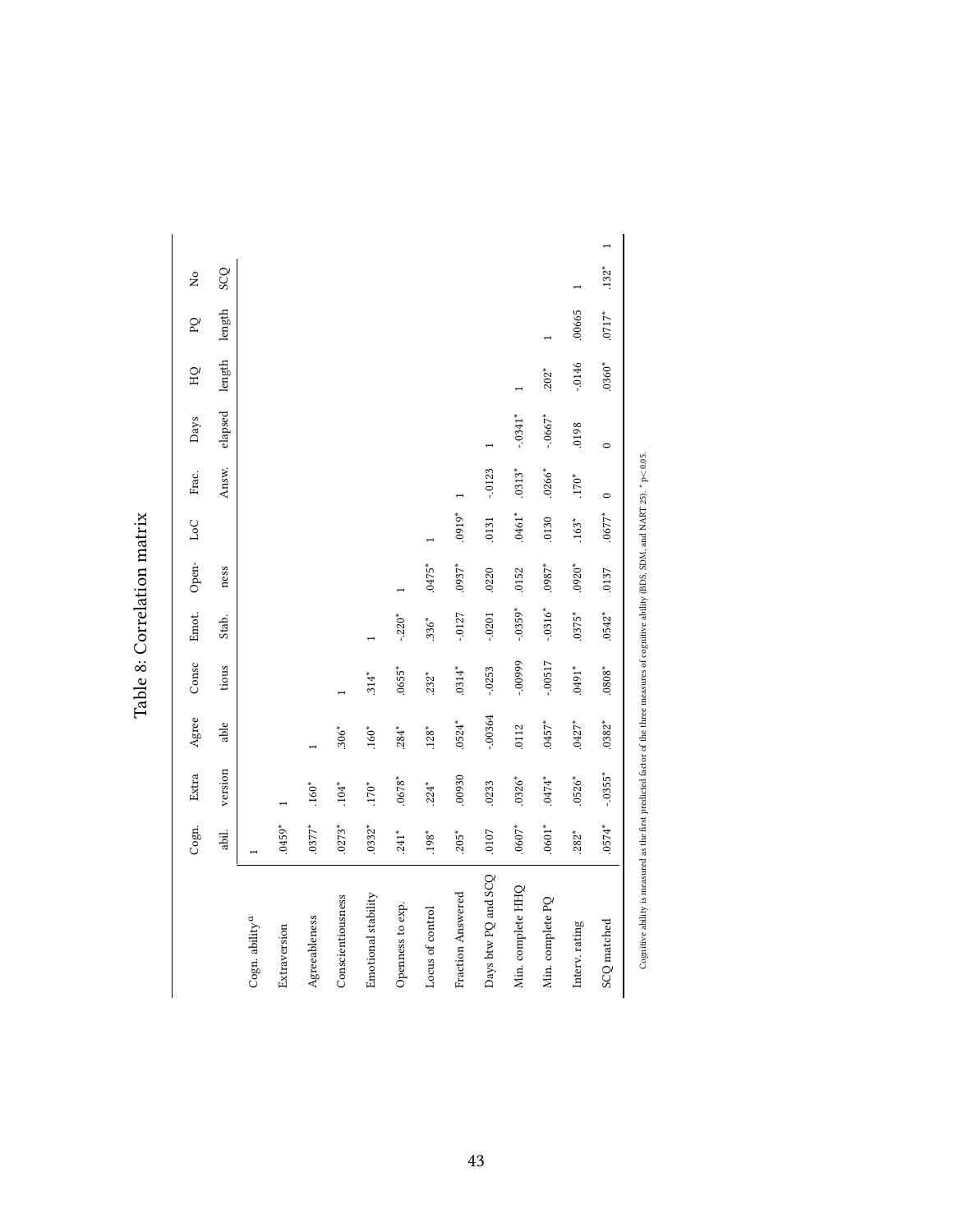# Table 8: Correlation matrix

| | Cogn. abil. | Extra version | Agree able | Consc tious | Emot. Stab. | Open-ness | LoC | Frac. Answ. | Days elapsed | HQ length | PQ length | No SCQ |
|---|---|---|---|---|---|---|---|---|---|---|---|---|
| Cogn. ability[a] | 1 | | | | | | | | | | | |
| Extraversion | .0459* | 1 | | | | | | | | | | |
| Agreeableness | .0377* | .160* | 1 | | | | | | | | | |
| Conscientiousness | .0273* | .104* | .306* | 1 | | | | | | | | |
| Emotional stability | .0332* | .170* | .160* | .314* | 1 | | | | | | | |
| Openness to exp. | .241* | .0678* | .284* | .0655* | -.220* | 1 | | | | | | |
| Locus of control | .198* | .224* | .128* | .232* | .336* | .0475* | 1 | | | | | |
| Fraction Answered | .205* | .00930 | .0524* | .0314* | -.0127 | .0937* | .0919* | 1 | | | | |
| Days btw PQ and SCQ | .0107 | .0233 | -.00364 | -.0253 | -.0201 | .0220 | .0131 | -.0123 | 1 | | | |
| Min. complete HHQ | .0607* | .0326* | .0112 | -.00999 | -.0359* | .0152 | .0461* | .0313* | -.0341* | 1 | | |
| Min. complete PQ | .0601* | .0474* | .0457* | -.00517 | -.0316* | .0987* | .0130 | .0266* | -.0667* | .202* | 1 | |
| Interv. rating | .282* | .0526* | .0427* | .0491* | .0375* | .0920* | .163* | .170* | .0198 | -.0146 | .00665 | 1 |
| SCQ matched | .0574* | -.0355* | .0382* | .0808* | .0542* | .0137 | .0677* | 0 | 0 | .0360* | .0717* | .132* | 1 |

Cognitive ability is measured as the first predicted factor of the three measures of cognitive ability (BDS, SDM, and NART 25). * $p < 0.05$.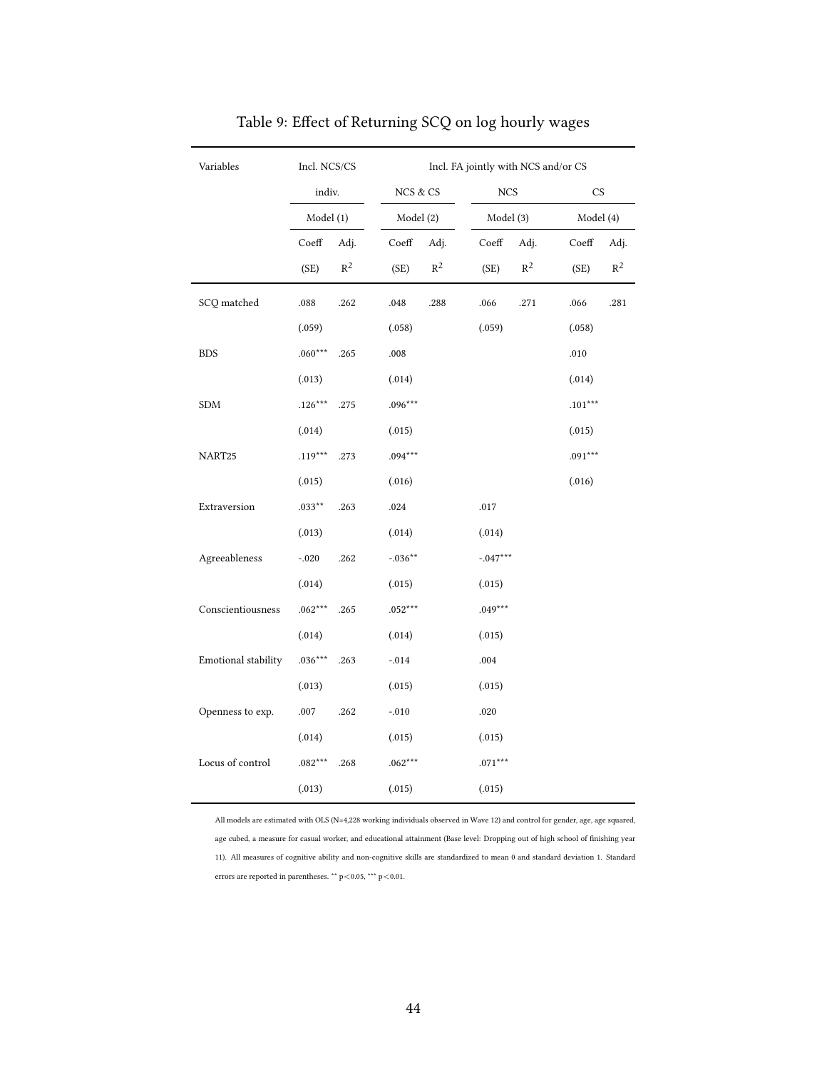Table 9: Effect of Returning SCQ on log hourly wages

| Variables | Incl. NCS/CS | | Incl. FA jointly with NCS and/or CS | | | | | |
|---|---|---|---|---|---|---|---|---|
| | indiv. | | NCS & CS | | NCS | | CS | |
| | Model (1) | | Model (2) | | Model (3) | | Model (4) | |
| | Coeff (SE) | Adj. $R^2$ | Coeff (SE) | Adj. $R^2$ | Coeff (SE) | Adj. $R^2$ | Coeff (SE) | Adj. $R^2$ |
| SCQ matched | .088 | .262 | .048 | .288 | .066 | .271 | .066 | .281 |
| | (.059) | | (.058) | | (.059) | | (.058) | |
| BDS | .060*** | .265 | .008 | | | | .010 | |
| | (.013) | | (.014) | | | | (.014) | |
| SDM | .126*** | .275 | .096*** | | | | .101*** | |
| | (.014) | | (.015) | | | | (.015) | |
| NART25 | .119*** | .273 | .094*** | | | | .091*** | |
| | (.015) | | (.016) | | | | (.016) | |
| Extraversion | .033** | .263 | .024 | | .017 | | | |
| | (.013) | | (.014) | | (.014) | | | |
| Agreeableness | -.020 | .262 | -.036** | | -.047*** | | | |
| | (.014) | | (.015) | | (.015) | | | |
| Conscientiousness | .062*** | .265 | .052*** | | .049*** | | | |
| | (.014) | | (.014) | | (.015) | | | |
| Emotional stability | .036*** | .263 | -.014 | | .004 | | | |
| | (.013) | | (.015) | | (.015) | | | |
| Openness to exp. | .007 | .262 | -.010 | | .020 | | | |
| | (.014) | | (.015) | | (.015) | | | |
| Locus of control | .082*** | .268 | .062*** | | .071*** | | | |
| | (.013) | | (.015) | | (.015) | | | |

All models are estimated with OLS (N=4,228 working individuals observed in Wave 12) and control for gender, age, age squared, age cubed, a measure for casual worker, and educational attainment (Base level: Dropping out of high school of finishing year 11). All measures of cognitive ability and non-cognitive skills are standardized to mean 0 and standard deviation 1. Standard errors are reported in parentheses. ** $p<0.05$, *** $p<0.01$.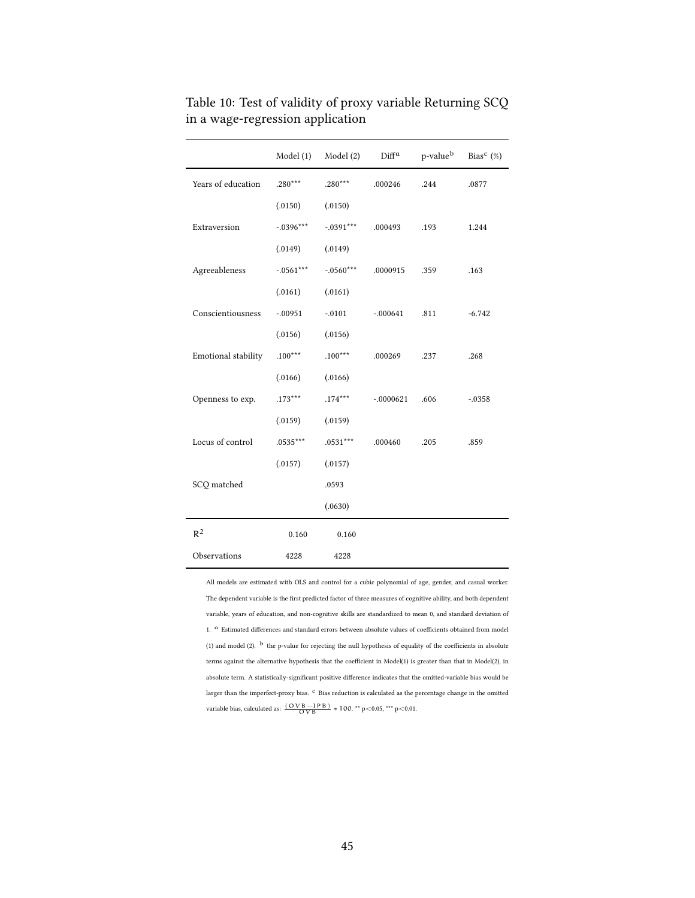Table 10: Test of validity of proxy variable Returning SCQ in a wage-regression application

| | Model (1) | Model (2) | Diff[a] | p-value[b] | Bias[c] (%) |
|---|---|---|---|---|---|
| Years of education | .280*** | .280*** | .000246 | .244 | .0877 |
| | (.0150) | (.0150) | | | |
| Extraversion | -.0396*** | -.0391*** | .000493 | .193 | 1.244 |
| | (.0149) | (.0149) | | | |
| Agreeableness | -.0561*** | -.0560*** | .0000915 | .359 | .163 |
| | (.0161) | (.0161) | | | |
| Conscientiousness | -.00951 | -.0101 | -.000641 | .811 | -6.742 |
| | (.0156) | (.0156) | | | |
| Emotional stability | .100*** | .100*** | .000269 | .237 | .268 |
| | (.0166) | (.0166) | | | |
| Openness to exp. | .173*** | .174*** | -.0000621 | .606 | -.0358 |
| | (.0159) | (.0159) | | | |
| Locus of control | .0535*** | .0531*** | .000460 | .205 | .859 |
| | (.0157) | (.0157) | | | |
| SCQ matched | | .0593 | | | |
| | | (.0630) | | | |
| $R^2$ | 0.160 | 0.160 | | | |
| Observations | 4228 | 4228 | | | |

All models are estimated with OLS and control for a cubic polynomial of age, gender, and casual worker. The dependent variable is the first predicted factor of three measures of cognitive ability, and both dependent variable, years of education, and non-cognitive skills are standardized to mean 0, and standard deviation of 1. [a] Estimated differences and standard errors between absolute values of coefficients obtained from model (1) and model (2). [b] the p-value for rejecting the null hypothesis of equality of the coefficients in absolute terms against the alternative hypothesis that the coefficient in Model(1) is greater than that in Model(2), in absolute term. A statistically-significant positive difference indicates that the omitted-variable bias would be larger than the imperfect-proxy bias. [c] Bias reduction is calculated as the percentage change in the omitted variable bias, calculated as: $\frac{(OVB - IPB)}{OVB} * 100$. ** $p<0.05$, *** $p<0.01$.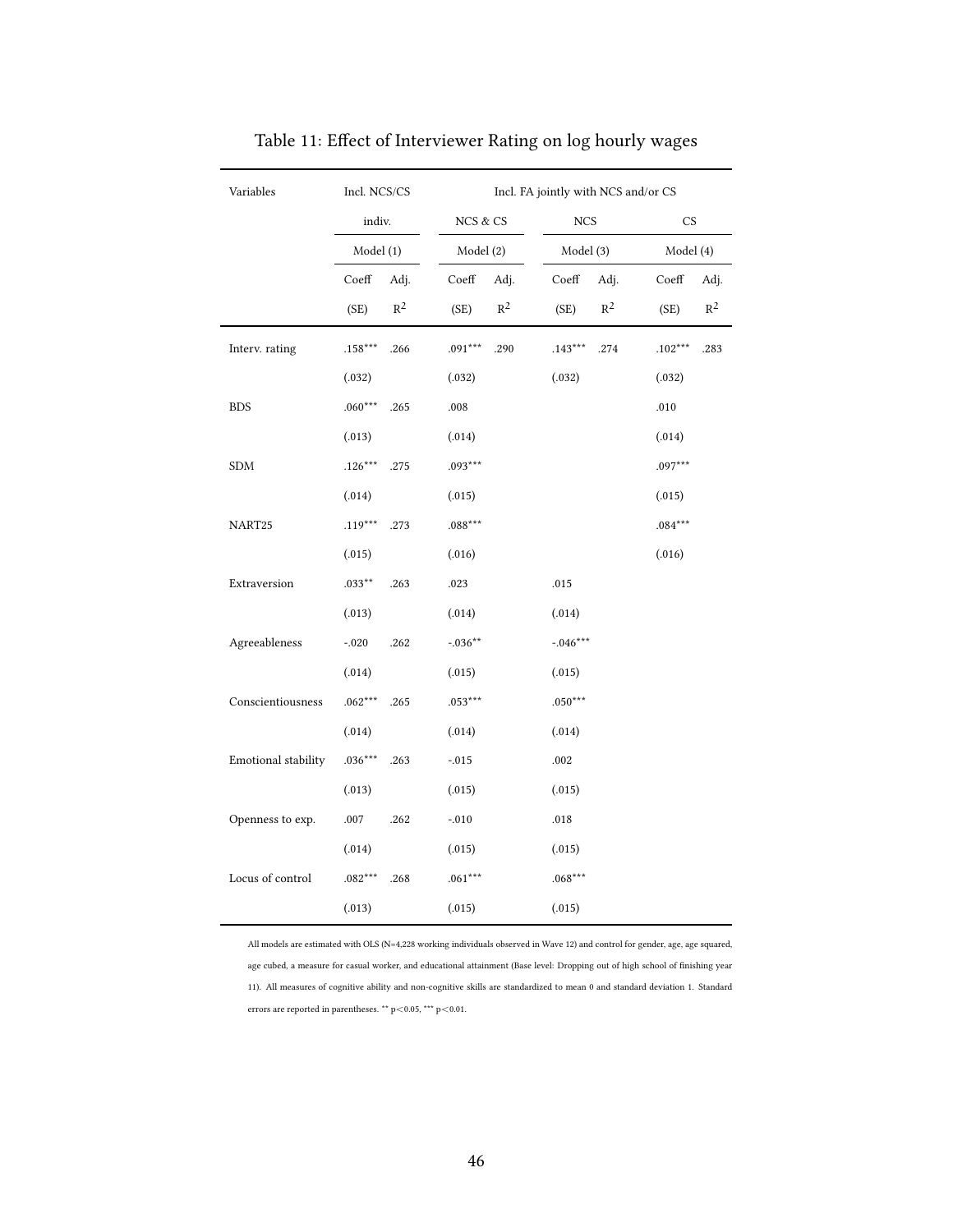Table 11: Effect of Interviewer Rating on log hourly wages

| Variables | Incl. NCS/CS | | Incl. FA jointly with NCS and/or CS | | | | | |
|---|---|---|---|---|---|---|---|---|
| | indiv. | | NCS & CS | | NCS | | CS | |
| | Model (1) | | Model (2) | | Model (3) | | Model (4) | |
| | Coeff (SE) | Adj. $R^2$ | Coeff (SE) | Adj. $R^2$ | Coeff (SE) | Adj. $R^2$ | Coeff (SE) | Adj. $R^2$ |
| Interv. rating | .158*** | .266 | .091*** | .290 | .143*** | .274 | .102*** | .283 |
| | (.032) | | (.032) | | (.032) | | (.032) | |
| BDS | .060*** | .265 | .008 | | | | .010 | |
| | (.013) | | (.014) | | | | (.014) | |
| SDM | .126*** | .275 | .093*** | | | | .097*** | |
| | (.014) | | (.015) | | | | (.015) | |
| NART25 | .119*** | .273 | .088*** | | | | .084*** | |
| | (.015) | | (.016) | | | | (.016) | |
| Extraversion | .033** | .263 | .023 | | .015 | | | |
| | (.013) | | (.014) | | (.014) | | | |
| Agreeableness | -.020 | .262 | -.036** | | -.046*** | | | |
| | (.014) | | (.015) | | (.015) | | | |
| Conscientiousness | .062*** | .265 | .053*** | | .050*** | | | |
| | (.014) | | (.014) | | (.014) | | | |
| Emotional stability | .036*** | .263 | -.015 | | .002 | | | |
| | (.013) | | (.015) | | (.015) | | | |
| Openness to exp. | .007 | .262 | -.010 | | .018 | | | |
| | (.014) | | (.015) | | (.015) | | | |
| Locus of control | .082*** | .268 | .061*** | | .068*** | | | |
| | (.013) | | (.015) | | (.015) | | | |

All models are estimated with OLS (N=4,228 working individuals observed in Wave 12) and control for gender, age, age squared, age cubed, a measure for casual worker, and educational attainment (Base level: Dropping out of high school of finishing year 11). All measures of cognitive ability and non-cognitive skills are standardized to mean 0 and standard deviation 1. Standard errors are reported in parentheses. ** $p<0.05$, *** $p<0.01$.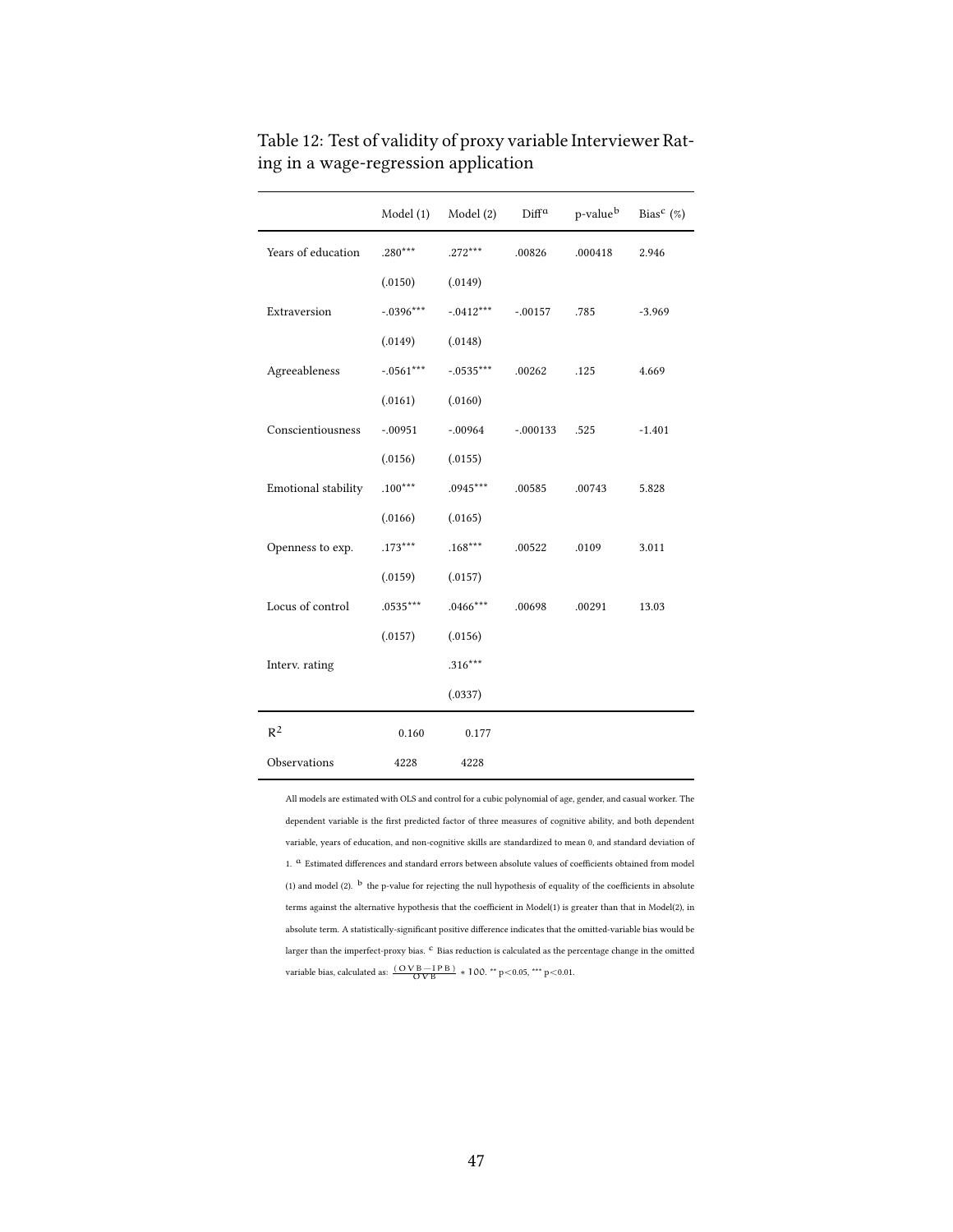Table 12: Test of validity of proxy variable Interviewer Rating in a wage-regression application

| | Model (1) | Model (2) | Diff[a] | p-value[b] | Bias[c] (%) |
|---|---|---|---|---|---|
| Years of education | .280*** | .272*** | .00826 | .000418 | 2.946 |
| | (.0150) | (.0149) | | | |
| Extraversion | -.0396*** | -.0412*** | -.00157 | .785 | -3.969 |
| | (.0149) | (.0148) | | | |
| Agreeableness | -.0561*** | -.0535*** | .00262 | .125 | 4.669 |
| | (.0161) | (.0160) | | | |
| Conscientiousness | -.00951 | -.00964 | -.000133 | .525 | -1.401 |
| | (.0156) | (.0155) | | | |
| Emotional stability | .100*** | .0945*** | .00585 | .00743 | 5.828 |
| | (.0166) | (.0165) | | | |
| Openness to exp. | .173*** | .168*** | .00522 | .0109 | 3.011 |
| | (.0159) | (.0157) | | | |
| Locus of control | .0535*** | .0466*** | .00698 | .00291 | 13.03 |
| | (.0157) | (.0156) | | | |
| Interv. rating | | .316*** | | | |
| | | (.0337) | | | |
| $R^2$ | 0.160 | 0.177 | | | |
| Observations | 4228 | 4228 | | | |

All models are estimated with OLS and control for a cubic polynomial of age, gender, and casual worker. The dependent variable is the first predicted factor of three measures of cognitive ability, and both dependent variable, years of education, and non-cognitive skills are standardized to mean 0, and standard deviation of 1. [a] Estimated differences and standard errors between absolute values of coefficients obtained from model (1) and model (2). [b] the p-value for rejecting the null hypothesis of equality of the coefficients in absolute terms against the alternative hypothesis that the coefficient in Model(1) is greater than that in Model(2), in absolute term. A statistically-significant positive difference indicates that the omitted-variable bias would be larger than the imperfect-proxy bias. [c] Bias reduction is calculated as the percentage change in the omitted variable bias, calculated as: $\frac{(OVB-IPB)}{OVB} * 100$. ** $p<0.05$, *** $p<0.01$.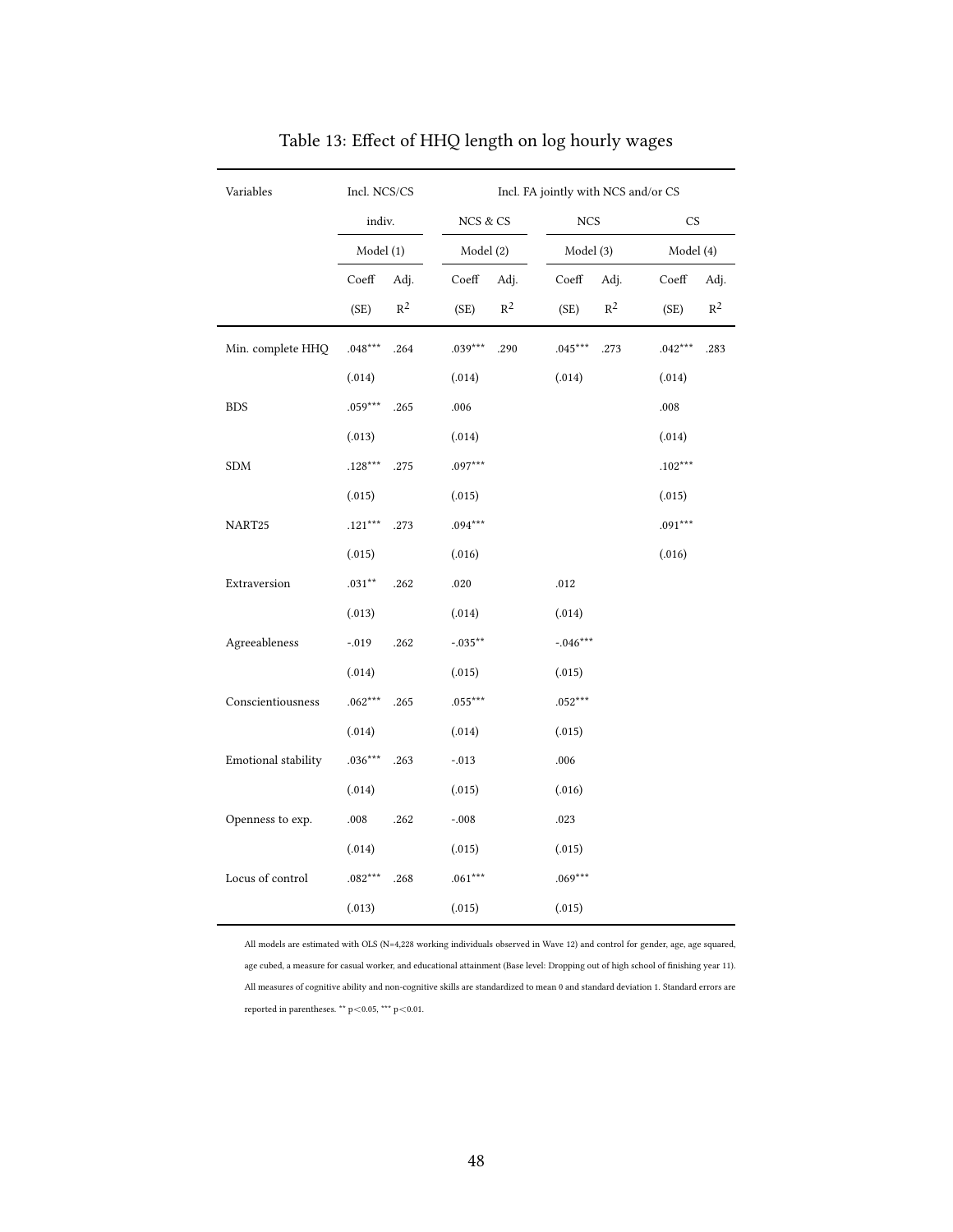# Table 13: Effect of HHQ length on log hourly wages

| Variables | Incl. NCS/CS | | Incl. FA jointly with NCS and/or CS | | | | | |
|---|---|---|---|---|---|---|---|---|
| | indiv. | | NCS & CS | | NCS | | CS | |
| | Model (1) | | Model (2) | | Model (3) | | Model (4) | |
| | Coeff (SE) | Adj. $R^2$ | Coeff (SE) | Adj. $R^2$ | Coeff (SE) | Adj. $R^2$ | Coeff (SE) | Adj. $R^2$ |
| Min. complete HHQ | .048*** | .264 | .039*** | .290 | .045*** | .273 | .042*** | .283 |
| | (.014) | | (.014) | | (.014) | | (.014) | |
| BDS | .059*** | .265 | .006 | | | | .008 | |
| | (.013) | | (.014) | | | | (.014) | |
| SDM | .128*** | .275 | .097*** | | | | .102*** | |
| | (.015) | | (.015) | | | | (.015) | |
| NART25 | .121*** | .273 | .094*** | | | | .091*** | |
| | (.015) | | (.016) | | | | (.016) | |
| Extraversion | .031** | .262 | .020 | | .012 | | | |
| | (.013) | | (.014) | | (.014) | | | |
| Agreeableness | -.019 | .262 | -.035** | | -.046*** | | | |
| | (.014) | | (.015) | | (.015) | | | |
| Conscientiousness | .062*** | .265 | .055*** | | .052*** | | | |
| | (.014) | | (.014) | | (.015) | | | |
| Emotional stability | .036*** | .263 | -.013 | | .006 | | | |
| | (.014) | | (.015) | | (.016) | | | |
| Openness to exp. | .008 | .262 | -.008 | | .023 | | | |
| | (.014) | | (.015) | | (.015) | | | |
| Locus of control | .082*** | .268 | .061*** | | .069*** | | | |
| | (.013) | | (.015) | | (.015) | | | |

All models are estimated with OLS (N=4,228 working individuals observed in Wave 12) and control for gender, age, age squared, age cubed, a measure for casual worker, and educational attainment (Base level: Dropping out of high school of finishing year 11). All measures of cognitive ability and non-cognitive skills are standardized to mean 0 and standard deviation 1. Standard errors are reported in parentheses. ** $p<0.05$, *** $p<0.01$.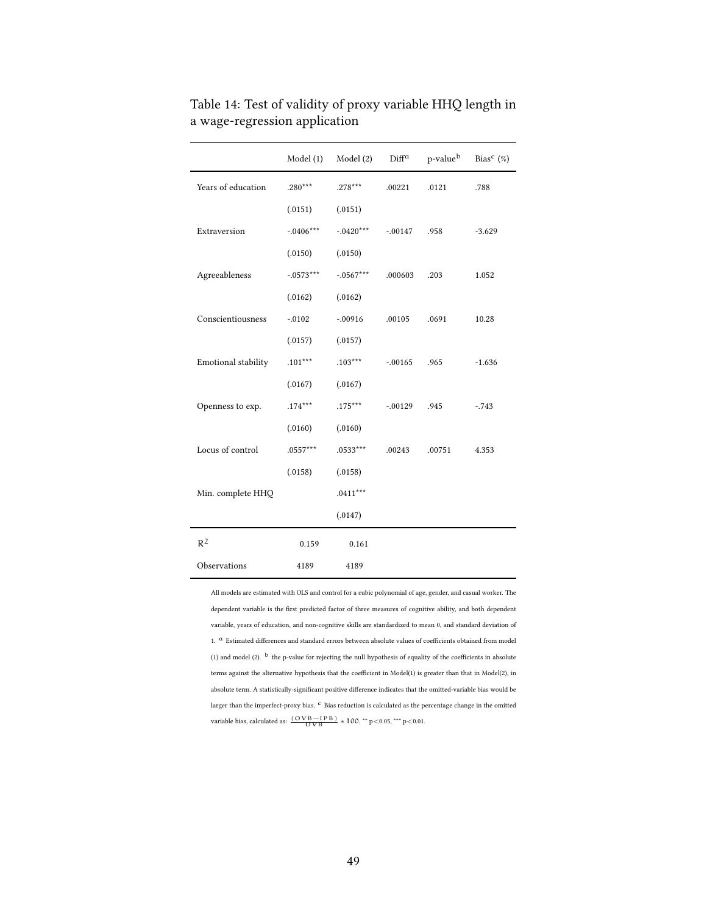Table 14: Test of validity of proxy variable HHQ length in a wage-regression application

|  | Model (1) | Model (2) | Diff[a] | p-value[b] | Bias[c] (%) |
|---|---|---|---|---|---|
| Years of education | .280*** | .278*** | .00221 | .0121 | .788 |
|  | (.0151) | (.0151) |  |  |  |
| Extraversion | -.0406*** | -.0420*** | -.00147 | .958 | -3.629 |
|  | (.0150) | (.0150) |  |  |  |
| Agreeableness | -.0573*** | -.0567*** | .000603 | .203 | 1.052 |
|  | (.0162) | (.0162) |  |  |  |
| Conscientiousness | -.0102 | -.00916 | .00105 | .0691 | 10.28 |
|  | (.0157) | (.0157) |  |  |  |
| Emotional stability | .101*** | .103*** | -.00165 | .965 | -1.636 |
|  | (.0167) | (.0167) |  |  |  |
| Openness to exp. | .174*** | .175*** | -.00129 | .945 | -.743 |
|  | (.0160) | (.0160) |  |  |  |
| Locus of control | .0557*** | .0533*** | .00243 | .00751 | 4.353 |
|  | (.0158) | (.0158) |  |  |  |
| Min. complete HHQ |  | .0411*** |  |  |  |
|  |  | (.0147) |  |  |  |
| $R^2$ | 0.159 | 0.161 |  |  |  |
| Observations | 4189 | 4189 |  |  |  |

All models are estimated with OLS and control for a cubic polynomial of age, gender, and casual worker. The dependent variable is the first predicted factor of three measures of cognitive ability, and both dependent variable, years of education, and non-cognitive skills are standardized to mean 0, and standard deviation of 1. [a] Estimated differences and standard errors between absolute values of coefficients obtained from model (1) and model (2). [b] the p-value for rejecting the null hypothesis of equality of the coefficients in absolute terms against the alternative hypothesis that the coefficient in Model(1) is greater than that in Model(2), in absolute term. A statistically-significant positive difference indicates that the omitted-variable bias would be larger than the imperfect-proxy bias. [c] Bias reduction is calculated as the percentage change in the omitted variable bias, calculated as: $\frac{(OVB - IPB)}{OVB} * 100$. ** $p<0.05$, *** $p<0.01$.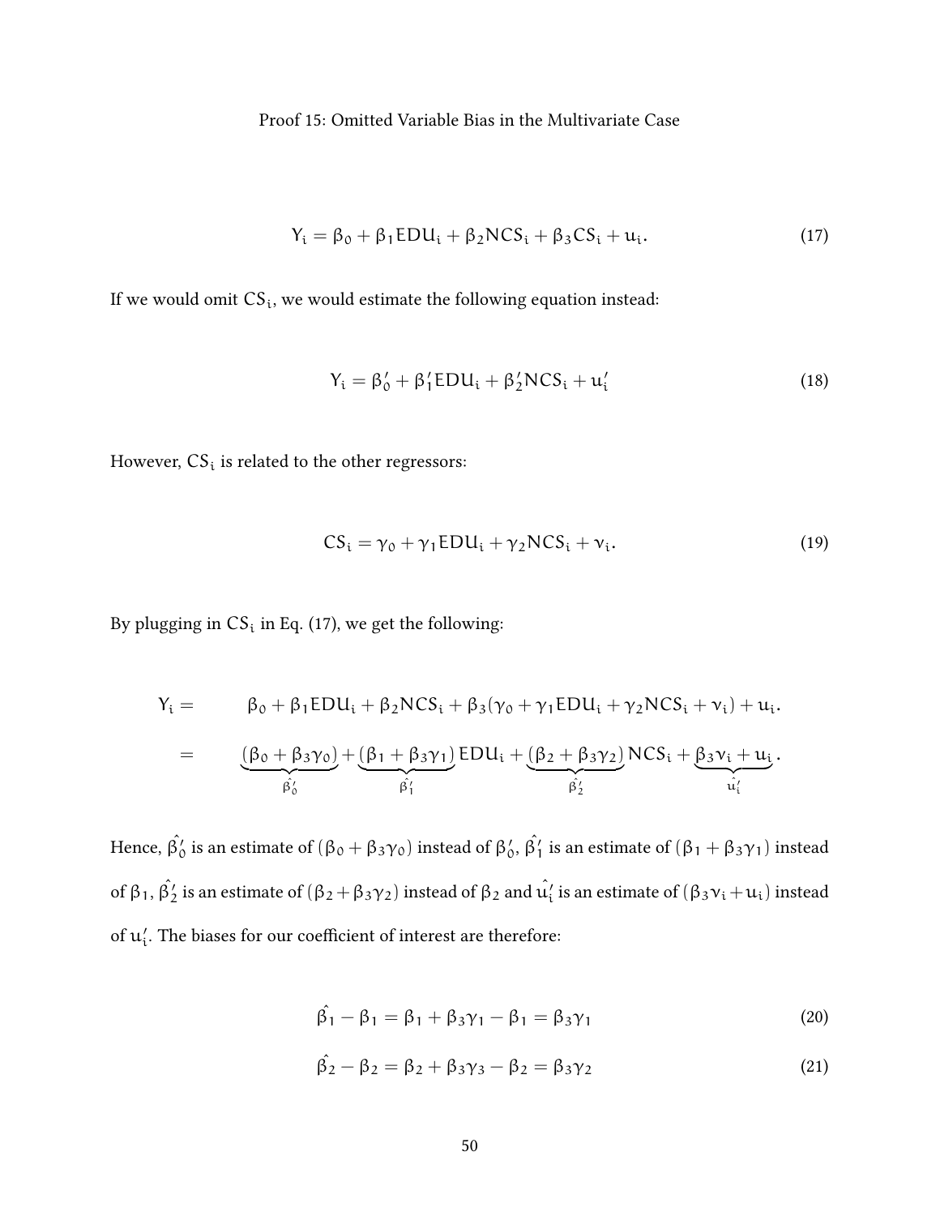Proof 15: Omitted Variable Bias in the Multivariate Case

$$Y_i = \beta_0 + \beta_1 EDU_i + \beta_2 NCS_i + \beta_3 CS_i + u_i. \tag{17}$$

If we would omit $CS_i$, we would estimate the following equation instead:

$$Y_i = \beta_0' + \beta_1' EDU_i + \beta_2' NCS_i + u_i' \tag{18}$$

However, $CS_i$ is related to the other regressors:

$$CS_i = \gamma_0 + \gamma_1 EDU_i + \gamma_2 NCS_i + \nu_i. \tag{19}$$

By plugging in $CS_i$ in Eq. (17), we get the following:

$$\begin{aligned}
Y_i = \quad & \beta_0 + \beta_1 EDU_i + \beta_2 NCS_i + \beta_3(\gamma_0 + \gamma_1 EDU_i + \gamma_2 NCS_i + \nu_i) + u_i. \\
= \quad & \underbrace{(\beta_0 + \beta_3\gamma_0)}_{\hat{\beta_0'}} + \underbrace{(\beta_1 + \beta_3\gamma_1)}_{\hat{\beta_1'}} EDU_i + \underbrace{(\beta_2 + \beta_3\gamma_2)}_{\hat{\beta_2'}} NCS_i + \underbrace{\beta_3\nu_i + u_i}_{\hat{u_i'}}.
\end{aligned}$$

Hence, $\hat{\beta_0'}$ is an estimate of $(\beta_0 + \beta_3\gamma_0)$ instead of $\beta_0'$, $\hat{\beta_1'}$ is an estimate of $(\beta_1 + \beta_3\gamma_1)$ instead of $\beta_1$, $\hat{\beta_2'}$ is an estimate of $(\beta_2 + \beta_3\gamma_2)$ instead of $\beta_2$ and $\hat{u_i'}$ is an estimate of $(\beta_3\nu_i + u_i)$ instead of $u_i'$. The biases for our coefficient of interest are therefore:

$$\hat{\beta_1} - \beta_1 = \beta_1 + \beta_3\gamma_1 - \beta_1 = \beta_3\gamma_1 \tag{20}$$

$$\hat{\beta_2} - \beta_2 = \beta_2 + \beta_3\gamma_3 - \beta_2 = \beta_3\gamma_2 \tag{21}$$